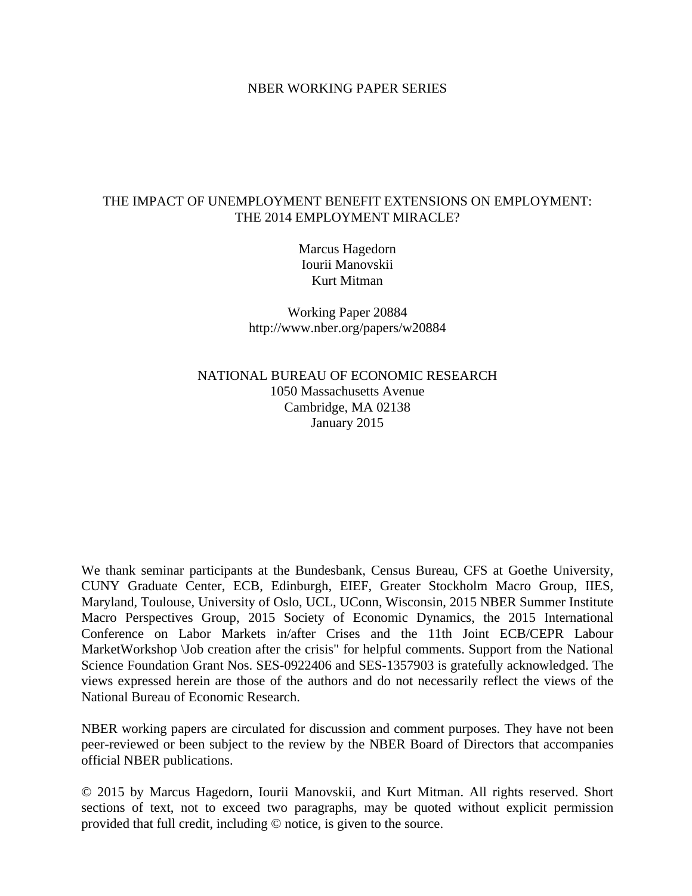NBER WORKING PAPER SERIES

# THE IMPACT OF UNEMPLOYMENT BENEFIT EXTENSIONS ON EMPLOYMENT: THE 2014 EMPLOYMENT MIRACLE?

Marcus Hagedorn
Iourii Manovskii
Kurt Mitman

Working Paper 20884
http://www.nber.org/papers/w20884

NATIONAL BUREAU OF ECONOMIC RESEARCH
1050 Massachusetts Avenue
Cambridge, MA 02138
January 2015

We thank seminar participants at the Bundesbank, Census Bureau, CFS at Goethe University, CUNY Graduate Center, ECB, Edinburgh, EIEF, Greater Stockholm Macro Group, IIES, Maryland, Toulouse, University of Oslo, UCL, UConn, Wisconsin, 2015 NBER Summer Institute Macro Perspectives Group, 2015 Society of Economic Dynamics, the 2015 International Conference on Labor Markets in/after Crises and the 11th Joint ECB/CEPR Labour MarketWorkshop \Job creation after the crisis" for helpful comments. Support from the National Science Foundation Grant Nos. SES-0922406 and SES-1357903 is gratefully acknowledged. The views expressed herein are those of the authors and do not necessarily reflect the views of the National Bureau of Economic Research.

NBER working papers are circulated for discussion and comment purposes. They have not been peer-reviewed or been subject to the review by the NBER Board of Directors that accompanies official NBER publications.

© 2015 by Marcus Hagedorn, Iourii Manovskii, and Kurt Mitman. All rights reserved. Short sections of text, not to exceed two paragraphs, may be quoted without explicit permission provided that full credit, including © notice, is given to the source.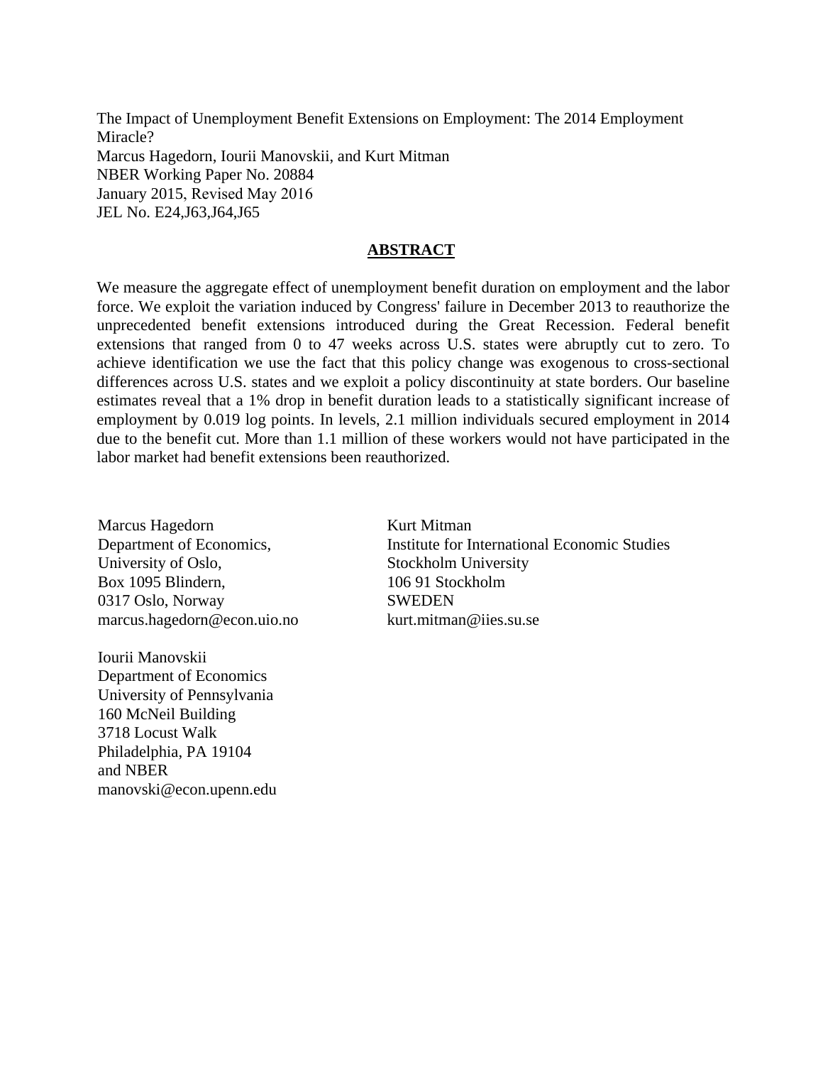The Impact of Unemployment Benefit Extensions on Employment: The 2014 Employment Miracle?
Marcus Hagedorn, Iourii Manovskii, and Kurt Mitman
NBER Working Paper No. 20884
January 2015, Revised May 2016
JEL No. E24,J63,J64,J65

## ABSTRACT

We measure the aggregate effect of unemployment benefit duration on employment and the labor force. We exploit the variation induced by Congress' failure in December 2013 to reauthorize the unprecedented benefit extensions introduced during the Great Recession. Federal benefit extensions that ranged from 0 to 47 weeks across U.S. states were abruptly cut to zero. To achieve identification we use the fact that this policy change was exogenous to cross-sectional differences across U.S. states and we exploit a policy discontinuity at state borders. Our baseline estimates reveal that a 1% drop in benefit duration leads to a statistically significant increase of employment by 0.019 log points. In levels, 2.1 million individuals secured employment in 2014 due to the benefit cut. More than 1.1 million of these workers would not have participated in the labor market had benefit extensions been reauthorized.

Marcus Hagedorn
Department of Economics,
University of Oslo,
Box 1095 Blindern,
0317 Oslo, Norway
marcus.hagedorn@econ.uio.no

Iourii Manovskii
Department of Economics
University of Pennsylvania
160 McNeil Building
3718 Locust Walk
Philadelphia, PA 19104
and NBER
manovski@econ.upenn.edu

Kurt Mitman
Institute for International Economic Studies
Stockholm University
106 91 Stockholm
SWEDEN
kurt.mitman@iies.su.se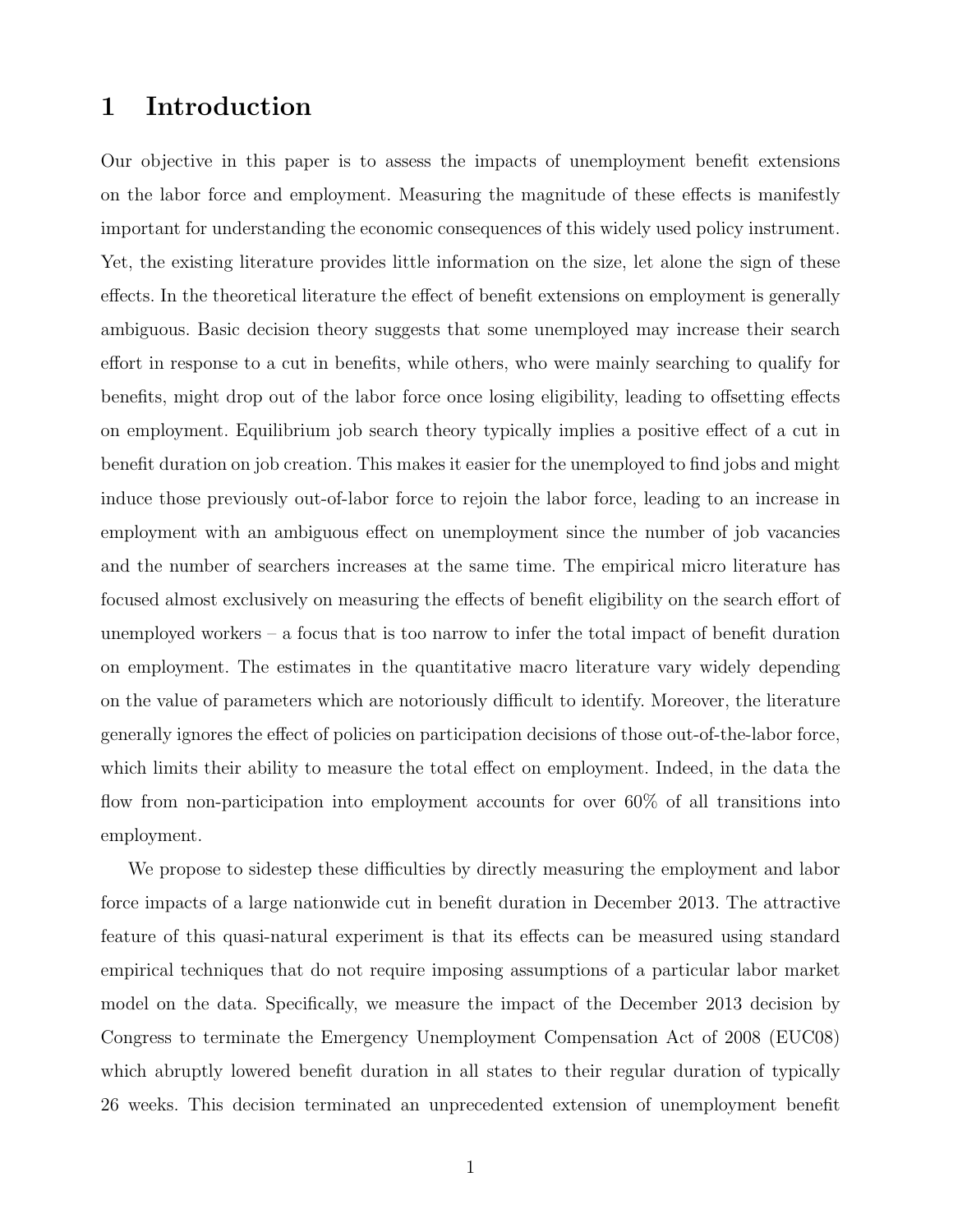# 1 Introduction

Our objective in this paper is to assess the impacts of unemployment benefit extensions on the labor force and employment. Measuring the magnitude of these effects is manifestly important for understanding the economic consequences of this widely used policy instrument. Yet, the existing literature provides little information on the size, let alone the sign of these effects. In the theoretical literature the effect of benefit extensions on employment is generally ambiguous. Basic decision theory suggests that some unemployed may increase their search effort in response to a cut in benefits, while others, who were mainly searching to qualify for benefits, might drop out of the labor force once losing eligibility, leading to offsetting effects on employment. Equilibrium job search theory typically implies a positive effect of a cut in benefit duration on job creation. This makes it easier for the unemployed to find jobs and might induce those previously out-of-labor force to rejoin the labor force, leading to an increase in employment with an ambiguous effect on unemployment since the number of job vacancies and the number of searchers increases at the same time. The empirical micro literature has focused almost exclusively on measuring the effects of benefit eligibility on the search effort of unemployed workers – a focus that is too narrow to infer the total impact of benefit duration on employment. The estimates in the quantitative macro literature vary widely depending on the value of parameters which are notoriously difficult to identify. Moreover, the literature generally ignores the effect of policies on participation decisions of those out-of-the-labor force, which limits their ability to measure the total effect on employment. Indeed, in the data the flow from non-participation into employment accounts for over 60% of all transitions into employment.

We propose to sidestep these difficulties by directly measuring the employment and labor force impacts of a large nationwide cut in benefit duration in December 2013. The attractive feature of this quasi-natural experiment is that its effects can be measured using standard empirical techniques that do not require imposing assumptions of a particular labor market model on the data. Specifically, we measure the impact of the December 2013 decision by Congress to terminate the Emergency Unemployment Compensation Act of 2008 (EUC08) which abruptly lowered benefit duration in all states to their regular duration of typically 26 weeks. This decision terminated an unprecedented extension of unemployment benefit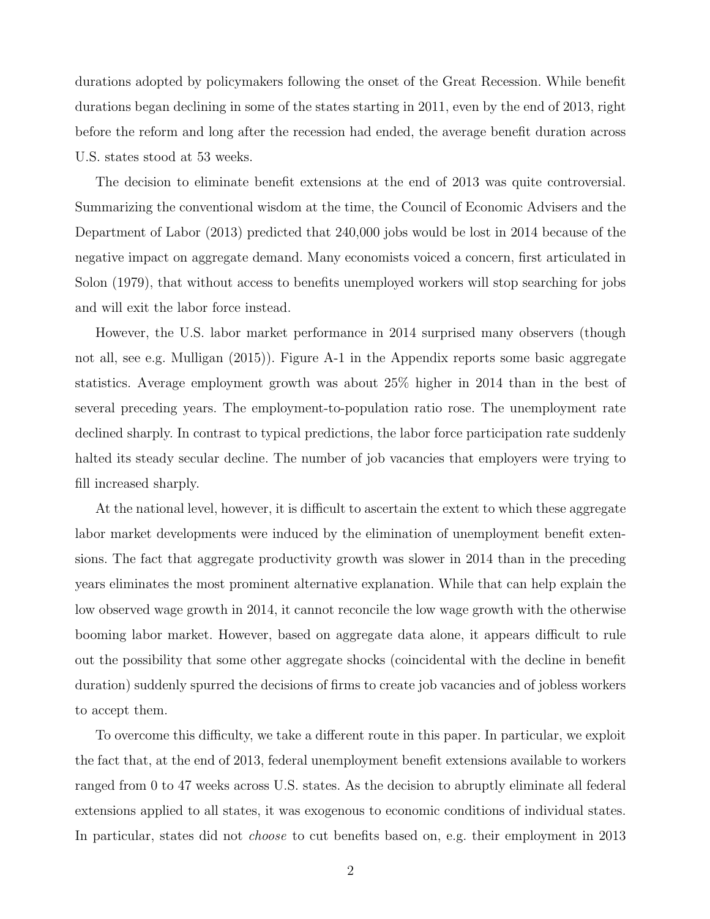durations adopted by policymakers following the onset of the Great Recession. While benefit durations began declining in some of the states starting in 2011, even by the end of 2013, right before the reform and long after the recession had ended, the average benefit duration across U.S. states stood at 53 weeks.

The decision to eliminate benefit extensions at the end of 2013 was quite controversial. Summarizing the conventional wisdom at the time, the Council of Economic Advisers and the Department of Labor (2013) predicted that 240,000 jobs would be lost in 2014 because of the negative impact on aggregate demand. Many economists voiced a concern, first articulated in Solon (1979), that without access to benefits unemployed workers will stop searching for jobs and will exit the labor force instead.

However, the U.S. labor market performance in 2014 surprised many observers (though not all, see e.g. Mulligan (2015)). Figure A-1 in the Appendix reports some basic aggregate statistics. Average employment growth was about 25% higher in 2014 than in the best of several preceding years. The employment-to-population ratio rose. The unemployment rate declined sharply. In contrast to typical predictions, the labor force participation rate suddenly halted its steady secular decline. The number of job vacancies that employers were trying to fill increased sharply.

At the national level, however, it is difficult to ascertain the extent to which these aggregate labor market developments were induced by the elimination of unemployment benefit extensions. The fact that aggregate productivity growth was slower in 2014 than in the preceding years eliminates the most prominent alternative explanation. While that can help explain the low observed wage growth in 2014, it cannot reconcile the low wage growth with the otherwise booming labor market. However, based on aggregate data alone, it appears difficult to rule out the possibility that some other aggregate shocks (coincidental with the decline in benefit duration) suddenly spurred the decisions of firms to create job vacancies and of jobless workers to accept them.

To overcome this difficulty, we take a different route in this paper. In particular, we exploit the fact that, at the end of 2013, federal unemployment benefit extensions available to workers ranged from 0 to 47 weeks across U.S. states. As the decision to abruptly eliminate all federal extensions applied to all states, it was exogenous to economic conditions of individual states. In particular, states did not *choose* to cut benefits based on, e.g. their employment in 2013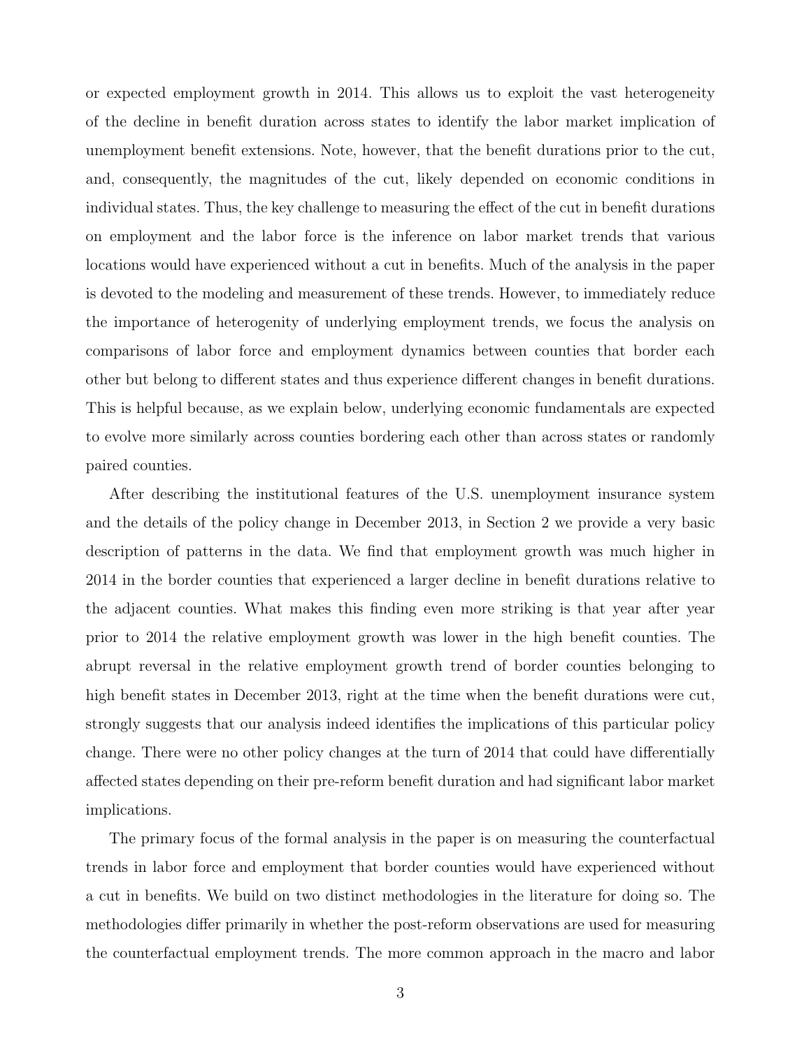or expected employment growth in 2014. This allows us to exploit the vast heterogeneity of the decline in benefit duration across states to identify the labor market implication of unemployment benefit extensions. Note, however, that the benefit durations prior to the cut, and, consequently, the magnitudes of the cut, likely depended on economic conditions in individual states. Thus, the key challenge to measuring the effect of the cut in benefit durations on employment and the labor force is the inference on labor market trends that various locations would have experienced without a cut in benefits. Much of the analysis in the paper is devoted to the modeling and measurement of these trends. However, to immediately reduce the importance of heterogenity of underlying employment trends, we focus the analysis on comparisons of labor force and employment dynamics between counties that border each other but belong to different states and thus experience different changes in benefit durations. This is helpful because, as we explain below, underlying economic fundamentals are expected to evolve more similarly across counties bordering each other than across states or randomly paired counties.

After describing the institutional features of the U.S. unemployment insurance system and the details of the policy change in December 2013, in Section 2 we provide a very basic description of patterns in the data. We find that employment growth was much higher in 2014 in the border counties that experienced a larger decline in benefit durations relative to the adjacent counties. What makes this finding even more striking is that year after year prior to 2014 the relative employment growth was lower in the high benefit counties. The abrupt reversal in the relative employment growth trend of border counties belonging to high benefit states in December 2013, right at the time when the benefit durations were cut, strongly suggests that our analysis indeed identifies the implications of this particular policy change. There were no other policy changes at the turn of 2014 that could have differentially affected states depending on their pre-reform benefit duration and had significant labor market implications.

The primary focus of the formal analysis in the paper is on measuring the counterfactual trends in labor force and employment that border counties would have experienced without a cut in benefits. We build on two distinct methodologies in the literature for doing so. The methodologies differ primarily in whether the post-reform observations are used for measuring the counterfactual employment trends. The more common approach in the macro and labor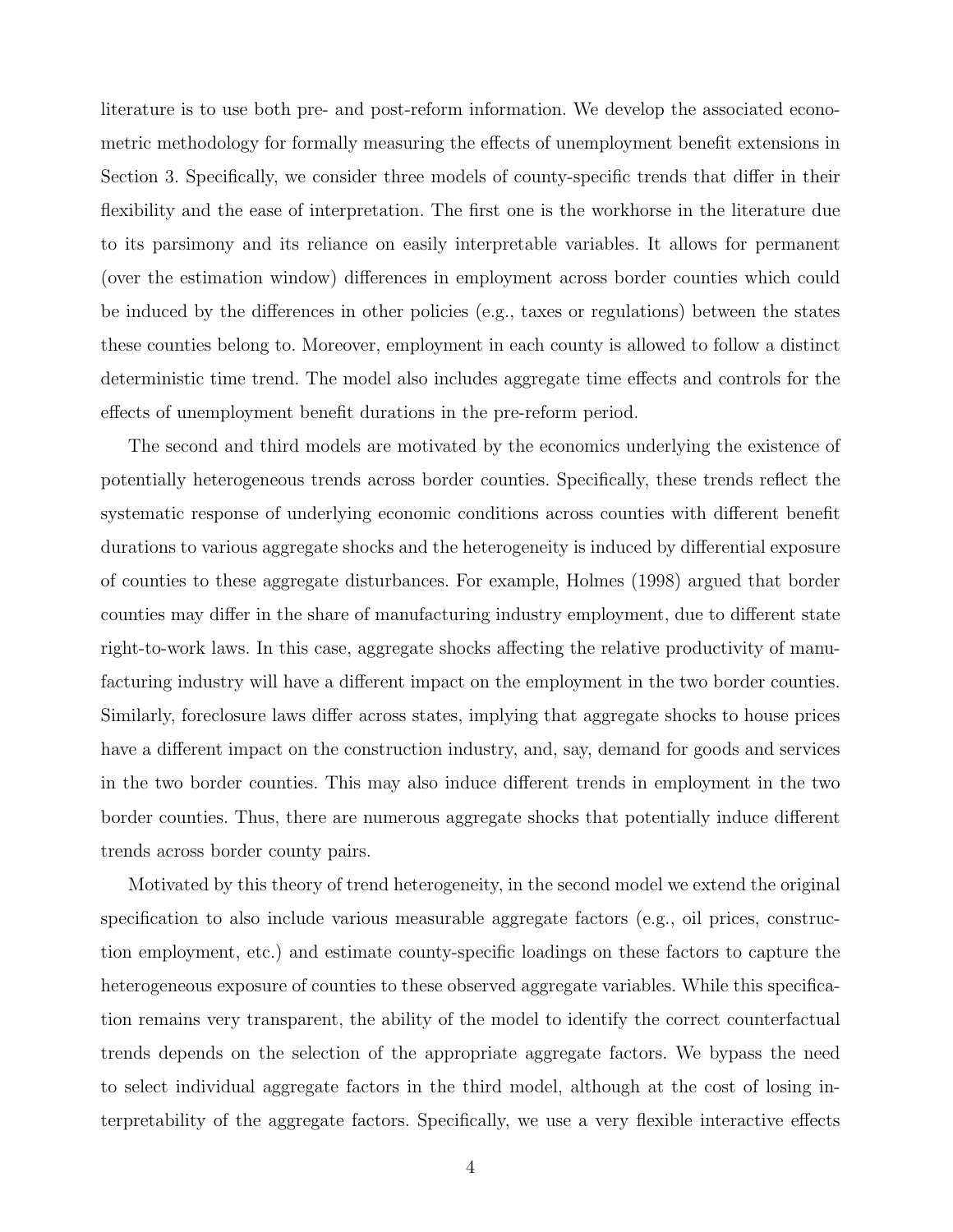literature is to use both pre- and post-reform information. We develop the associated econometric methodology for formally measuring the effects of unemployment benefit extensions in Section 3. Specifically, we consider three models of county-specific trends that differ in their flexibility and the ease of interpretation. The first one is the workhorse in the literature due to its parsimony and its reliance on easily interpretable variables. It allows for permanent (over the estimation window) differences in employment across border counties which could be induced by the differences in other policies (e.g., taxes or regulations) between the states these counties belong to. Moreover, employment in each county is allowed to follow a distinct deterministic time trend. The model also includes aggregate time effects and controls for the effects of unemployment benefit durations in the pre-reform period.

The second and third models are motivated by the economics underlying the existence of potentially heterogeneous trends across border counties. Specifically, these trends reflect the systematic response of underlying economic conditions across counties with different benefit durations to various aggregate shocks and the heterogeneity is induced by differential exposure of counties to these aggregate disturbances. For example, Holmes (1998) argued that border counties may differ in the share of manufacturing industry employment, due to different state right-to-work laws. In this case, aggregate shocks affecting the relative productivity of manufacturing industry will have a different impact on the employment in the two border counties. Similarly, foreclosure laws differ across states, implying that aggregate shocks to house prices have a different impact on the construction industry, and, say, demand for goods and services in the two border counties. This may also induce different trends in employment in the two border counties. Thus, there are numerous aggregate shocks that potentially induce different trends across border county pairs.

Motivated by this theory of trend heterogeneity, in the second model we extend the original specification to also include various measurable aggregate factors (e.g., oil prices, construction employment, etc.) and estimate county-specific loadings on these factors to capture the heterogeneous exposure of counties to these observed aggregate variables. While this specification remains very transparent, the ability of the model to identify the correct counterfactual trends depends on the selection of the appropriate aggregate factors. We bypass the need to select individual aggregate factors in the third model, although at the cost of losing interpretability of the aggregate factors. Specifically, we use a very flexible interactive effects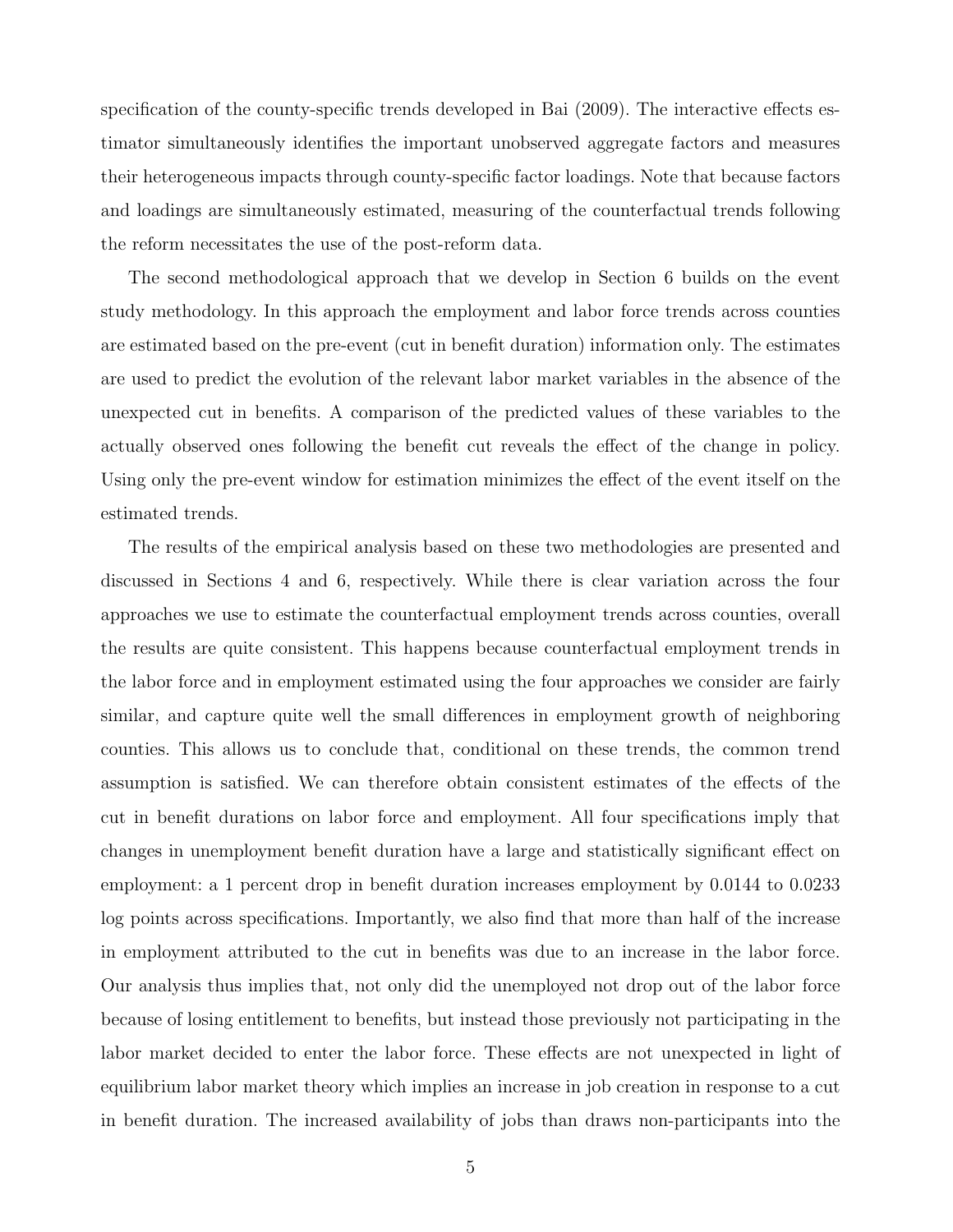specification of the county-specific trends developed in Bai (2009). The interactive effects estimator simultaneously identifies the important unobserved aggregate factors and measures their heterogeneous impacts through county-specific factor loadings. Note that because factors and loadings are simultaneously estimated, measuring of the counterfactual trends following the reform necessitates the use of the post-reform data.

The second methodological approach that we develop in Section 6 builds on the event study methodology. In this approach the employment and labor force trends across counties are estimated based on the pre-event (cut in benefit duration) information only. The estimates are used to predict the evolution of the relevant labor market variables in the absence of the unexpected cut in benefits. A comparison of the predicted values of these variables to the actually observed ones following the benefit cut reveals the effect of the change in policy. Using only the pre-event window for estimation minimizes the effect of the event itself on the estimated trends.

The results of the empirical analysis based on these two methodologies are presented and discussed in Sections 4 and 6, respectively. While there is clear variation across the four approaches we use to estimate the counterfactual employment trends across counties, overall the results are quite consistent. This happens because counterfactual employment trends in the labor force and in employment estimated using the four approaches we consider are fairly similar, and capture quite well the small differences in employment growth of neighboring counties. This allows us to conclude that, conditional on these trends, the common trend assumption is satisfied. We can therefore obtain consistent estimates of the effects of the cut in benefit durations on labor force and employment. All four specifications imply that changes in unemployment benefit duration have a large and statistically significant effect on employment: a 1 percent drop in benefit duration increases employment by 0.0144 to 0.0233 log points across specifications. Importantly, we also find that more than half of the increase in employment attributed to the cut in benefits was due to an increase in the labor force. Our analysis thus implies that, not only did the unemployed not drop out of the labor force because of losing entitlement to benefits, but instead those previously not participating in the labor market decided to enter the labor force. These effects are not unexpected in light of equilibrium labor market theory which implies an increase in job creation in response to a cut in benefit duration. The increased availability of jobs than draws non-participants into the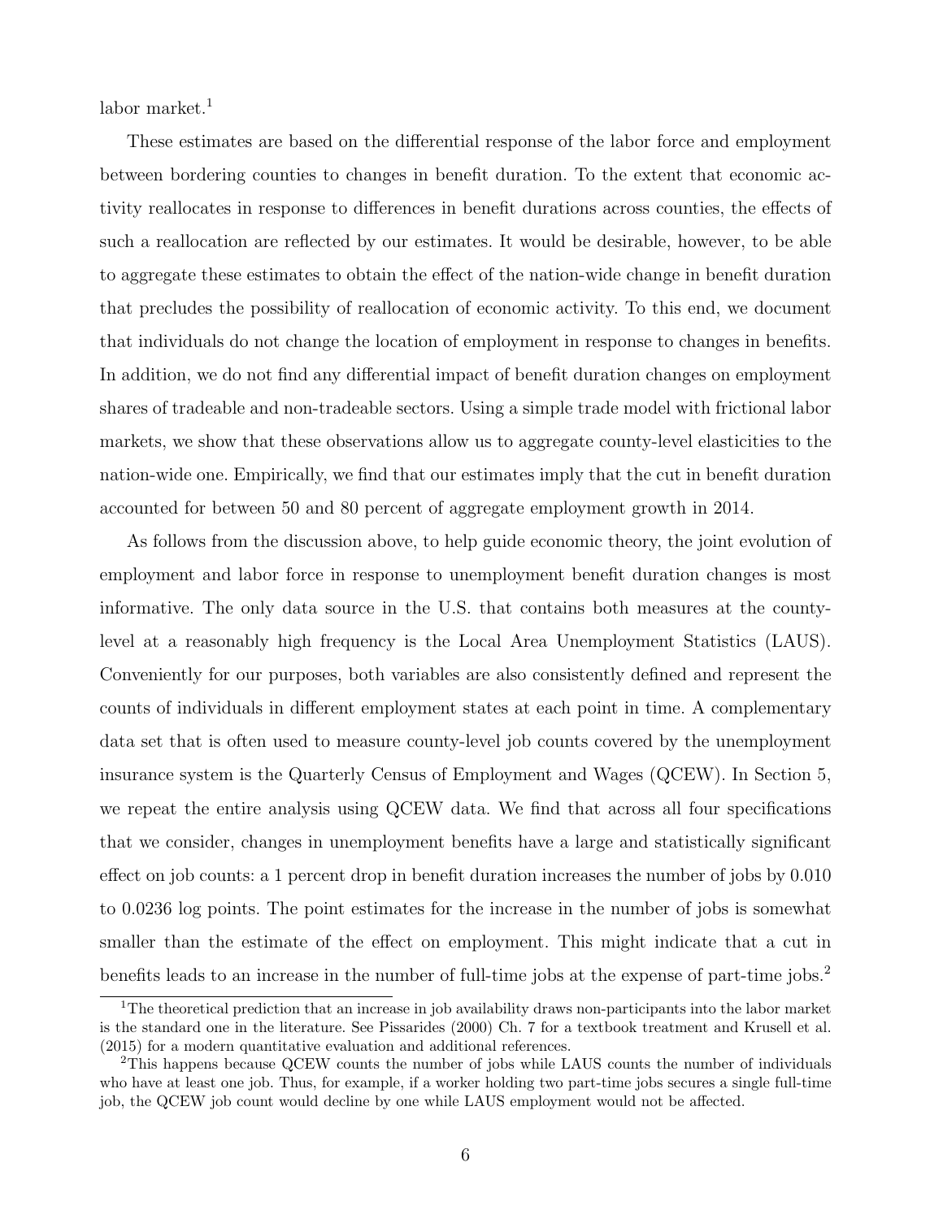labor market.[1]

These estimates are based on the differential response of the labor force and employment between bordering counties to changes in benefit duration. To the extent that economic activity reallocates in response to differences in benefit durations across counties, the effects of such a reallocation are reflected by our estimates. It would be desirable, however, to be able to aggregate these estimates to obtain the effect of the nation-wide change in benefit duration that precludes the possibility of reallocation of economic activity. To this end, we document that individuals do not change the location of employment in response to changes in benefits. In addition, we do not find any differential impact of benefit duration changes on employment shares of tradeable and non-tradeable sectors. Using a simple trade model with frictional labor markets, we show that these observations allow us to aggregate county-level elasticities to the nation-wide one. Empirically, we find that our estimates imply that the cut in benefit duration accounted for between 50 and 80 percent of aggregate employment growth in 2014.

As follows from the discussion above, to help guide economic theory, the joint evolution of employment and labor force in response to unemployment benefit duration changes is most informative. The only data source in the U.S. that contains both measures at the county-level at a reasonably high frequency is the Local Area Unemployment Statistics (LAUS). Conveniently for our purposes, both variables are also consistently defined and represent the counts of individuals in different employment states at each point in time. A complementary data set that is often used to measure county-level job counts covered by the unemployment insurance system is the Quarterly Census of Employment and Wages (QCEW). In Section 5, we repeat the entire analysis using QCEW data. We find that across all four specifications that we consider, changes in unemployment benefits have a large and statistically significant effect on job counts: a 1 percent drop in benefit duration increases the number of jobs by 0.010 to 0.0236 log points. The point estimates for the increase in the number of jobs is somewhat smaller than the estimate of the effect on employment. This might indicate that a cut in benefits leads to an increase in the number of full-time jobs at the expense of part-time jobs.[2]

[1]The theoretical prediction that an increase in job availability draws non-participants into the labor market is the standard one in the literature. See Pissarides (2000) Ch. 7 for a textbook treatment and Krusell et al. (2015) for a modern quantitative evaluation and additional references.

[2]This happens because QCEW counts the number of jobs while LAUS counts the number of individuals who have at least one job. Thus, for example, if a worker holding two part-time jobs secures a single full-time job, the QCEW job count would decline by one while LAUS employment would not be affected.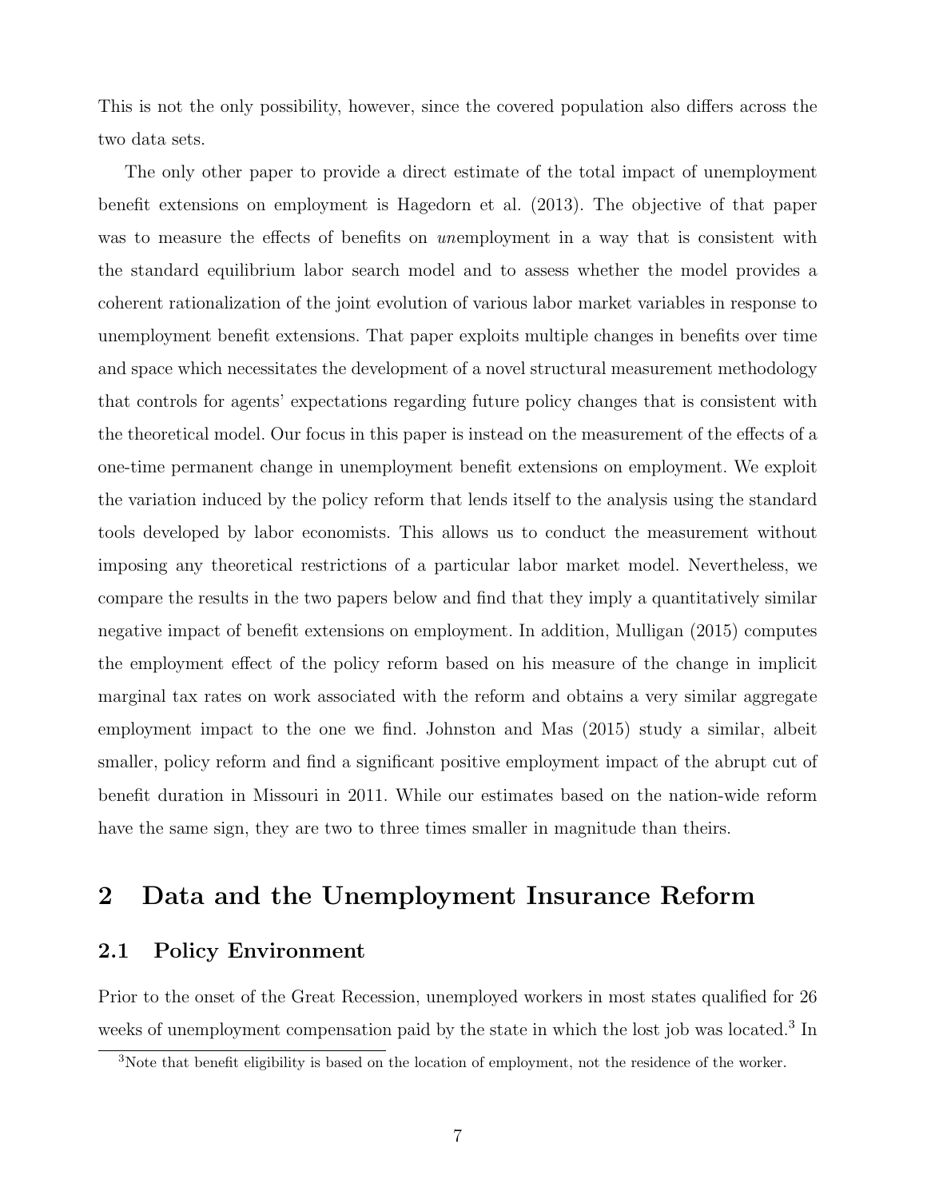This is not the only possibility, however, since the covered population also differs across the two data sets.

The only other paper to provide a direct estimate of the total impact of unemployment benefit extensions on employment is Hagedorn et al. (2013). The objective of that paper was to measure the effects of benefits on *un*employment in a way that is consistent with the standard equilibrium labor search model and to assess whether the model provides a coherent rationalization of the joint evolution of various labor market variables in response to unemployment benefit extensions. That paper exploits multiple changes in benefits over time and space which necessitates the development of a novel structural measurement methodology that controls for agents' expectations regarding future policy changes that is consistent with the theoretical model. Our focus in this paper is instead on the measurement of the effects of a one-time permanent change in unemployment benefit extensions on employment. We exploit the variation induced by the policy reform that lends itself to the analysis using the standard tools developed by labor economists. This allows us to conduct the measurement without imposing any theoretical restrictions of a particular labor market model. Nevertheless, we compare the results in the two papers below and find that they imply a quantitatively similar negative impact of benefit extensions on employment. In addition, Mulligan (2015) computes the employment effect of the policy reform based on his measure of the change in implicit marginal tax rates on work associated with the reform and obtains a very similar aggregate employment impact to the one we find. Johnston and Mas (2015) study a similar, albeit smaller, policy reform and find a significant positive employment impact of the abrupt cut of benefit duration in Missouri in 2011. While our estimates based on the nation-wide reform have the same sign, they are two to three times smaller in magnitude than theirs.

# 2 Data and the Unemployment Insurance Reform

## 2.1 Policy Environment

Prior to the onset of the Great Recession, unemployed workers in most states qualified for 26 weeks of unemployment compensation paid by the state in which the lost job was located.[3] In

[3]Note that benefit eligibility is based on the location of employment, not the residence of the worker.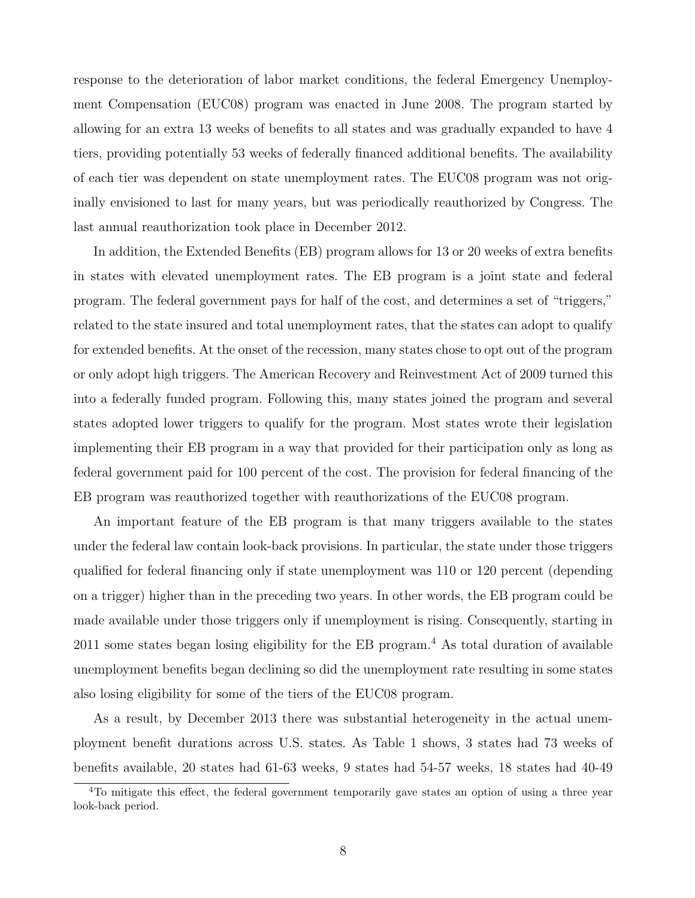response to the deterioration of labor market conditions, the federal Emergency Unemployment Compensation (EUC08) program was enacted in June 2008. The program started by allowing for an extra 13 weeks of benefits to all states and was gradually expanded to have 4 tiers, providing potentially 53 weeks of federally financed additional benefits. The availability of each tier was dependent on state unemployment rates. The EUC08 program was not originally envisioned to last for many years, but was periodically reauthorized by Congress. The last annual reauthorization took place in December 2012.

In addition, the Extended Benefits (EB) program allows for 13 or 20 weeks of extra benefits in states with elevated unemployment rates. The EB program is a joint state and federal program. The federal government pays for half of the cost, and determines a set of "triggers," related to the state insured and total unemployment rates, that the states can adopt to qualify for extended benefits. At the onset of the recession, many states chose to opt out of the program or only adopt high triggers. The American Recovery and Reinvestment Act of 2009 turned this into a federally funded program. Following this, many states joined the program and several states adopted lower triggers to qualify for the program. Most states wrote their legislation implementing their EB program in a way that provided for their participation only as long as federal government paid for 100 percent of the cost. The provision for federal financing of the EB program was reauthorized together with reauthorizations of the EUC08 program.

An important feature of the EB program is that many triggers available to the states under the federal law contain look-back provisions. In particular, the state under those triggers qualified for federal financing only if state unemployment was 110 or 120 percent (depending on a trigger) higher than in the preceding two years. In other words, the EB program could be made available under those triggers only if unemployment is rising. Consequently, starting in 2011 some states began losing eligibility for the EB program.[4] As total duration of available unemployment benefits began declining so did the unemployment rate resulting in some states also losing eligibility for some of the tiers of the EUC08 program.

As a result, by December 2013 there was substantial heterogeneity in the actual unemployment benefit durations across U.S. states. As Table 1 shows, 3 states had 73 weeks of benefits available, 20 states had 61-63 weeks, 9 states had 54-57 weeks, 18 states had 40-49

[4] To mitigate this effect, the federal government temporarily gave states an option of using a three year look-back period.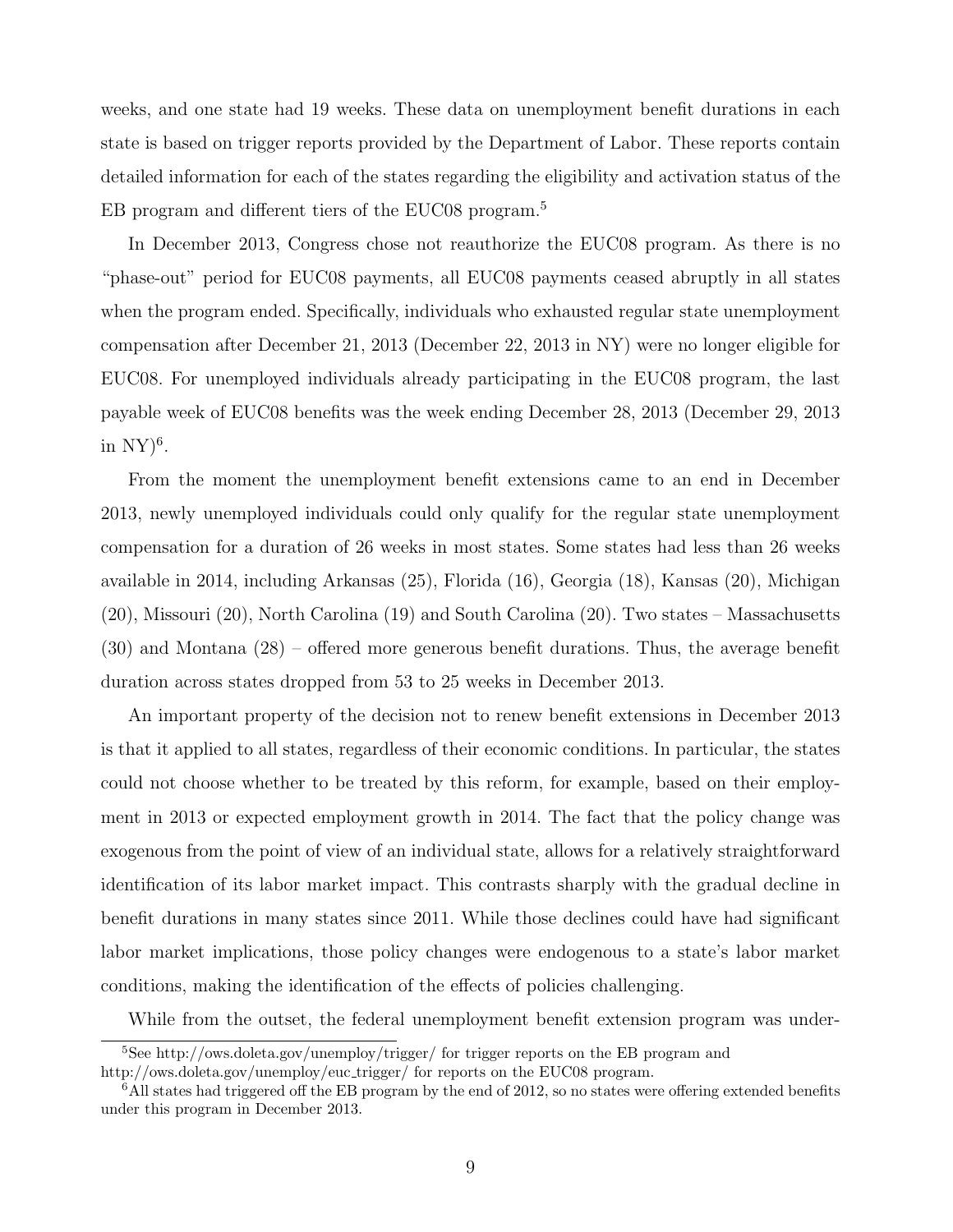weeks, and one state had 19 weeks. These data on unemployment benefit durations in each state is based on trigger reports provided by the Department of Labor. These reports contain detailed information for each of the states regarding the eligibility and activation status of the EB program and different tiers of the EUC08 program.[5]

In December 2013, Congress chose not reauthorize the EUC08 program. As there is no "phase-out" period for EUC08 payments, all EUC08 payments ceased abruptly in all states when the program ended. Specifically, individuals who exhausted regular state unemployment compensation after December 21, 2013 (December 22, 2013 in NY) were no longer eligible for EUC08. For unemployed individuals already participating in the EUC08 program, the last payable week of EUC08 benefits was the week ending December 28, 2013 (December 29, 2013 in NY)[6].

From the moment the unemployment benefit extensions came to an end in December 2013, newly unemployed individuals could only qualify for the regular state unemployment compensation for a duration of 26 weeks in most states. Some states had less than 26 weeks available in 2014, including Arkansas (25), Florida (16), Georgia (18), Kansas (20), Michigan (20), Missouri (20), North Carolina (19) and South Carolina (20). Two states – Massachusetts (30) and Montana (28) – offered more generous benefit durations. Thus, the average benefit duration across states dropped from 53 to 25 weeks in December 2013.

An important property of the decision not to renew benefit extensions in December 2013 is that it applied to all states, regardless of their economic conditions. In particular, the states could not choose whether to be treated by this reform, for example, based on their employment in 2013 or expected employment growth in 2014. The fact that the policy change was exogenous from the point of view of an individual state, allows for a relatively straightforward identification of its labor market impact. This contrasts sharply with the gradual decline in benefit durations in many states since 2011. While those declines could have had significant labor market implications, those policy changes were endogenous to a state's labor market conditions, making the identification of the effects of policies challenging.

While from the outset, the federal unemployment benefit extension program was under-

[5] See http://ows.doleta.gov/unemploy/trigger/ for trigger reports on the EB program and http://ows.doleta.gov/unemploy/euc_trigger/ for reports on the EUC08 program.

[6] All states had triggered off the EB program by the end of 2012, so no states were offering extended benefits under this program in December 2013.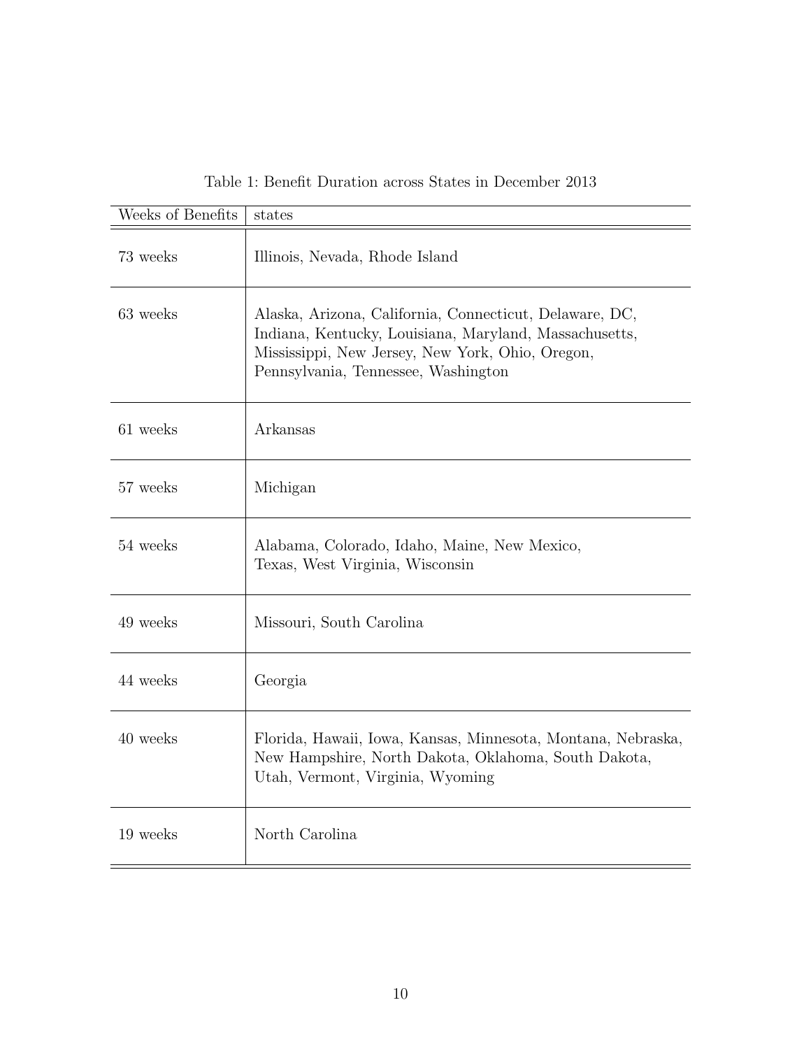Table 1: Benefit Duration across States in December 2013

| Weeks of Benefits | states |
|---|---|
| 73 weeks | Illinois, Nevada, Rhode Island |
| 63 weeks | Alaska, Arizona, California, Connecticut, Delaware, DC, Indiana, Kentucky, Louisiana, Maryland, Massachusetts, Mississippi, New Jersey, New York, Ohio, Oregon, Pennsylvania, Tennessee, Washington |
| 61 weeks | Arkansas |
| 57 weeks | Michigan |
| 54 weeks | Alabama, Colorado, Idaho, Maine, New Mexico, Texas, West Virginia, Wisconsin |
| 49 weeks | Missouri, South Carolina |
| 44 weeks | Georgia |
| 40 weeks | Florida, Hawaii, Iowa, Kansas, Minnesota, Montana, Nebraska, New Hampshire, North Dakota, Oklahoma, South Dakota, Utah, Vermont, Virginia, Wyoming |
| 19 weeks | North Carolina |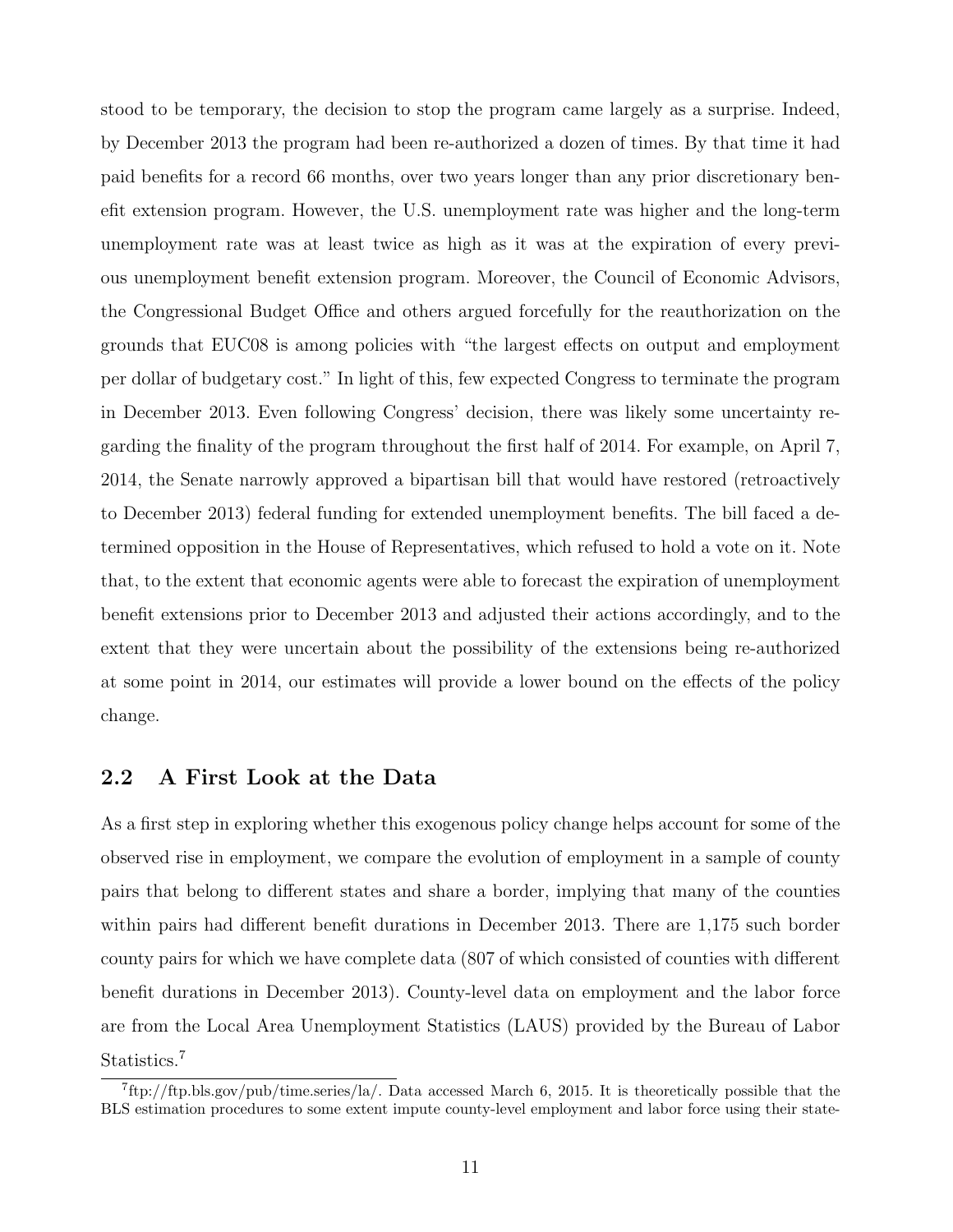stood to be temporary, the decision to stop the program came largely as a surprise. Indeed, by December 2013 the program had been re-authorized a dozen of times. By that time it had paid benefits for a record 66 months, over two years longer than any prior discretionary benefit extension program. However, the U.S. unemployment rate was higher and the long-term unemployment rate was at least twice as high as it was at the expiration of every previous unemployment benefit extension program. Moreover, the Council of Economic Advisors, the Congressional Budget Office and others argued forcefully for the reauthorization on the grounds that EUC08 is among policies with "the largest effects on output and employment per dollar of budgetary cost." In light of this, few expected Congress to terminate the program in December 2013. Even following Congress' decision, there was likely some uncertainty regarding the finality of the program throughout the first half of 2014. For example, on April 7, 2014, the Senate narrowly approved a bipartisan bill that would have restored (retroactively to December 2013) federal funding for extended unemployment benefits. The bill faced a determined opposition in the House of Representatives, which refused to hold a vote on it. Note that, to the extent that economic agents were able to forecast the expiration of unemployment benefit extensions prior to December 2013 and adjusted their actions accordingly, and to the extent that they were uncertain about the possibility of the extensions being re-authorized at some point in 2014, our estimates will provide a lower bound on the effects of the policy change.

## 2.2 A First Look at the Data

As a first step in exploring whether this exogenous policy change helps account for some of the observed rise in employment, we compare the evolution of employment in a sample of county pairs that belong to different states and share a border, implying that many of the counties within pairs had different benefit durations in December 2013. There are 1,175 such border county pairs for which we have complete data (807 of which consisted of counties with different benefit durations in December 2013). County-level data on employment and the labor force are from the Local Area Unemployment Statistics (LAUS) provided by the Bureau of Labor Statistics.[7]

[7] ftp://ftp.bls.gov/pub/time.series/la/. Data accessed March 6, 2015. It is theoretically possible that the BLS estimation procedures to some extent impute county-level employment and labor force using their state-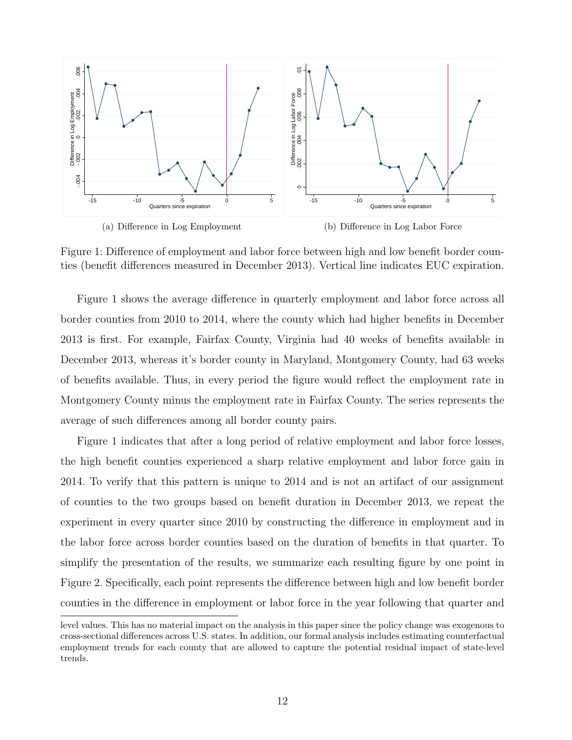(a) Difference in Log Employment

(b) Difference in Log Labor Force

Figure 1: Difference of employment and labor force between high and low benefit border counties (benefit differences measured in December 2013). Vertical line indicates EUC expiration.

Figure 1 shows the average difference in quarterly employment and labor force across all border counties from 2010 to 2014, where the county which had higher benefits in December 2013 is first. For example, Fairfax County, Virginia had 40 weeks of benefits available in December 2013, whereas it's border county in Maryland, Montgomery County, had 63 weeks of benefits available. Thus, in every period the figure would reflect the employment rate in Montgomery County minus the employment rate in Fairfax County. The series represents the average of such differences among all border county pairs.

Figure 1 indicates that after a long period of relative employment and labor force losses, the high benefit counties experienced a sharp relative employment and labor force gain in 2014. To verify that this pattern is unique to 2014 and is not an artifact of our assignment of counties to the two groups based on benefit duration in December 2013, we repeat the experiment in every quarter since 2010 by constructing the difference in employment and in the labor force across border counties based on the duration of benefits in that quarter. To simplify the presentation of the results, we summarize each resulting figure by one point in Figure 2. Specifically, each point represents the difference between high and low benefit border counties in the difference in employment or labor force in the year following that quarter and

level values. This has no material impact on the analysis in this paper since the policy change was exogenous to cross-sectional differences across U.S. states. In addition, our formal analysis includes estimating counterfactual employment trends for each county that are allowed to capture the potential residual impact of state-level trends.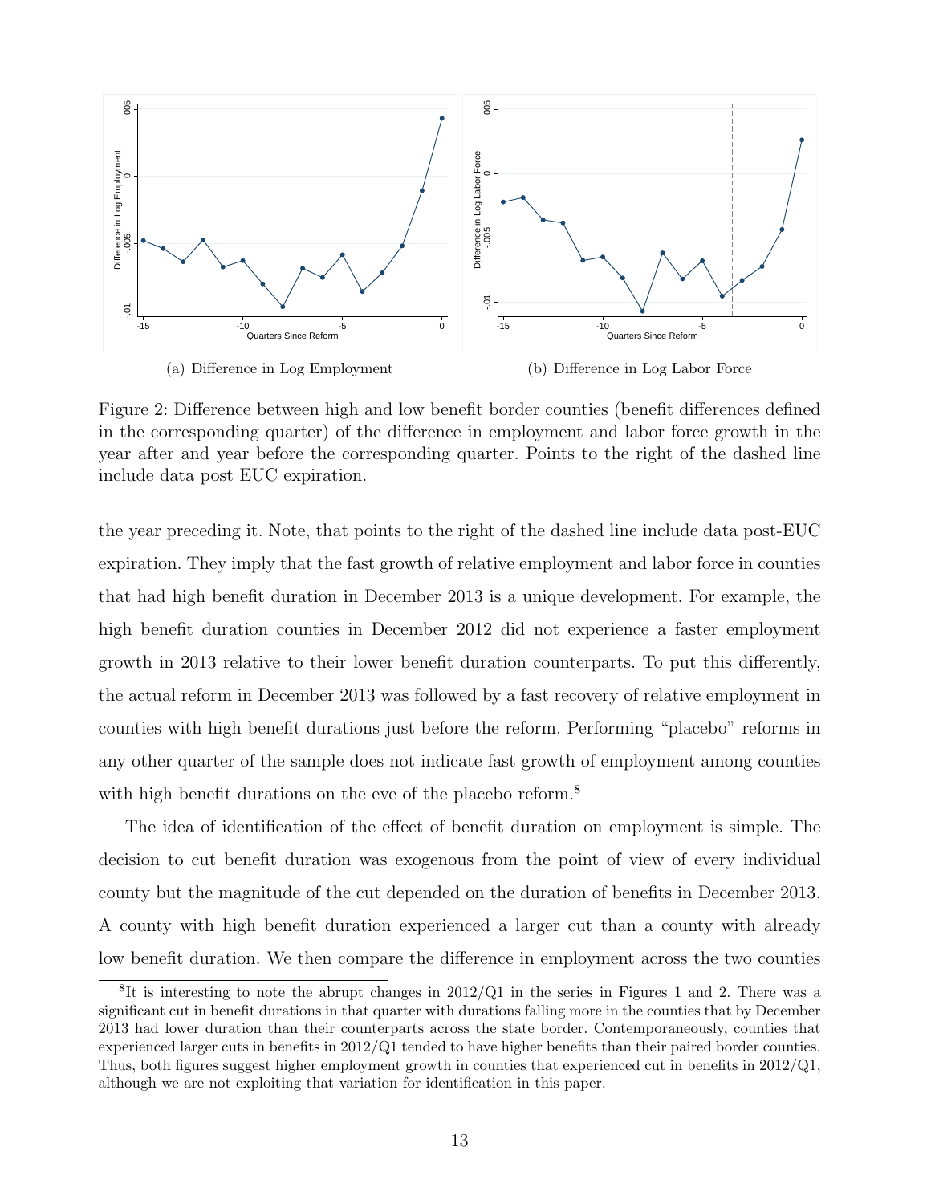(a) Difference in Log Employment

(b) Difference in Log Labor Force

Figure 2: Difference between high and low benefit border counties (benefit differences defined in the corresponding quarter) of the difference in employment and labor force growth in the year after and year before the corresponding quarter. Points to the right of the dashed line include data post EUC expiration.

the year preceding it. Note, that points to the right of the dashed line include data post-EUC expiration. They imply that the fast growth of relative employment and labor force in counties that had high benefit duration in December 2013 is a unique development. For example, the high benefit duration counties in December 2012 did not experience a faster employment growth in 2013 relative to their lower benefit duration counterparts. To put this differently, the actual reform in December 2013 was followed by a fast recovery of relative employment in counties with high benefit durations just before the reform. Performing "placebo" reforms in any other quarter of the sample does not indicate fast growth of employment among counties with high benefit durations on the eve of the placebo reform.[8]

The idea of identification of the effect of benefit duration on employment is simple. The decision to cut benefit duration was exogenous from the point of view of every individual county but the magnitude of the cut depended on the duration of benefits in December 2013. A county with high benefit duration experienced a larger cut than a county with already low benefit duration. We then compare the difference in employment across the two counties

[8]It is interesting to note the abrupt changes in 2012/Q1 in the series in Figures 1 and 2. There was a significant cut in benefit durations in that quarter with durations falling more in the counties that by December 2013 had lower duration than their counterparts across the state border. Contemporaneously, counties that experienced larger cuts in benefits in 2012/Q1 tended to have higher benefits than their paired border counties. Thus, both figures suggest higher employment growth in counties that experienced cut in benefits in 2012/Q1, although we are not exploiting that variation for identification in this paper.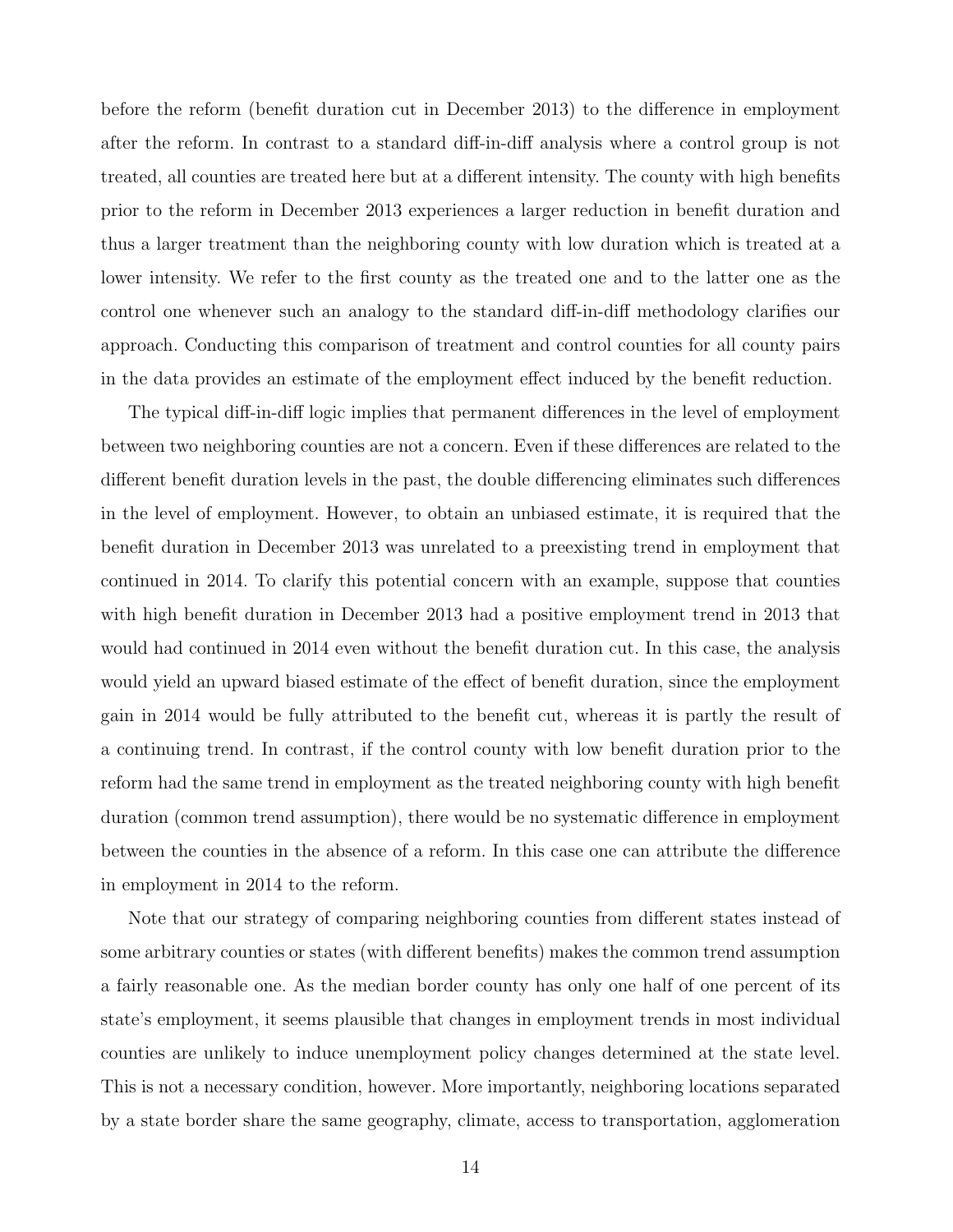before the reform (benefit duration cut in December 2013) to the difference in employment after the reform. In contrast to a standard diff-in-diff analysis where a control group is not treated, all counties are treated here but at a different intensity. The county with high benefits prior to the reform in December 2013 experiences a larger reduction in benefit duration and thus a larger treatment than the neighboring county with low duration which is treated at a lower intensity. We refer to the first county as the treated one and to the latter one as the control one whenever such an analogy to the standard diff-in-diff methodology clarifies our approach. Conducting this comparison of treatment and control counties for all county pairs in the data provides an estimate of the employment effect induced by the benefit reduction.

The typical diff-in-diff logic implies that permanent differences in the level of employment between two neighboring counties are not a concern. Even if these differences are related to the different benefit duration levels in the past, the double differencing eliminates such differences in the level of employment. However, to obtain an unbiased estimate, it is required that the benefit duration in December 2013 was unrelated to a preexisting trend in employment that continued in 2014. To clarify this potential concern with an example, suppose that counties with high benefit duration in December 2013 had a positive employment trend in 2013 that would had continued in 2014 even without the benefit duration cut. In this case, the analysis would yield an upward biased estimate of the effect of benefit duration, since the employment gain in 2014 would be fully attributed to the benefit cut, whereas it is partly the result of a continuing trend. In contrast, if the control county with low benefit duration prior to the reform had the same trend in employment as the treated neighboring county with high benefit duration (common trend assumption), there would be no systematic difference in employment between the counties in the absence of a reform. In this case one can attribute the difference in employment in 2014 to the reform.

Note that our strategy of comparing neighboring counties from different states instead of some arbitrary counties or states (with different benefits) makes the common trend assumption a fairly reasonable one. As the median border county has only one half of one percent of its state's employment, it seems plausible that changes in employment trends in most individual counties are unlikely to induce unemployment policy changes determined at the state level. This is not a necessary condition, however. More importantly, neighboring locations separated by a state border share the same geography, climate, access to transportation, agglomeration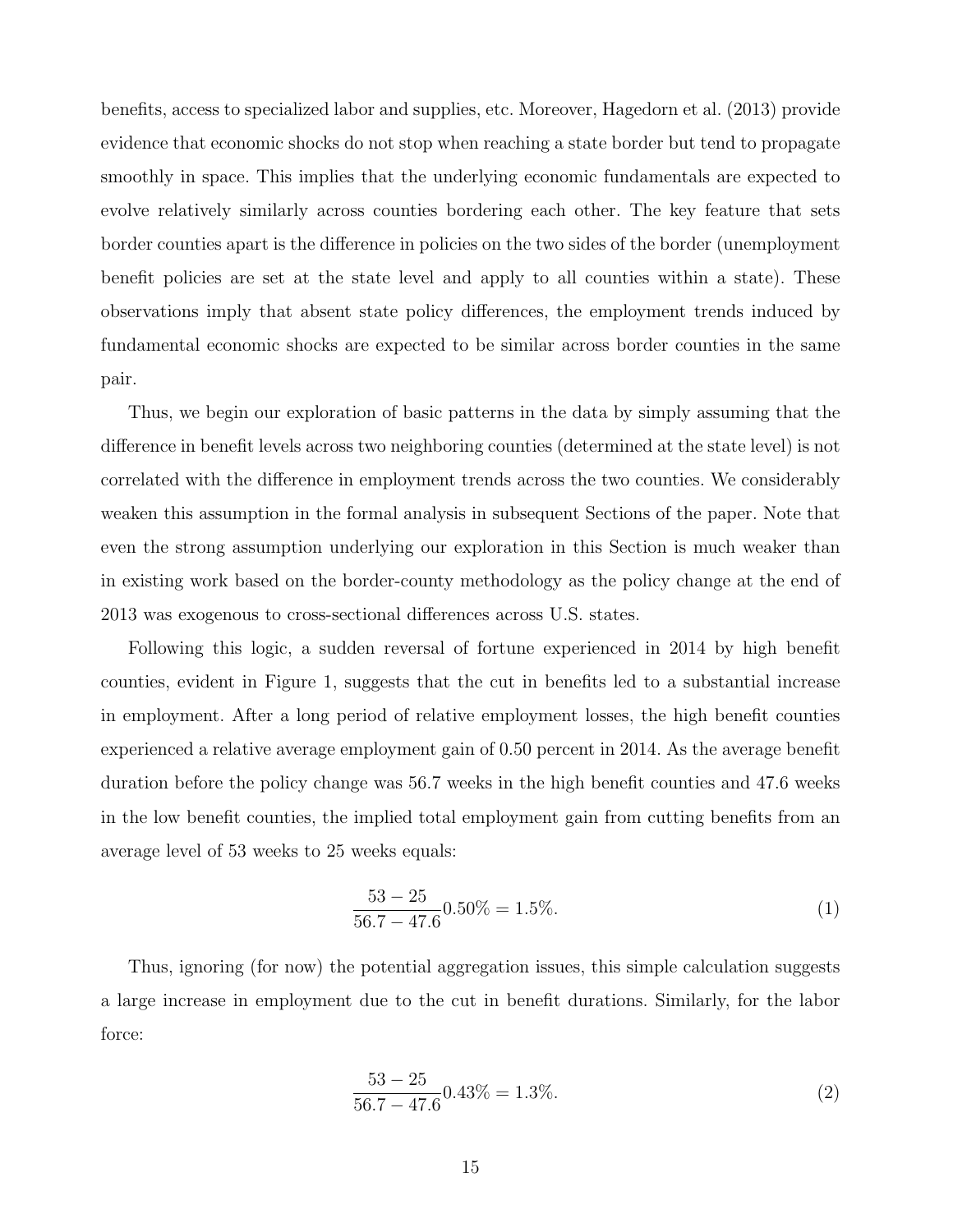benefits, access to specialized labor and supplies, etc. Moreover, Hagedorn et al. (2013) provide evidence that economic shocks do not stop when reaching a state border but tend to propagate smoothly in space. This implies that the underlying economic fundamentals are expected to evolve relatively similarly across counties bordering each other. The key feature that sets border counties apart is the difference in policies on the two sides of the border (unemployment benefit policies are set at the state level and apply to all counties within a state). These observations imply that absent state policy differences, the employment trends induced by fundamental economic shocks are expected to be similar across border counties in the same pair.

Thus, we begin our exploration of basic patterns in the data by simply assuming that the difference in benefit levels across two neighboring counties (determined at the state level) is not correlated with the difference in employment trends across the two counties. We considerably weaken this assumption in the formal analysis in subsequent Sections of the paper. Note that even the strong assumption underlying our exploration in this Section is much weaker than in existing work based on the border-county methodology as the policy change at the end of 2013 was exogenous to cross-sectional differences across U.S. states.

Following this logic, a sudden reversal of fortune experienced in 2014 by high benefit counties, evident in Figure 1, suggests that the cut in benefits led to a substantial increase in employment. After a long period of relative employment losses, the high benefit counties experienced a relative average employment gain of 0.50 percent in 2014. As the average benefit duration before the policy change was 56.7 weeks in the high benefit counties and 47.6 weeks in the low benefit counties, the implied total employment gain from cutting benefits from an average level of 53 weeks to 25 weeks equals:

$$\frac{53-25}{56.7-47.6}0.50\% = 1.5\%. \tag{1}$$

Thus, ignoring (for now) the potential aggregation issues, this simple calculation suggests a large increase in employment due to the cut in benefit durations. Similarly, for the labor force:

$$\frac{53-25}{56.7-47.6}0.43\% = 1.3\%. \tag{2}$$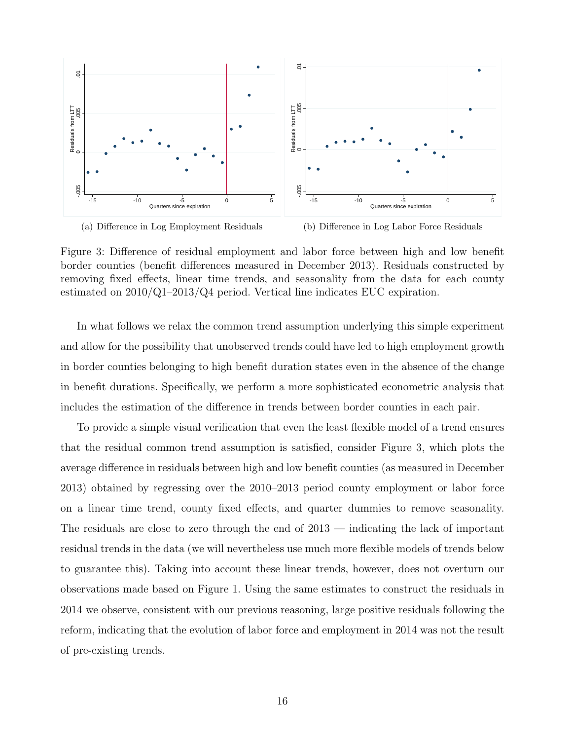(a) Difference in Log Employment Residuals

(b) Difference in Log Labor Force Residuals

Figure 3: Difference of residual employment and labor force between high and low benefit border counties (benefit differences measured in December 2013). Residuals constructed by removing fixed effects, linear time trends, and seasonality from the data for each county estimated on 2010/Q1–2013/Q4 period. Vertical line indicates EUC expiration.

In what follows we relax the common trend assumption underlying this simple experiment and allow for the possibility that unobserved trends could have led to high employment growth in border counties belonging to high benefit duration states even in the absence of the change in benefit durations. Specifically, we perform a more sophisticated econometric analysis that includes the estimation of the difference in trends between border counties in each pair.

To provide a simple visual verification that even the least flexible model of a trend ensures that the residual common trend assumption is satisfied, consider Figure 3, which plots the average difference in residuals between high and low benefit counties (as measured in December 2013) obtained by regressing over the 2010–2013 period county employment or labor force on a linear time trend, county fixed effects, and quarter dummies to remove seasonality. The residuals are close to zero through the end of 2013 — indicating the lack of important residual trends in the data (we will nevertheless use much more flexible models of trends below to guarantee this). Taking into account these linear trends, however, does not overturn our observations made based on Figure 1. Using the same estimates to construct the residuals in 2014 we observe, consistent with our previous reasoning, large positive residuals following the reform, indicating that the evolution of labor force and employment in 2014 was not the result of pre-existing trends.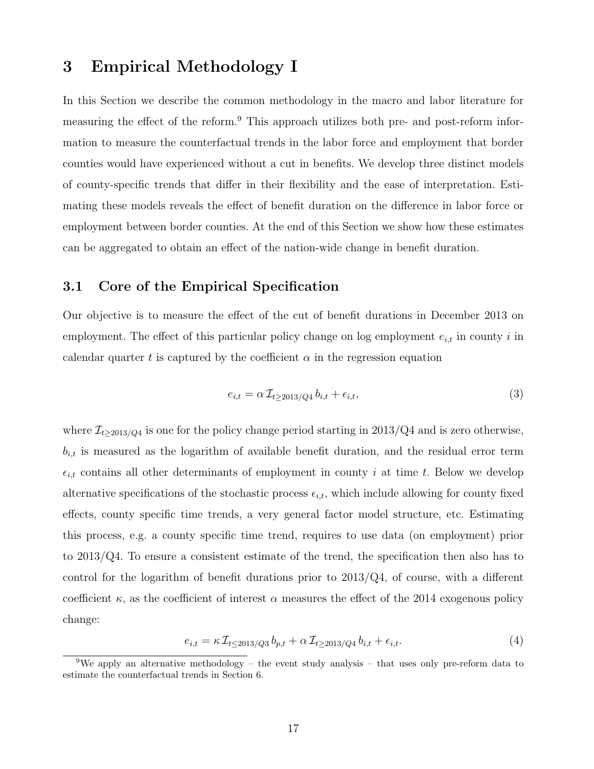# 3 Empirical Methodology I

In this Section we describe the common methodology in the macro and labor literature for measuring the effect of the reform.[9] This approach utilizes both pre- and post-reform information to measure the counterfactual trends in the labor force and employment that border counties would have experienced without a cut in benefits. We develop three distinct models of county-specific trends that differ in their flexibility and the ease of interpretation. Estimating these models reveals the effect of benefit duration on the difference in labor force or employment between border counties. At the end of this Section we show how these estimates can be aggregated to obtain an effect of the nation-wide change in benefit duration.

## 3.1 Core of the Empirical Specification

Our objective is to measure the effect of the cut of benefit durations in December 2013 on employment. The effect of this particular policy change on log employment $e_{i,t}$ in county $i$ in calendar quarter $t$ is captured by the coefficient $\alpha$ in the regression equation

$$e_{i,t} = \alpha \, \mathcal{I}_{t \geq 2013/Q4} \, b_{i,t} + \epsilon_{i,t}, \tag{3}$$

where $\mathcal{I}_{t \geq 2013/Q4}$ is one for the policy change period starting in 2013/Q4 and is zero otherwise, $b_{i,t}$ is measured as the logarithm of available benefit duration, and the residual error term $\epsilon_{i,t}$ contains all other determinants of employment in county $i$ at time $t$. Below we develop alternative specifications of the stochastic process $\epsilon_{i,t}$, which include allowing for county fixed effects, county specific time trends, a very general factor model structure, etc. Estimating this process, e.g. a county specific time trend, requires to use data (on employment) prior to 2013/Q4. To ensure a consistent estimate of the trend, the specification then also has to control for the logarithm of benefit durations prior to 2013/Q4, of course, with a different coefficient $\kappa$, as the coefficient of interest $\alpha$ measures the effect of the 2014 exogenous policy change:

$$e_{i,t} = \kappa \, \mathcal{I}_{t \leq 2013/Q3} \, b_{p,t} + \alpha \, \mathcal{I}_{t \geq 2013/Q4} \, b_{i,t} + \epsilon_{i,t}. \tag{4}$$

[9] We apply an alternative methodology – the event study analysis – that uses only pre-reform data to estimate the counterfactual trends in Section 6.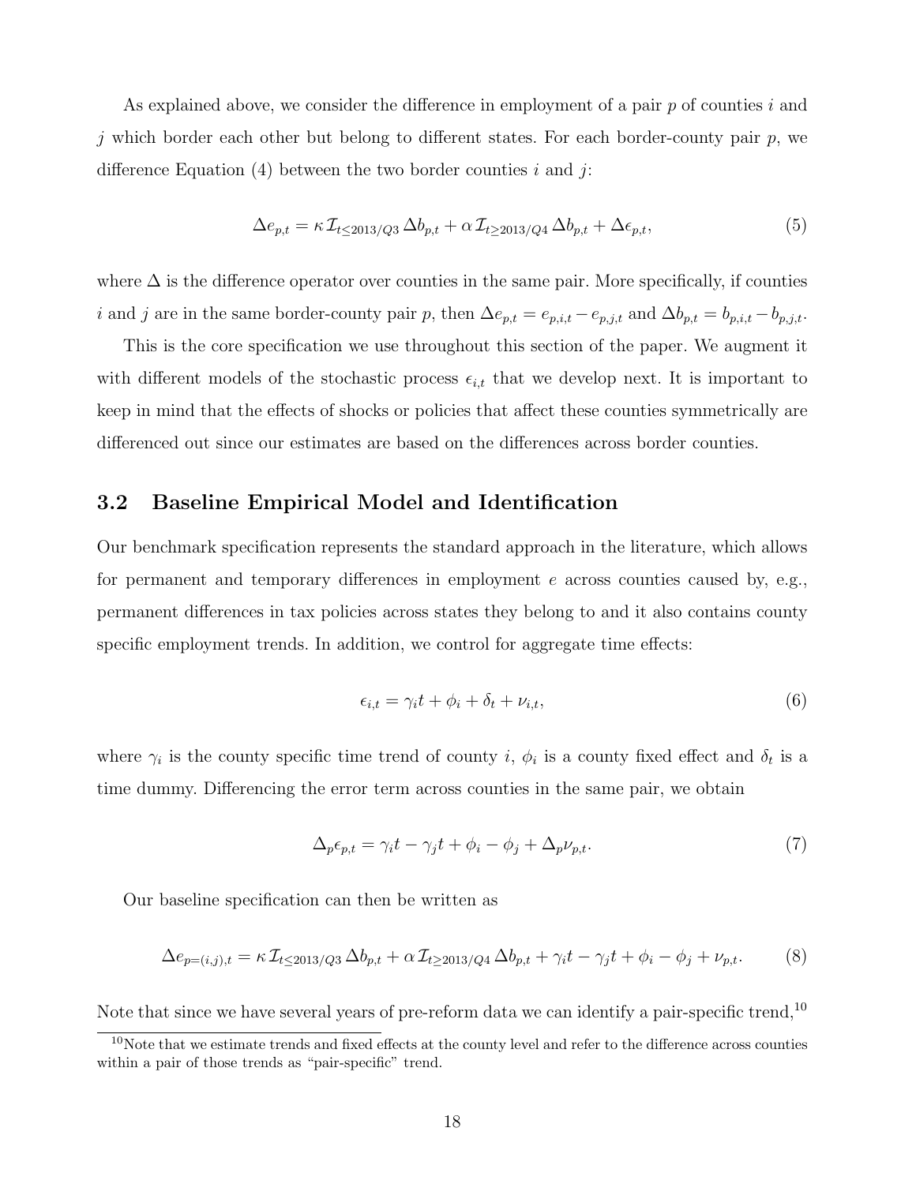As explained above, we consider the difference in employment of a pair $p$ of counties $i$ and $j$ which border each other but belong to different states. For each border-county pair $p$, we difference Equation (4) between the two border counties $i$ and $j$:

$$\Delta e_{p,t} = \kappa \, \mathcal{I}_{t \leq 2013/Q3} \, \Delta b_{p,t} + \alpha \, \mathcal{I}_{t \geq 2013/Q4} \, \Delta b_{p,t} + \Delta \epsilon_{p,t}, \tag{5}$$

where $\Delta$ is the difference operator over counties in the same pair. More specifically, if counties $i$ and $j$ are in the same border-county pair $p$, then $\Delta e_{p,t} = e_{p,i,t} - e_{p,j,t}$ and $\Delta b_{p,t} = b_{p,i,t} - b_{p,j,t}$.

This is the core specification we use throughout this section of the paper. We augment it with different models of the stochastic process $\epsilon_{i,t}$ that we develop next. It is important to keep in mind that the effects of shocks or policies that affect these counties symmetrically are differenced out since our estimates are based on the differences across border counties.

## 3.2 Baseline Empirical Model and Identification

Our benchmark specification represents the standard approach in the literature, which allows for permanent and temporary differences in employment $e$ across counties caused by, e.g., permanent differences in tax policies across states they belong to and it also contains county specific employment trends. In addition, we control for aggregate time effects:

$$\epsilon_{i,t} = \gamma_i t + \phi_i + \delta_t + \nu_{i,t}, \tag{6}$$

where $\gamma_i$ is the county specific time trend of county $i$, $\phi_i$ is a county fixed effect and $\delta_t$ is a time dummy. Differencing the error term across counties in the same pair, we obtain

$$\Delta_p \epsilon_{p,t} = \gamma_i t - \gamma_j t + \phi_i - \phi_j + \Delta_p \nu_{p,t}. \tag{7}$$

Our baseline specification can then be written as

$$\Delta e_{p=(i,j),t} = \kappa \, \mathcal{I}_{t \leq 2013/Q3} \, \Delta b_{p,t} + \alpha \, \mathcal{I}_{t \geq 2013/Q4} \, \Delta b_{p,t} + \gamma_i t - \gamma_j t + \phi_i - \phi_j + \nu_{p,t}. \tag{8}$$

Note that since we have several years of pre-reform data we can identify a pair-specific trend,[10]

[10] Note that we estimate trends and fixed effects at the county level and refer to the difference across counties within a pair of those trends as "pair-specific" trend.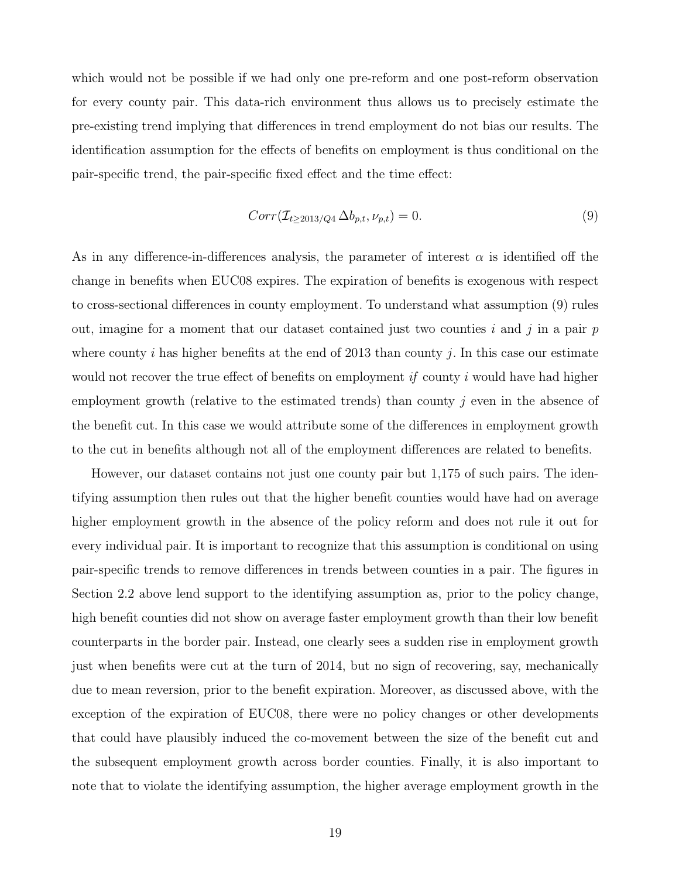which would not be possible if we had only one pre-reform and one post-reform observation for every county pair. This data-rich environment thus allows us to precisely estimate the pre-existing trend implying that differences in trend employment do not bias our results. The identification assumption for the effects of benefits on employment is thus conditional on the pair-specific trend, the pair-specific fixed effect and the time effect:

$$Corr(\mathcal{I}_{t \geq 2013/Q4}\, \Delta b_{p,t}, \nu_{p,t}) = 0. \tag{9}$$

As in any difference-in-differences analysis, the parameter of interest $\alpha$ is identified off the change in benefits when EUC08 expires. The expiration of benefits is exogenous with respect to cross-sectional differences in county employment. To understand what assumption (9) rules out, imagine for a moment that our dataset contained just two counties $i$ and $j$ in a pair $p$ where county $i$ has higher benefits at the end of 2013 than county $j$. In this case our estimate would not recover the true effect of benefits on employment *if* county $i$ would have had higher employment growth (relative to the estimated trends) than county $j$ even in the absence of the benefit cut. In this case we would attribute some of the differences in employment growth to the cut in benefits although not all of the employment differences are related to benefits.

However, our dataset contains not just one county pair but 1,175 of such pairs. The identifying assumption then rules out that the higher benefit counties would have had on average higher employment growth in the absence of the policy reform and does not rule it out for every individual pair. It is important to recognize that this assumption is conditional on using pair-specific trends to remove differences in trends between counties in a pair. The figures in Section 2.2 above lend support to the identifying assumption as, prior to the policy change, high benefit counties did not show on average faster employment growth than their low benefit counterparts in the border pair. Instead, one clearly sees a sudden rise in employment growth just when benefits were cut at the turn of 2014, but no sign of recovering, say, mechanically due to mean reversion, prior to the benefit expiration. Moreover, as discussed above, with the exception of the expiration of EUC08, there were no policy changes or other developments that could have plausibly induced the co-movement between the size of the benefit cut and the subsequent employment growth across border counties. Finally, it is also important to note that to violate the identifying assumption, the higher average employment growth in the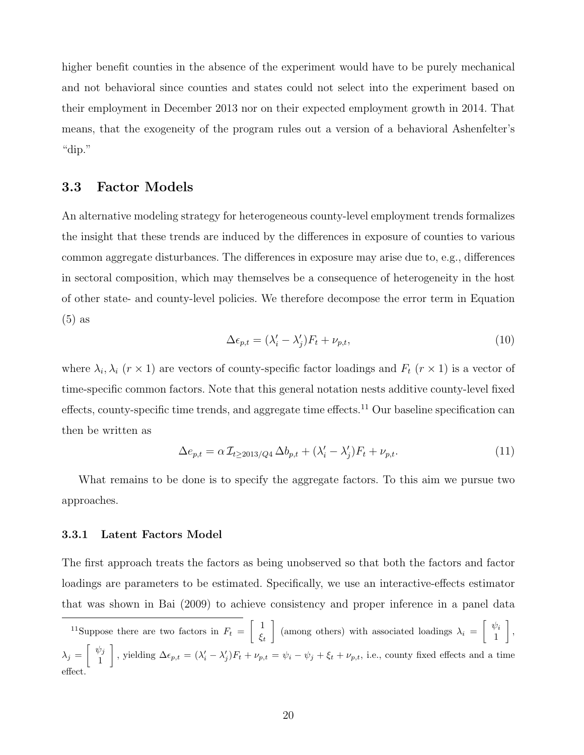higher benefit counties in the absence of the experiment would have to be purely mechanical and not behavioral since counties and states could not select into the experiment based on their employment in December 2013 nor on their expected employment growth in 2014. That means, that the exogeneity of the program rules out a version of a behavioral Ashenfelter's "dip."

### 3.3 Factor Models

An alternative modeling strategy for heterogeneous county-level employment trends formalizes the insight that these trends are induced by the differences in exposure of counties to various common aggregate disturbances. The differences in exposure may arise due to, e.g., differences in sectoral composition, which may themselves be a consequence of heterogeneity in the host of other state- and county-level policies. We therefore decompose the error term in Equation (5) as

$$\Delta\epsilon_{p,t} = (\lambda_i' - \lambda_j')F_t + \nu_{p,t}, \tag{10}$$

where $\lambda_i, \lambda_i$ ($r \times 1$) are vectors of county-specific factor loadings and $F_t$ ($r \times 1$) is a vector of time-specific common factors. Note that this general notation nests additive county-level fixed effects, county-specific time trends, and aggregate time effects.[11] Our baseline specification can then be written as

$$\Delta e_{p,t} = \alpha\, \mathcal{I}_{t \geq 2013/Q4}\, \Delta b_{p,t} + (\lambda_i' - \lambda_j')F_t + \nu_{p,t}. \tag{11}$$

What remains to be done is to specify the aggregate factors. To this aim we pursue two approaches.

#### 3.3.1 Latent Factors Model

The first approach treats the factors as being unobserved so that both the factors and factor loadings are parameters to be estimated. Specifically, we use an interactive-effects estimator that was shown in Bai (2009) to achieve consistency and proper inference in a panel data

[11] Suppose there are two factors in $F_t = \begin{bmatrix} 1 \\ \xi_t \end{bmatrix}$ (among others) with associated loadings $\lambda_i = \begin{bmatrix} \psi_i \\ 1 \end{bmatrix}$, $\lambda_j = \begin{bmatrix} \psi_j \\ 1 \end{bmatrix}$, yielding $\Delta\epsilon_{p,t} = (\lambda_i' - \lambda_j')F_t + \nu_{p,t} = \psi_i - \psi_j + \xi_t + \nu_{p,t}$, i.e., county fixed effects and a time effect.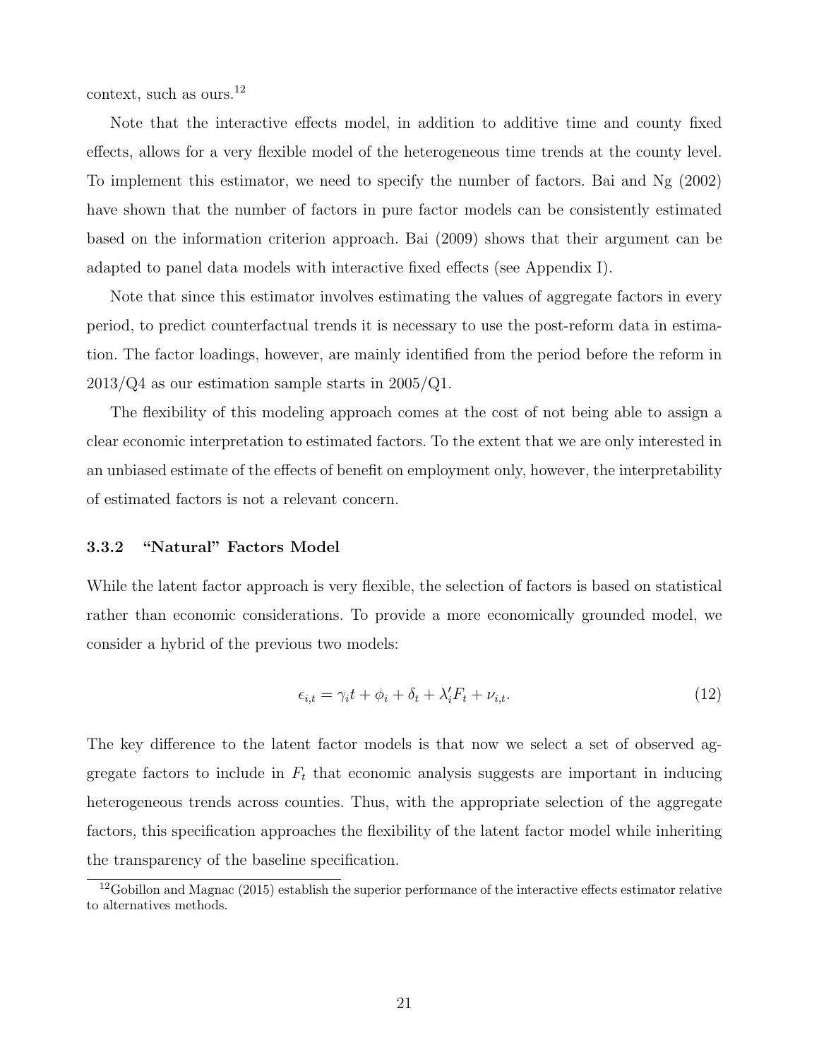context, such as ours.[12]

Note that the interactive effects model, in addition to additive time and county fixed effects, allows for a very flexible model of the heterogeneous time trends at the county level. To implement this estimator, we need to specify the number of factors. Bai and Ng (2002) have shown that the number of factors in pure factor models can be consistently estimated based on the information criterion approach. Bai (2009) shows that their argument can be adapted to panel data models with interactive fixed effects (see Appendix I).

Note that since this estimator involves estimating the values of aggregate factors in every period, to predict counterfactual trends it is necessary to use the post-reform data in estimation. The factor loadings, however, are mainly identified from the period before the reform in 2013/Q4 as our estimation sample starts in 2005/Q1.

The flexibility of this modeling approach comes at the cost of not being able to assign a clear economic interpretation to estimated factors. To the extent that we are only interested in an unbiased estimate of the effects of benefit on employment only, however, the interpretability of estimated factors is not a relevant concern.

### 3.3.2 "Natural" Factors Model

While the latent factor approach is very flexible, the selection of factors is based on statistical rather than economic considerations. To provide a more economically grounded model, we consider a hybrid of the previous two models:

$$\epsilon_{i,t} = \gamma_i t + \phi_i + \delta_t + \lambda_i' F_t + \nu_{i,t}. \tag{12}$$

The key difference to the latent factor models is that now we select a set of observed aggregate factors to include in $F_t$ that economic analysis suggests are important in inducing heterogeneous trends across counties. Thus, with the appropriate selection of the aggregate factors, this specification approaches the flexibility of the latent factor model while inheriting the transparency of the baseline specification.

[12] Gobillon and Magnac (2015) establish the superior performance of the interactive effects estimator relative to alternatives methods.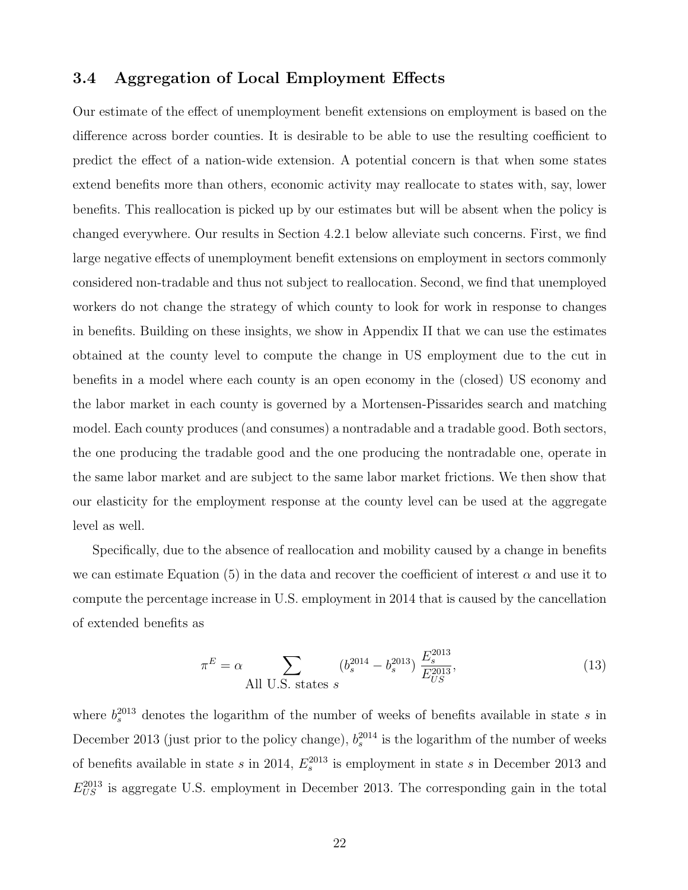### 3.4 Aggregation of Local Employment Effects

Our estimate of the effect of unemployment benefit extensions on employment is based on the difference across border counties. It is desirable to be able to use the resulting coefficient to predict the effect of a nation-wide extension. A potential concern is that when some states extend benefits more than others, economic activity may reallocate to states with, say, lower benefits. This reallocation is picked up by our estimates but will be absent when the policy is changed everywhere. Our results in Section 4.2.1 below alleviate such concerns. First, we find large negative effects of unemployment benefit extensions on employment in sectors commonly considered non-tradable and thus not subject to reallocation. Second, we find that unemployed workers do not change the strategy of which county to look for work in response to changes in benefits. Building on these insights, we show in Appendix II that we can use the estimates obtained at the county level to compute the change in US employment due to the cut in benefits in a model where each county is an open economy in the (closed) US economy and the labor market in each county is governed by a Mortensen-Pissarides search and matching model. Each county produces (and consumes) a nontradable and a tradable good. Both sectors, the one producing the tradable good and the one producing the nontradable one, operate in the same labor market and are subject to the same labor market frictions. We then show that our elasticity for the employment response at the county level can be used at the aggregate level as well.

Specifically, due to the absence of reallocation and mobility caused by a change in benefits we can estimate Equation (5) in the data and recover the coefficient of interest $\alpha$ and use it to compute the percentage increase in U.S. employment in 2014 that is caused by the cancellation of extended benefits as

$$\pi^E = \alpha \sum_{\text{All U.S. states } s} \left(b_s^{2014} - b_s^{2013}\right) \frac{E_s^{2013}}{E_{US}^{2013}}, \tag{13}$$

where $b_s^{2013}$ denotes the logarithm of the number of weeks of benefits available in state $s$ in December 2013 (just prior to the policy change), $b_s^{2014}$ is the logarithm of the number of weeks of benefits available in state $s$ in 2014, $E_s^{2013}$ is employment in state $s$ in December 2013 and $E_{US}^{2013}$ is aggregate U.S. employment in December 2013. The corresponding gain in the total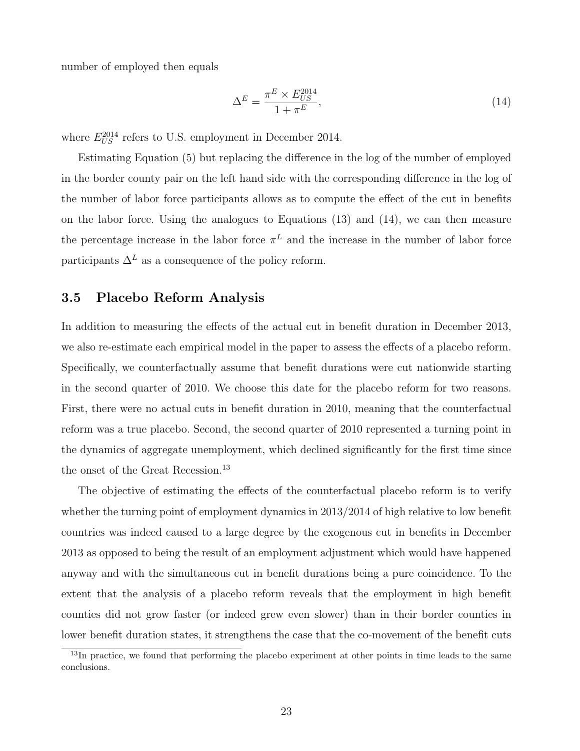number of employed then equals

$$\Delta^E = \frac{\pi^E \times E_{US}^{2014}}{1 + \pi^E}, \tag{14}$$

where $E_{US}^{2014}$ refers to U.S. employment in December 2014.

Estimating Equation (5) but replacing the difference in the log of the number of employed in the border county pair on the left hand side with the corresponding difference in the log of the number of labor force participants allows as to compute the effect of the cut in benefits on the labor force. Using the analogues to Equations (13) and (14), we can then measure the percentage increase in the labor force $\pi^L$ and the increase in the number of labor force participants $\Delta^L$ as a consequence of the policy reform.

## 3.5 Placebo Reform Analysis

In addition to measuring the effects of the actual cut in benefit duration in December 2013, we also re-estimate each empirical model in the paper to assess the effects of a placebo reform. Specifically, we counterfactually assume that benefit durations were cut nationwide starting in the second quarter of 2010. We choose this date for the placebo reform for two reasons. First, there were no actual cuts in benefit duration in 2010, meaning that the counterfactual reform was a true placebo. Second, the second quarter of 2010 represented a turning point in the dynamics of aggregate unemployment, which declined significantly for the first time since the onset of the Great Recession.[13]

The objective of estimating the effects of the counterfactual placebo reform is to verify whether the turning point of employment dynamics in 2013/2014 of high relative to low benefit countries was indeed caused to a large degree by the exogenous cut in benefits in December 2013 as opposed to being the result of an employment adjustment which would have happened anyway and with the simultaneous cut in benefit durations being a pure coincidence. To the extent that the analysis of a placebo reform reveals that the employment in high benefit counties did not grow faster (or indeed grew even slower) than in their border counties in lower benefit duration states, it strengthens the case that the co-movement of the benefit cuts

[13] In practice, we found that performing the placebo experiment at other points in time leads to the same conclusions.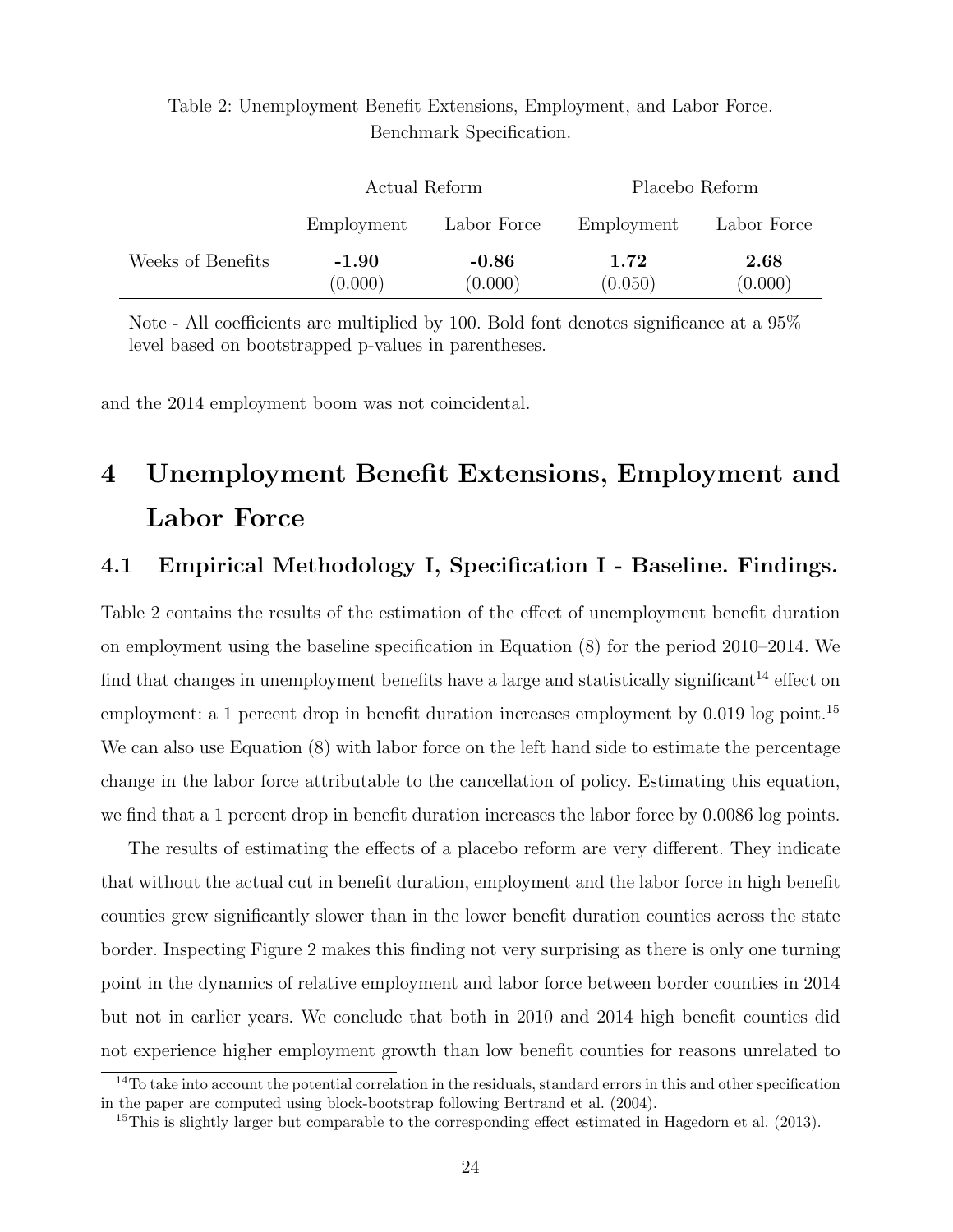Table 2: Unemployment Benefit Extensions, Employment, and Labor Force. Benchmark Specification.

| | Actual Reform | | Placebo Reform | |
|---|---|---|---|---|
| | Employment | Labor Force | Employment | Labor Force |
| Weeks of Benefits | **-1.90** | **-0.86** | **1.72** | **2.68** |
| | (0.000) | (0.000) | (0.050) | (0.000) |

Note - All coefficients are multiplied by 100. Bold font denotes significance at a 95% level based on bootstrapped p-values in parentheses.

and the 2014 employment boom was not coincidental.

# 4 Unemployment Benefit Extensions, Employment and Labor Force

## 4.1 Empirical Methodology I, Specification I - Baseline. Findings.

Table 2 contains the results of the estimation of the effect of unemployment benefit duration on employment using the baseline specification in Equation (8) for the period 2010–2014. We find that changes in unemployment benefits have a large and statistically significant[14] effect on employment: a 1 percent drop in benefit duration increases employment by 0.019 log point.[15] We can also use Equation (8) with labor force on the left hand side to estimate the percentage change in the labor force attributable to the cancellation of policy. Estimating this equation, we find that a 1 percent drop in benefit duration increases the labor force by 0.0086 log points.

The results of estimating the effects of a placebo reform are very different. They indicate that without the actual cut in benefit duration, employment and the labor force in high benefit counties grew significantly slower than in the lower benefit duration counties across the state border. Inspecting Figure 2 makes this finding not very surprising as there is only one turning point in the dynamics of relative employment and labor force between border counties in 2014 but not in earlier years. We conclude that both in 2010 and 2014 high benefit counties did not experience higher employment growth than low benefit counties for reasons unrelated to

[14] To take into account the potential correlation in the residuals, standard errors in this and other specification in the paper are computed using block-bootstrap following Bertrand et al. (2004).

[15] This is slightly larger but comparable to the corresponding effect estimated in Hagedorn et al. (2013).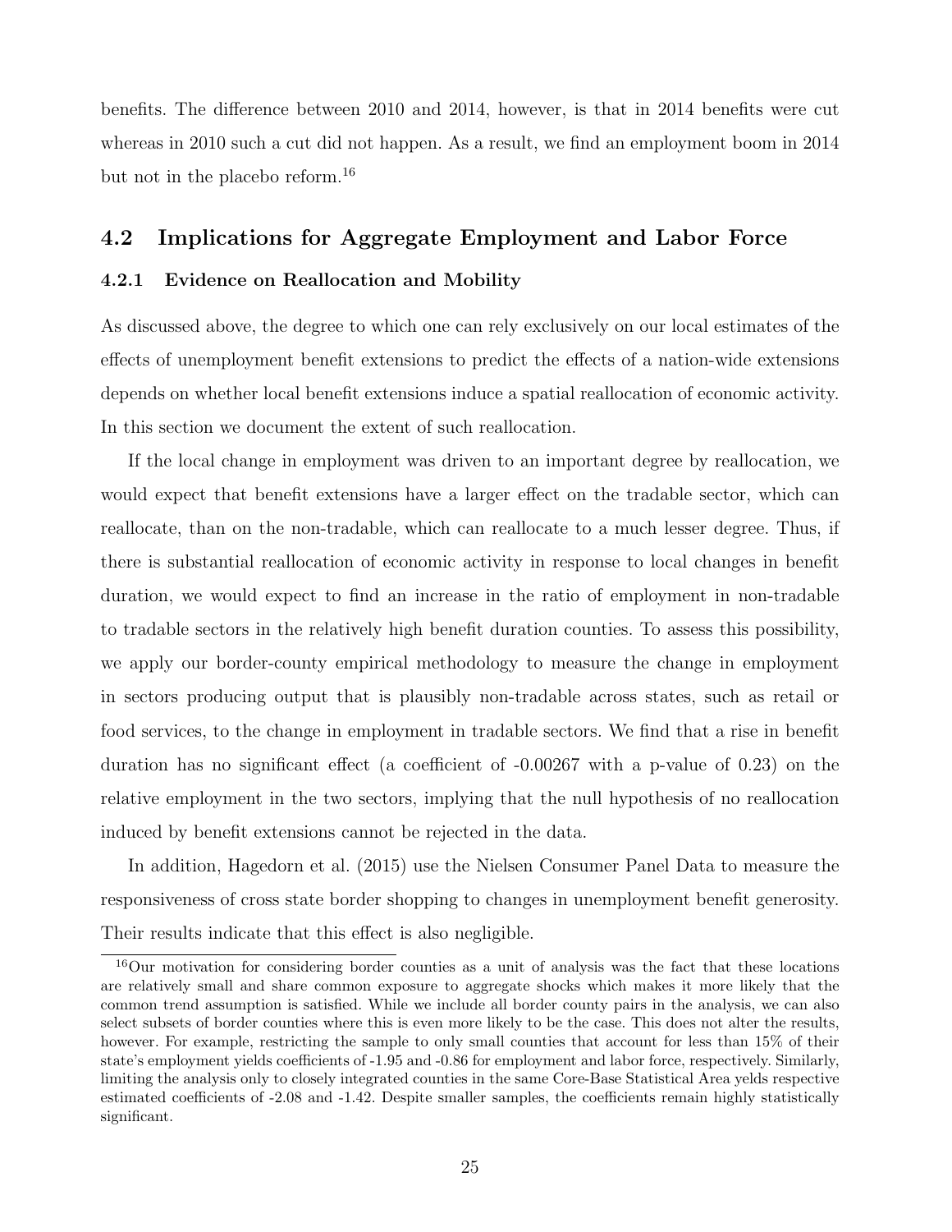benefits. The difference between 2010 and 2014, however, is that in 2014 benefits were cut whereas in 2010 such a cut did not happen. As a result, we find an employment boom in 2014 but not in the placebo reform.[16]

## 4.2 Implications for Aggregate Employment and Labor Force

### 4.2.1 Evidence on Reallocation and Mobility

As discussed above, the degree to which one can rely exclusively on our local estimates of the effects of unemployment benefit extensions to predict the effects of a nation-wide extensions depends on whether local benefit extensions induce a spatial reallocation of economic activity. In this section we document the extent of such reallocation.

If the local change in employment was driven to an important degree by reallocation, we would expect that benefit extensions have a larger effect on the tradable sector, which can reallocate, than on the non-tradable, which can reallocate to a much lesser degree. Thus, if there is substantial reallocation of economic activity in response to local changes in benefit duration, we would expect to find an increase in the ratio of employment in non-tradable to tradable sectors in the relatively high benefit duration counties. To assess this possibility, we apply our border-county empirical methodology to measure the change in employment in sectors producing output that is plausibly non-tradable across states, such as retail or food services, to the change in employment in tradable sectors. We find that a rise in benefit duration has no significant effect (a coefficient of -0.00267 with a p-value of 0.23) on the relative employment in the two sectors, implying that the null hypothesis of no reallocation induced by benefit extensions cannot be rejected in the data.

In addition, Hagedorn et al. (2015) use the Nielsen Consumer Panel Data to measure the responsiveness of cross state border shopping to changes in unemployment benefit generosity. Their results indicate that this effect is also negligible.

[16] Our motivation for considering border counties as a unit of analysis was the fact that these locations are relatively small and share common exposure to aggregate shocks which makes it more likely that the common trend assumption is satisfied. While we include all border county pairs in the analysis, we can also select subsets of border counties where this is even more likely to be the case. This does not alter the results, however. For example, restricting the sample to only small counties that account for less than 15% of their state's employment yields coefficients of -1.95 and -0.86 for employment and labor force, respectively. Similarly, limiting the analysis only to closely integrated counties in the same Core-Base Statistical Area yelds respective estimated coefficients of -2.08 and -1.42. Despite smaller samples, the coefficients remain highly statistically significant.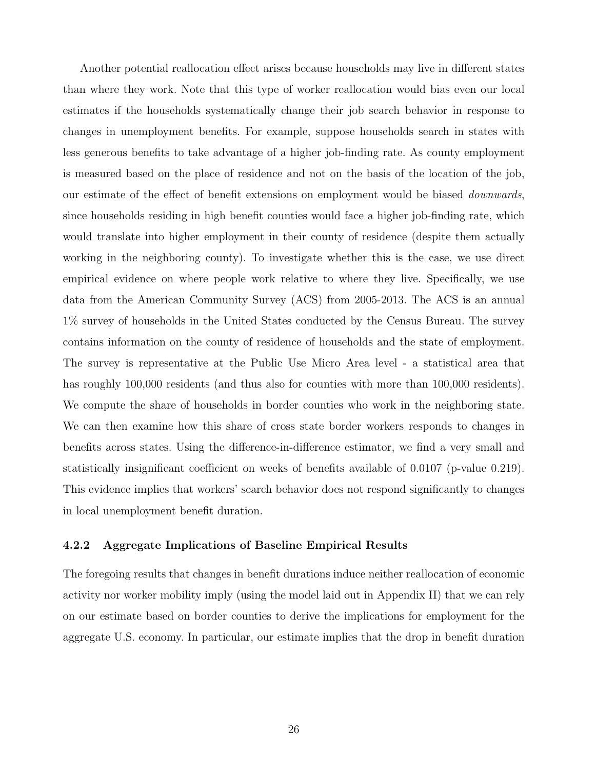Another potential reallocation effect arises because households may live in different states than where they work. Note that this type of worker reallocation would bias even our local estimates if the households systematically change their job search behavior in response to changes in unemployment benefits. For example, suppose households search in states with less generous benefits to take advantage of a higher job-finding rate. As county employment is measured based on the place of residence and not on the basis of the location of the job, our estimate of the effect of benefit extensions on employment would be biased *downwards*, since households residing in high benefit counties would face a higher job-finding rate, which would translate into higher employment in their county of residence (despite them actually working in the neighboring county). To investigate whether this is the case, we use direct empirical evidence on where people work relative to where they live. Specifically, we use data from the American Community Survey (ACS) from 2005-2013. The ACS is an annual 1% survey of households in the United States conducted by the Census Bureau. The survey contains information on the county of residence of households and the state of employment. The survey is representative at the Public Use Micro Area level - a statistical area that has roughly 100,000 residents (and thus also for counties with more than 100,000 residents). We compute the share of households in border counties who work in the neighboring state. We can then examine how this share of cross state border workers responds to changes in benefits across states. Using the difference-in-difference estimator, we find a very small and statistically insignificant coefficient on weeks of benefits available of 0.0107 (p-value 0.219). This evidence implies that workers' search behavior does not respond significantly to changes in local unemployment benefit duration.

#### 4.2.2 Aggregate Implications of Baseline Empirical Results

The foregoing results that changes in benefit durations induce neither reallocation of economic activity nor worker mobility imply (using the model laid out in Appendix II) that we can rely on our estimate based on border counties to derive the implications for employment for the aggregate U.S. economy. In particular, our estimate implies that the drop in benefit duration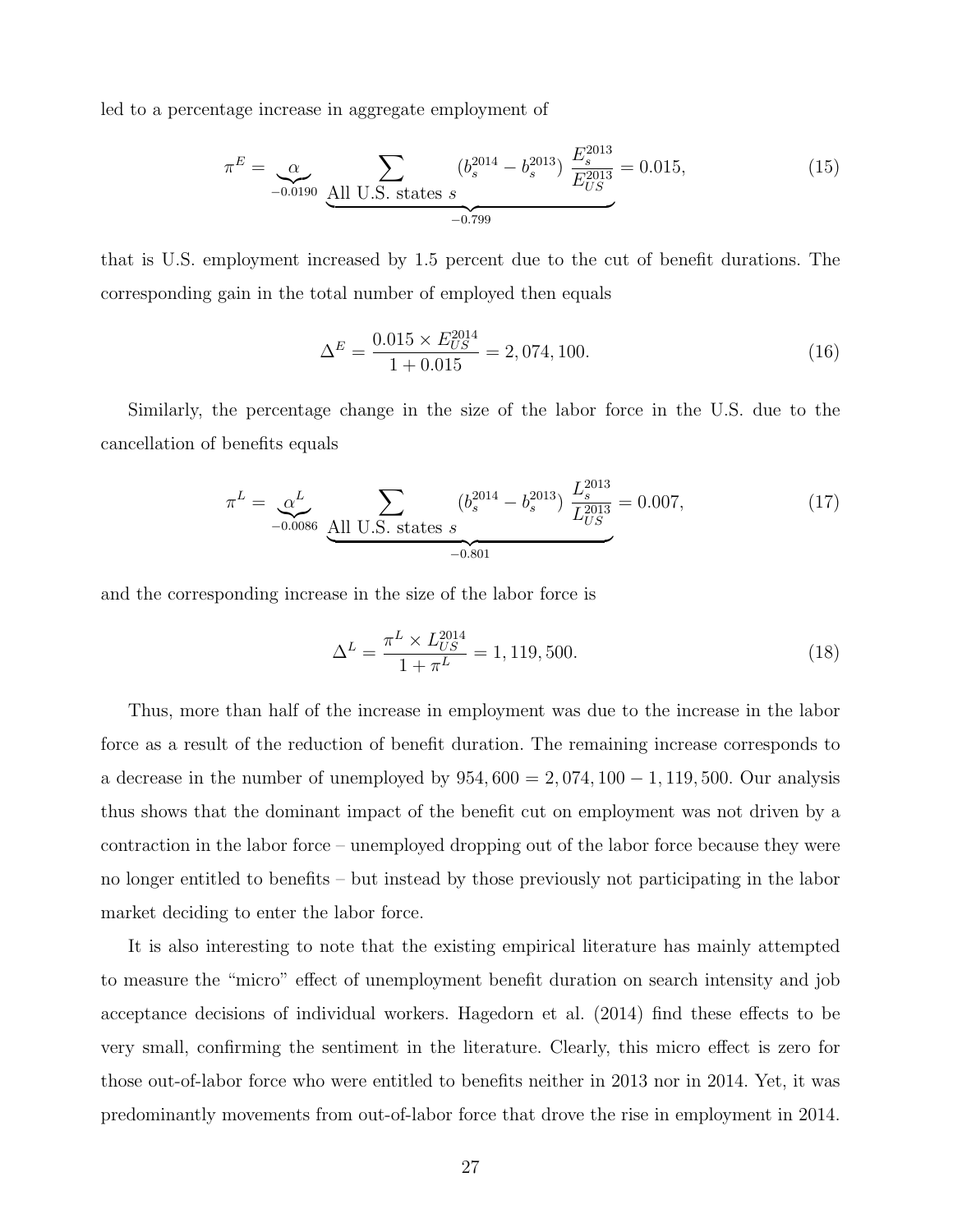led to a percentage increase in aggregate employment of

$$\pi^E = \underbrace{\alpha}_{-0.0190} \underbrace{\sum_{\text{All U.S. states } s} \left(b_s^{2014} - b_s^{2013}\right) \frac{E_s^{2013}}{E_{US}^{2013}}}_{-0.799} = 0.015, \tag{15}$$

that is U.S. employment increased by 1.5 percent due to the cut of benefit durations. The corresponding gain in the total number of employed then equals

$$\Delta^E = \frac{0.015 \times E_{US}^{2014}}{1 + 0.015} = 2,074,100. \tag{16}$$

Similarly, the percentage change in the size of the labor force in the U.S. due to the cancellation of benefits equals

$$\pi^L = \underbrace{\alpha^L}_{-0.0086} \underbrace{\sum_{\text{All U.S. states } s} \left(b_s^{2014} - b_s^{2013}\right) \frac{L_s^{2013}}{L_{US}^{2013}}}_{-0.801} = 0.007, \tag{17}$$

and the corresponding increase in the size of the labor force is

$$\Delta^L = \frac{\pi^L \times L_{US}^{2014}}{1 + \pi^L} = 1,119,500. \tag{18}$$

Thus, more than half of the increase in employment was due to the increase in the labor force as a result of the reduction of benefit duration. The remaining increase corresponds to a decrease in the number of unemployed by $954,600 = 2,074,100 - 1,119,500$. Our analysis thus shows that the dominant impact of the benefit cut on employment was not driven by a contraction in the labor force – unemployed dropping out of the labor force because they were no longer entitled to benefits – but instead by those previously not participating in the labor market deciding to enter the labor force.

It is also interesting to note that the existing empirical literature has mainly attempted to measure the "micro" effect of unemployment benefit duration on search intensity and job acceptance decisions of individual workers. Hagedorn et al. (2014) find these effects to be very small, confirming the sentiment in the literature. Clearly, this micro effect is zero for those out-of-labor force who were entitled to benefits neither in 2013 nor in 2014. Yet, it was predominantly movements from out-of-labor force that drove the rise in employment in 2014.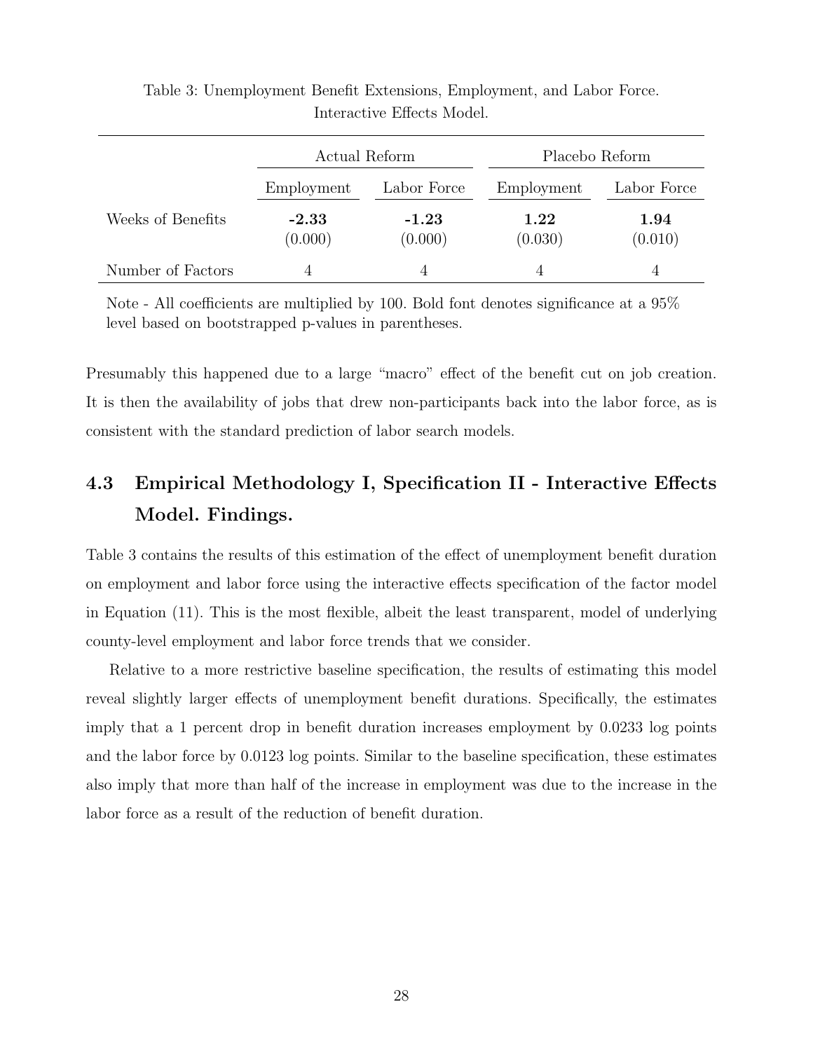Table 3: Unemployment Benefit Extensions, Employment, and Labor Force. Interactive Effects Model.

| | Actual Reform | | Placebo Reform | |
|---|---|---|---|---|
| | Employment | Labor Force | Employment | Labor Force |
| Weeks of Benefits | **-2.33** | **-1.23** | **1.22** | **1.94** |
| | (0.000) | (0.000) | (0.030) | (0.010) |
| Number of Factors | 4 | 4 | 4 | 4 |

Note - All coefficients are multiplied by 100. Bold font denotes significance at a 95% level based on bootstrapped p-values in parentheses.

Presumably this happened due to a large "macro" effect of the benefit cut on job creation. It is then the availability of jobs that drew non-participants back into the labor force, as is consistent with the standard prediction of labor search models.

## 4.3 Empirical Methodology I, Specification II - Interactive Effects Model. Findings.

Table 3 contains the results of this estimation of the effect of unemployment benefit duration on employment and labor force using the interactive effects specification of the factor model in Equation (11). This is the most flexible, albeit the least transparent, model of underlying county-level employment and labor force trends that we consider.

Relative to a more restrictive baseline specification, the results of estimating this model reveal slightly larger effects of unemployment benefit durations. Specifically, the estimates imply that a 1 percent drop in benefit duration increases employment by 0.0233 log points and the labor force by 0.0123 log points. Similar to the baseline specification, these estimates also imply that more than half of the increase in employment was due to the increase in the labor force as a result of the reduction of benefit duration.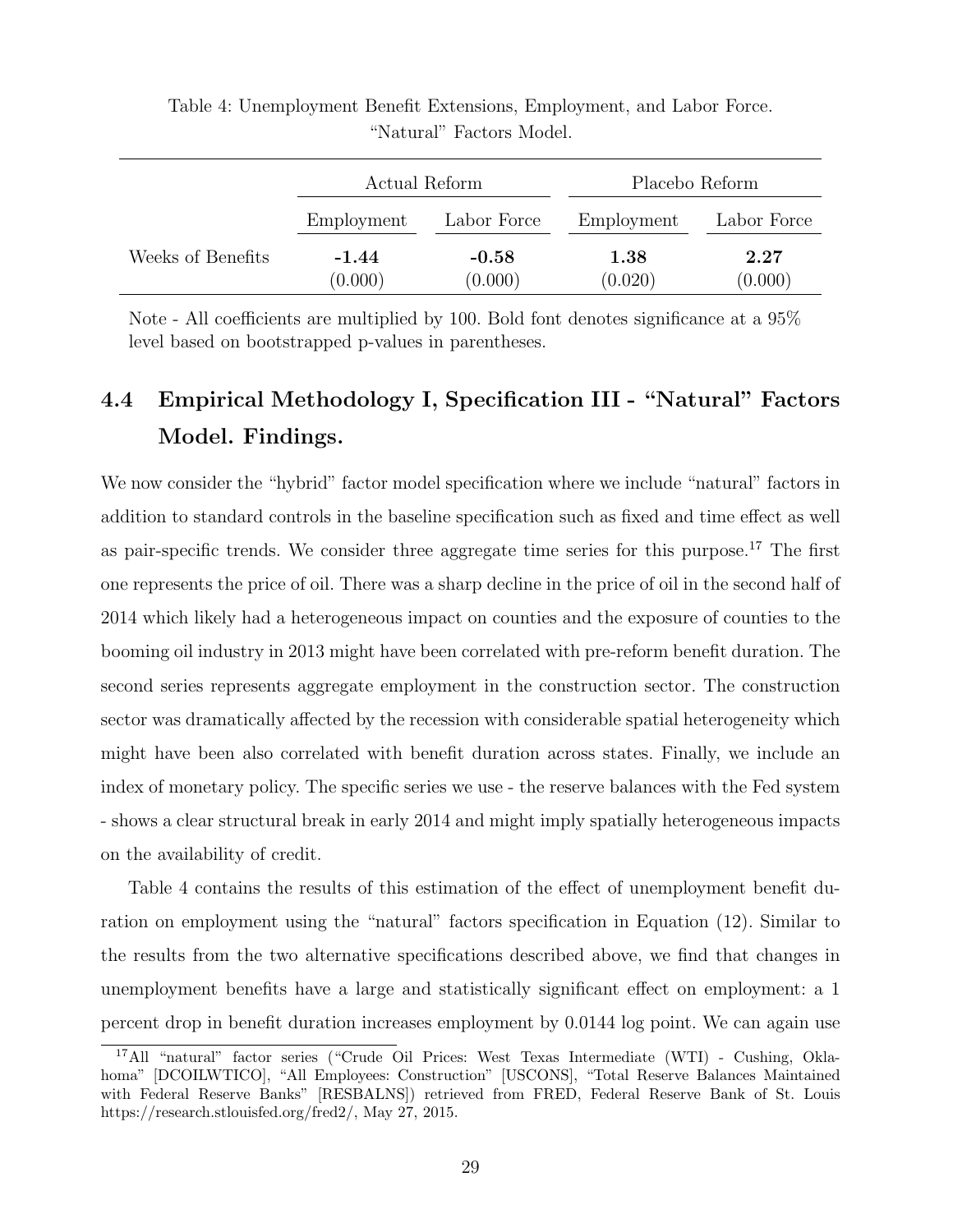Table 4: Unemployment Benefit Extensions, Employment, and Labor Force. "Natural" Factors Model.

| | Actual Reform | | Placebo Reform | |
|---|---|---|---|---|
| | Employment | Labor Force | Employment | Labor Force |
| Weeks of Benefits | **-1.44** | **-0.58** | **1.38** | **2.27** |
| | (0.000) | (0.000) | (0.020) | (0.000) |

Note - All coefficients are multiplied by 100. Bold font denotes significance at a 95% level based on bootstrapped p-values in parentheses.

## 4.4 Empirical Methodology I, Specification III - "Natural" Factors Model. Findings.

We now consider the "hybrid" factor model specification where we include "natural" factors in addition to standard controls in the baseline specification such as fixed and time effect as well as pair-specific trends. We consider three aggregate time series for this purpose.[17] The first one represents the price of oil. There was a sharp decline in the price of oil in the second half of 2014 which likely had a heterogeneous impact on counties and the exposure of counties to the booming oil industry in 2013 might have been correlated with pre-reform benefit duration. The second series represents aggregate employment in the construction sector. The construction sector was dramatically affected by the recession with considerable spatial heterogeneity which might have been also correlated with benefit duration across states. Finally, we include an index of monetary policy. The specific series we use - the reserve balances with the Fed system - shows a clear structural break in early 2014 and might imply spatially heterogeneous impacts on the availability of credit.

Table 4 contains the results of this estimation of the effect of unemployment benefit duration on employment using the "natural" factors specification in Equation (12). Similar to the results from the two alternative specifications described above, we find that changes in unemployment benefits have a large and statistically significant effect on employment: a 1 percent drop in benefit duration increases employment by 0.0144 log point. We can again use

[17] All "natural" factor series ("Crude Oil Prices: West Texas Intermediate (WTI) - Cushing, Oklahoma" [DCOILWTICO], "All Employees: Construction" [USCONS], "Total Reserve Balances Maintained with Federal Reserve Banks" [RESBALNS]) retrieved from FRED, Federal Reserve Bank of St. Louis https://research.stlouisfed.org/fred2/, May 27, 2015.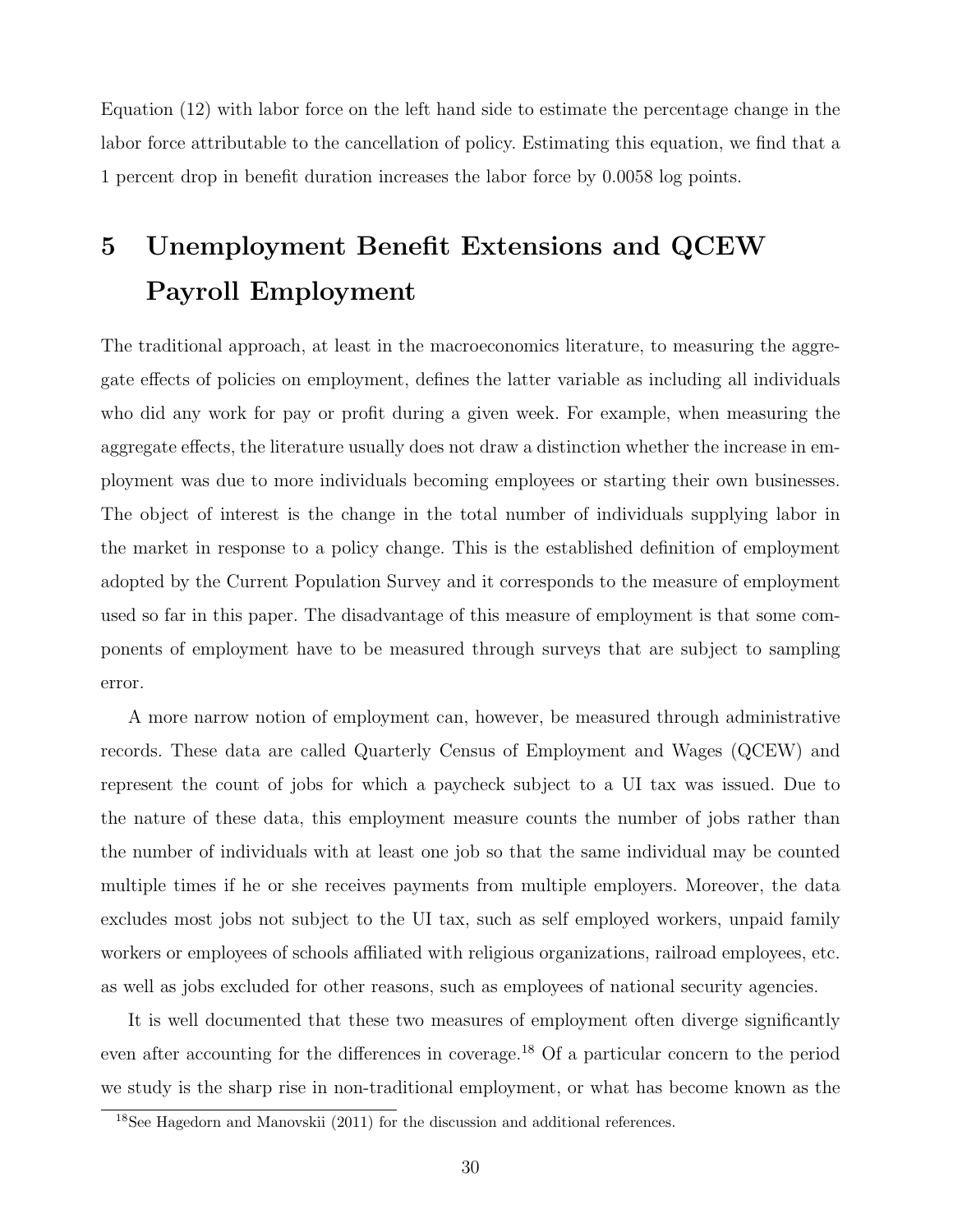Equation (12) with labor force on the left hand side to estimate the percentage change in the labor force attributable to the cancellation of policy. Estimating this equation, we find that a 1 percent drop in benefit duration increases the labor force by 0.0058 log points.

# 5 Unemployment Benefit Extensions and QCEW Payroll Employment

The traditional approach, at least in the macroeconomics literature, to measuring the aggregate effects of policies on employment, defines the latter variable as including all individuals who did any work for pay or profit during a given week. For example, when measuring the aggregate effects, the literature usually does not draw a distinction whether the increase in employment was due to more individuals becoming employees or starting their own businesses. The object of interest is the change in the total number of individuals supplying labor in the market in response to a policy change. This is the established definition of employment adopted by the Current Population Survey and it corresponds to the measure of employment used so far in this paper. The disadvantage of this measure of employment is that some components of employment have to be measured through surveys that are subject to sampling error.

A more narrow notion of employment can, however, be measured through administrative records. These data are called Quarterly Census of Employment and Wages (QCEW) and represent the count of jobs for which a paycheck subject to a UI tax was issued. Due to the nature of these data, this employment measure counts the number of jobs rather than the number of individuals with at least one job so that the same individual may be counted multiple times if he or she receives payments from multiple employers. Moreover, the data excludes most jobs not subject to the UI tax, such as self employed workers, unpaid family workers or employees of schools affiliated with religious organizations, railroad employees, etc. as well as jobs excluded for other reasons, such as employees of national security agencies.

It is well documented that these two measures of employment often diverge significantly even after accounting for the differences in coverage.[18] Of a particular concern to the period we study is the sharp rise in non-traditional employment, or what has become known as the

[18] See Hagedorn and Manovskii (2011) for the discussion and additional references.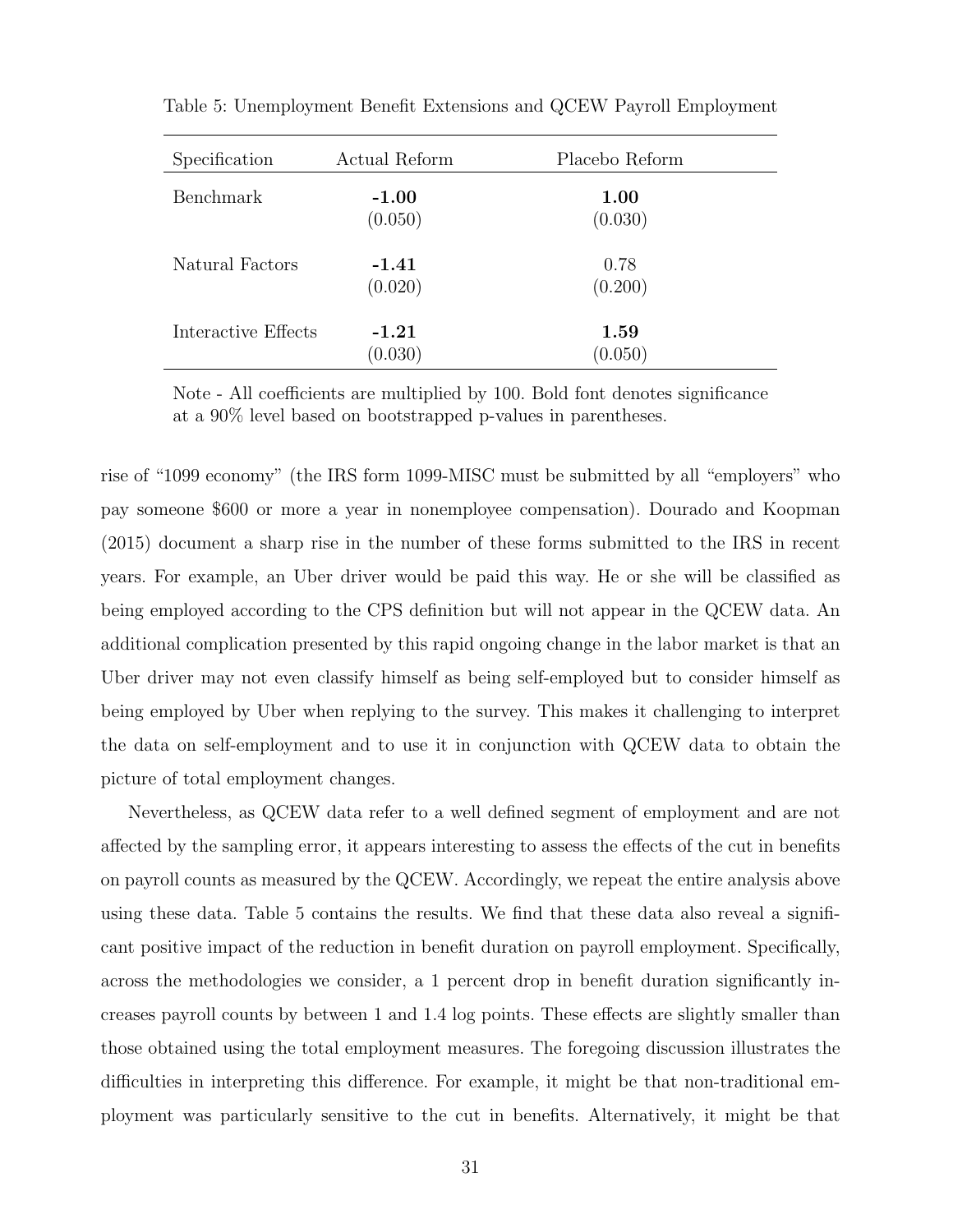Table 5: Unemployment Benefit Extensions and QCEW Payroll Employment

| Specification | Actual Reform | Placebo Reform |
|---|---|---|
| Benchmark | **-1.00** | **1.00** |
| | (0.050) | (0.030) |
| Natural Factors | **-1.41** | 0.78 |
| | (0.020) | (0.200) |
| Interactive Effects | **-1.21** | **1.59** |
| | (0.030) | (0.050) |

Note - All coefficients are multiplied by 100. Bold font denotes significance at a 90% level based on bootstrapped p-values in parentheses.

rise of "1099 economy" (the IRS form 1099-MISC must be submitted by all "employers" who pay someone \$600 or more a year in nonemployee compensation). Dourado and Koopman (2015) document a sharp rise in the number of these forms submitted to the IRS in recent years. For example, an Uber driver would be paid this way. He or she will be classified as being employed according to the CPS definition but will not appear in the QCEW data. An additional complication presented by this rapid ongoing change in the labor market is that an Uber driver may not even classify himself as being self-employed but to consider himself as being employed by Uber when replying to the survey. This makes it challenging to interpret the data on self-employment and to use it in conjunction with QCEW data to obtain the picture of total employment changes.

Nevertheless, as QCEW data refer to a well defined segment of employment and are not affected by the sampling error, it appears interesting to assess the effects of the cut in benefits on payroll counts as measured by the QCEW. Accordingly, we repeat the entire analysis above using these data. Table 5 contains the results. We find that these data also reveal a significant positive impact of the reduction in benefit duration on payroll employment. Specifically, across the methodologies we consider, a 1 percent drop in benefit duration significantly increases payroll counts by between 1 and 1.4 log points. These effects are slightly smaller than those obtained using the total employment measures. The foregoing discussion illustrates the difficulties in interpreting this difference. For example, it might be that non-traditional employment was particularly sensitive to the cut in benefits. Alternatively, it might be that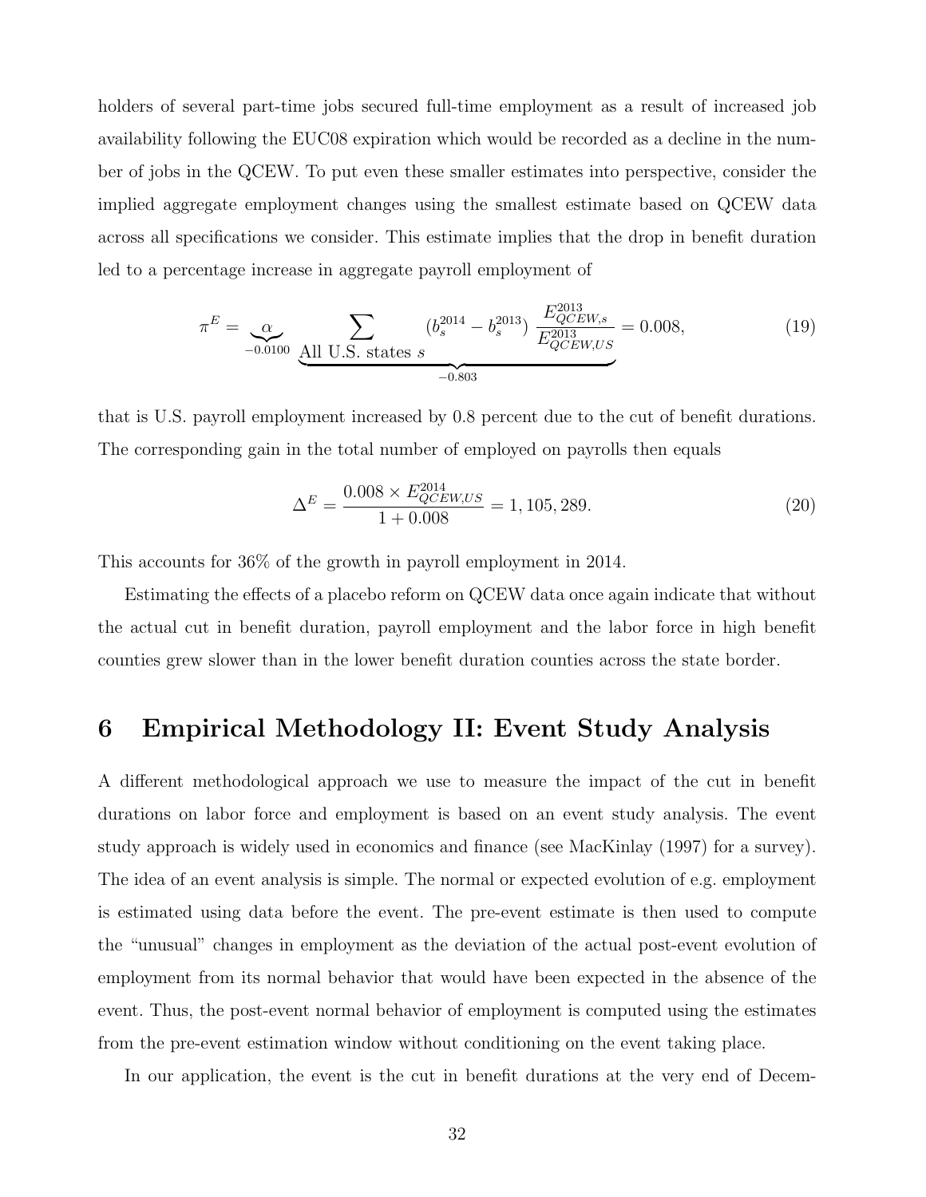holders of several part-time jobs secured full-time employment as a result of increased job availability following the EUC08 expiration which would be recorded as a decline in the number of jobs in the QCEW. To put even these smaller estimates into perspective, consider the implied aggregate employment changes using the smallest estimate based on QCEW data across all specifications we consider. This estimate implies that the drop in benefit duration led to a percentage increase in aggregate payroll employment of

$$\pi^E = \underbrace{\alpha}_{-0.0100} \underbrace{\sum_{\text{All U.S. states } s} \left(b_s^{2014} - b_s^{2013}\right) \frac{E_{QCEW,s}^{2013}}{E_{QCEW,US}^{2013}}}_{-0.803} = 0.008, \tag{19}$$

that is U.S. payroll employment increased by 0.8 percent due to the cut of benefit durations. The corresponding gain in the total number of employed on payrolls then equals

$$\Delta^E = \frac{0.008 \times E_{QCEW,US}^{2014}}{1 + 0.008} = 1,105,289. \tag{20}$$

This accounts for 36% of the growth in payroll employment in 2014.

Estimating the effects of a placebo reform on QCEW data once again indicate that without the actual cut in benefit duration, payroll employment and the labor force in high benefit counties grew slower than in the lower benefit duration counties across the state border.

# 6 Empirical Methodology II: Event Study Analysis

A different methodological approach we use to measure the impact of the cut in benefit durations on labor force and employment is based on an event study analysis. The event study approach is widely used in economics and finance (see MacKinlay (1997) for a survey). The idea of an event analysis is simple. The normal or expected evolution of e.g. employment is estimated using data before the event. The pre-event estimate is then used to compute the "unusual" changes in employment as the deviation of the actual post-event evolution of employment from its normal behavior that would have been expected in the absence of the event. Thus, the post-event normal behavior of employment is computed using the estimates from the pre-event estimation window without conditioning on the event taking place.

In our application, the event is the cut in benefit durations at the very end of Decem-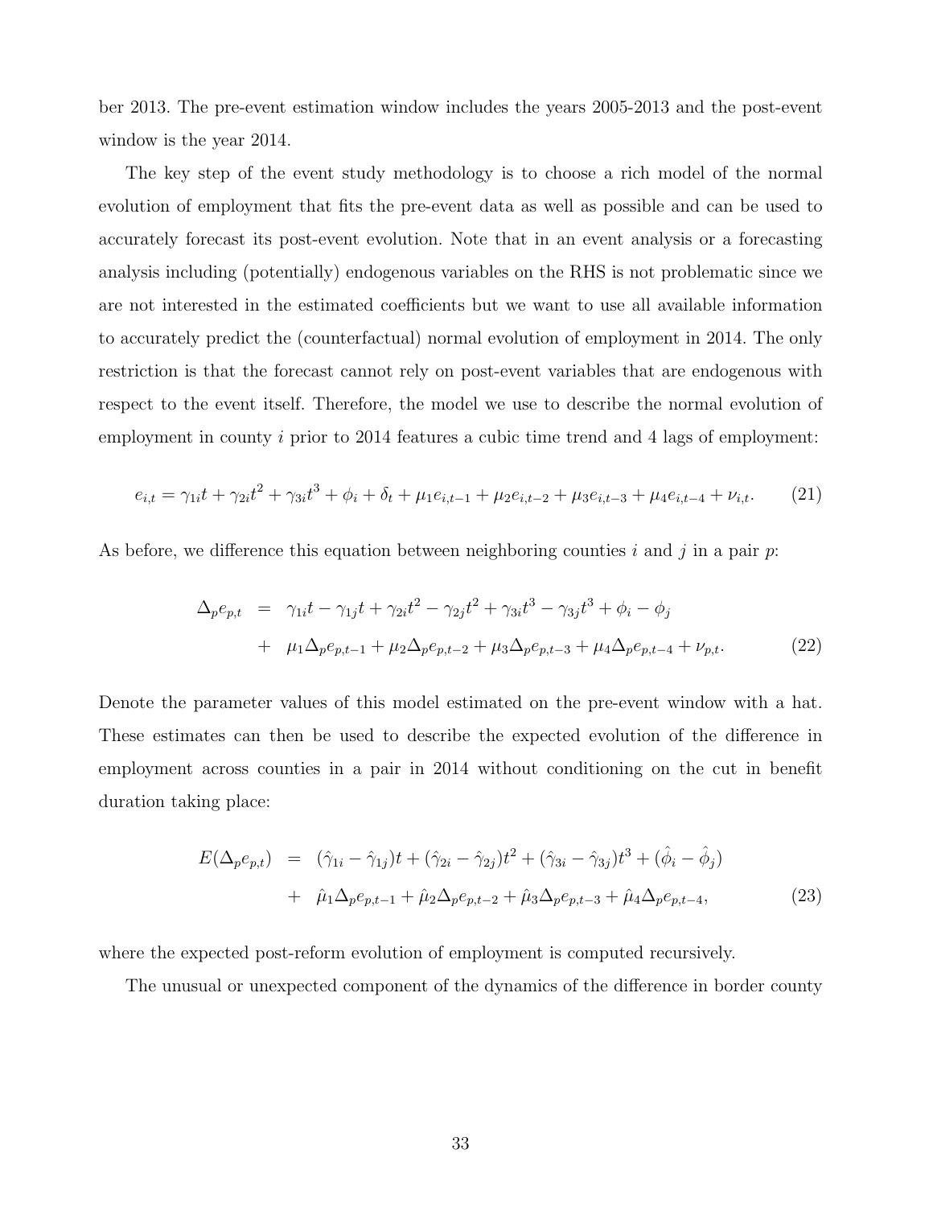ber 2013. The pre-event estimation window includes the years 2005-2013 and the post-event window is the year 2014.

The key step of the event study methodology is to choose a rich model of the normal evolution of employment that fits the pre-event data as well as possible and can be used to accurately forecast its post-event evolution. Note that in an event analysis or a forecasting analysis including (potentially) endogenous variables on the RHS is not problematic since we are not interested in the estimated coefficients but we want to use all available information to accurately predict the (counterfactual) normal evolution of employment in 2014. The only restriction is that the forecast cannot rely on post-event variables that are endogenous with respect to the event itself. Therefore, the model we use to describe the normal evolution of employment in county $i$ prior to 2014 features a cubic time trend and 4 lags of employment:

$$e_{i,t} = \gamma_{1i}t + \gamma_{2i}t^2 + \gamma_{3i}t^3 + \phi_i + \delta_t + \mu_1 e_{i,t-1} + \mu_2 e_{i,t-2} + \mu_3 e_{i,t-3} + \mu_4 e_{i,t-4} + \nu_{i,t}. \quad (21)$$

As before, we difference this equation between neighboring counties $i$ and $j$ in a pair $p$:

$$\begin{aligned} \Delta_p e_{p,t} &= \gamma_{1i}t - \gamma_{1j}t + \gamma_{2i}t^2 - \gamma_{2j}t^2 + \gamma_{3i}t^3 - \gamma_{3j}t^3 + \phi_i - \phi_j \\ &+ \mu_1 \Delta_p e_{p,t-1} + \mu_2 \Delta_p e_{p,t-2} + \mu_3 \Delta_p e_{p,t-3} + \mu_4 \Delta_p e_{p,t-4} + \nu_{p,t}. \end{aligned} \quad (22)$$

Denote the parameter values of this model estimated on the pre-event window with a hat. These estimates can then be used to describe the expected evolution of the difference in employment across counties in a pair in 2014 without conditioning on the cut in benefit duration taking place:

$$\begin{aligned} E(\Delta_p e_{p,t}) &= (\hat{\gamma}_{1i} - \hat{\gamma}_{1j})t + (\hat{\gamma}_{2i} - \hat{\gamma}_{2j})t^2 + (\hat{\gamma}_{3i} - \hat{\gamma}_{3j})t^3 + (\hat{\phi}_i - \hat{\phi}_j) \\ &+ \hat{\mu}_1 \Delta_p e_{p,t-1} + \hat{\mu}_2 \Delta_p e_{p,t-2} + \hat{\mu}_3 \Delta_p e_{p,t-3} + \hat{\mu}_4 \Delta_p e_{p,t-4}, \end{aligned} \quad (23)$$

where the expected post-reform evolution of employment is computed recursively.

The unusual or unexpected component of the dynamics of the difference in border county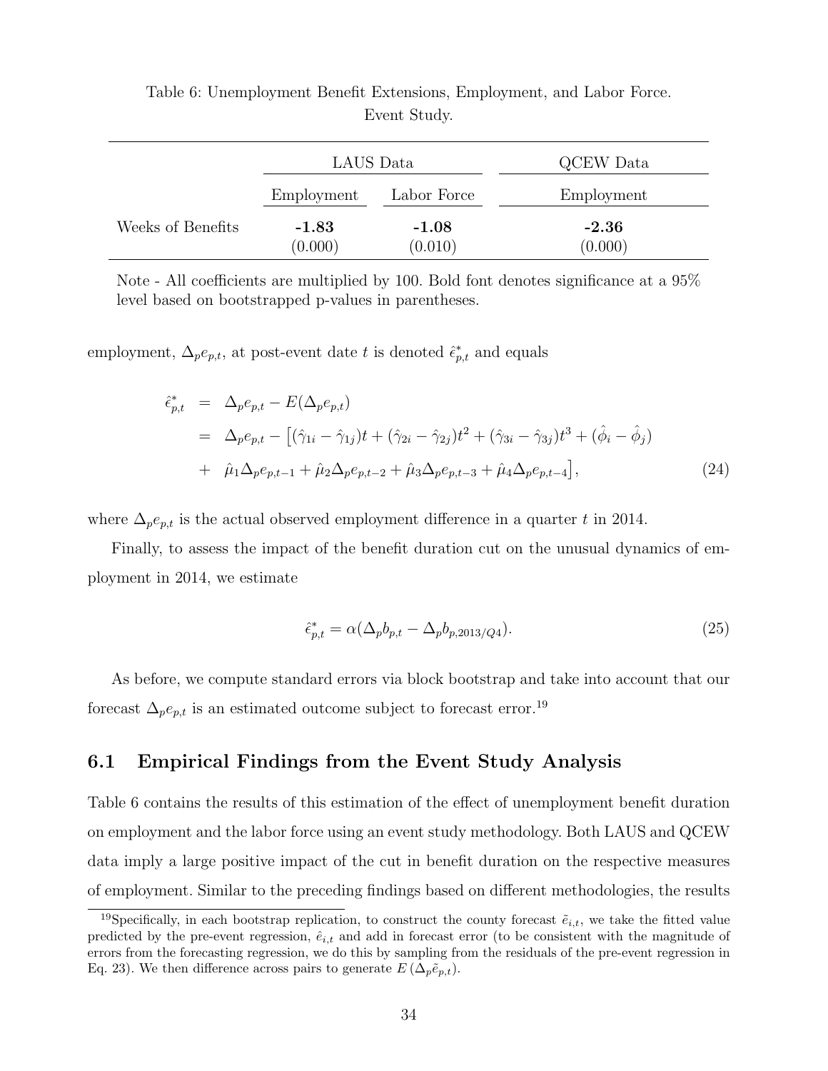Table 6: Unemployment Benefit Extensions, Employment, and Labor Force. Event Study.

| | LAUS Data | | QCEW Data |
|---|---|---|---|
| | Employment | Labor Force | Employment |
| Weeks of Benefits | **-1.83** | **-1.08** | **-2.36** |
| | (0.000) | (0.010) | (0.000) |

Note - All coefficients are multiplied by 100. Bold font denotes significance at a 95% level based on bootstrapped p-values in parentheses.

employment, $\Delta_p e_{p,t}$, at post-event date $t$ is denoted $\hat{\epsilon}^*_{p,t}$ and equals

$$\begin{aligned}
\hat{\epsilon}^*_{p,t} &= \Delta_p e_{p,t} - E(\Delta_p e_{p,t}) \\
&= \Delta_p e_{p,t} - \big[(\hat{\gamma}_{1i} - \hat{\gamma}_{1j})t + (\hat{\gamma}_{2i} - \hat{\gamma}_{2j})t^2 + (\hat{\gamma}_{3i} - \hat{\gamma}_{3j})t^3 + (\hat{\phi}_i - \hat{\phi}_j) \\
&+ \hat{\mu}_1 \Delta_p e_{p,t-1} + \hat{\mu}_2 \Delta_p e_{p,t-2} + \hat{\mu}_3 \Delta_p e_{p,t-3} + \hat{\mu}_4 \Delta_p e_{p,t-4}\big], \qquad (24)
\end{aligned}$$

where $\Delta_p e_{p,t}$ is the actual observed employment difference in a quarter $t$ in 2014.

Finally, to assess the impact of the benefit duration cut on the unusual dynamics of employment in 2014, we estimate

$$\hat{\epsilon}^*_{p,t} = \alpha(\Delta_p b_{p,t} - \Delta_p b_{p,2013/Q4}). \qquad (25)$$

As before, we compute standard errors via block bootstrap and take into account that our forecast $\Delta_p e_{p,t}$ is an estimated outcome subject to forecast error.[19]

## 6.1 Empirical Findings from the Event Study Analysis

Table 6 contains the results of this estimation of the effect of unemployment benefit duration on employment and the labor force using an event study methodology. Both LAUS and QCEW data imply a large positive impact of the cut in benefit duration on the respective measures of employment. Similar to the preceding findings based on different methodologies, the results

[19] Specifically, in each bootstrap replication, to construct the county forecast $\tilde{e}_{i,t}$, we take the fitted value predicted by the pre-event regression, $\hat{e}_{i,t}$ and add in forecast error (to be consistent with the magnitude of errors from the forecasting regression, we do this by sampling from the residuals of the pre-event regression in Eq. 23). We then difference across pairs to generate $E\left(\Delta_p \tilde{e}_{p,t}\right)$.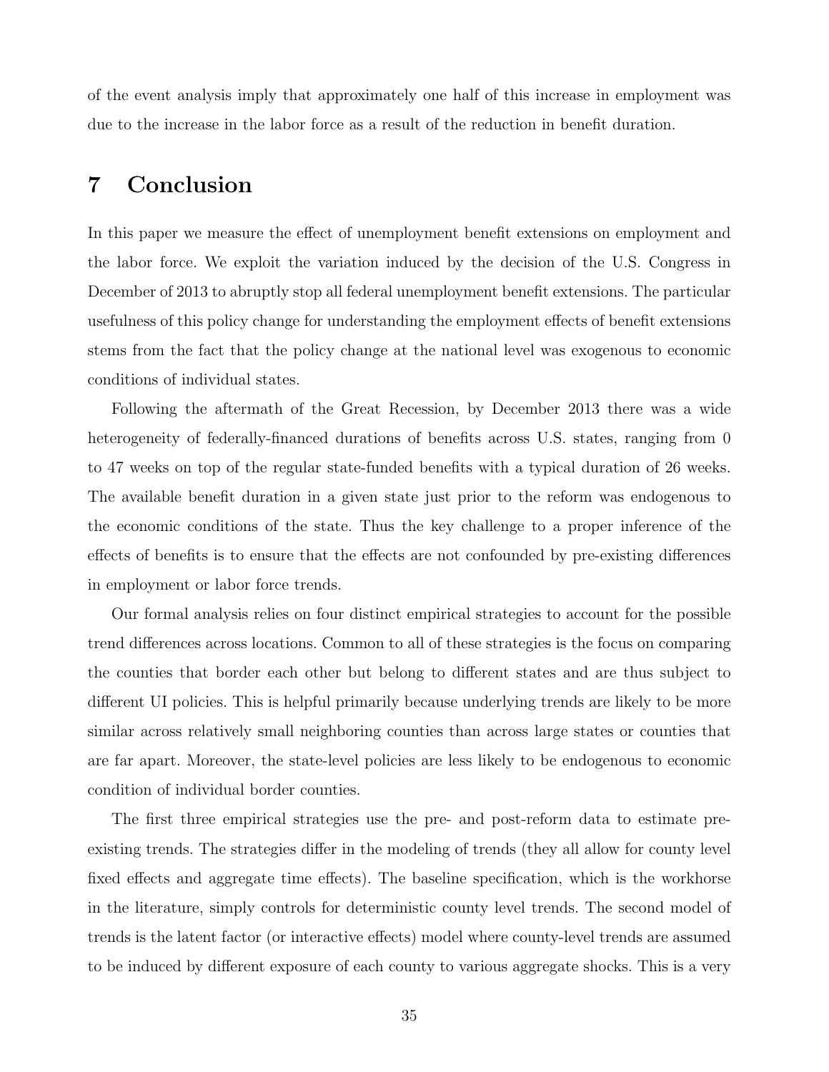of the event analysis imply that approximately one half of this increase in employment was due to the increase in the labor force as a result of the reduction in benefit duration.

# 7 Conclusion

In this paper we measure the effect of unemployment benefit extensions on employment and the labor force. We exploit the variation induced by the decision of the U.S. Congress in December of 2013 to abruptly stop all federal unemployment benefit extensions. The particular usefulness of this policy change for understanding the employment effects of benefit extensions stems from the fact that the policy change at the national level was exogenous to economic conditions of individual states.

Following the aftermath of the Great Recession, by December 2013 there was a wide heterogeneity of federally-financed durations of benefits across U.S. states, ranging from 0 to 47 weeks on top of the regular state-funded benefits with a typical duration of 26 weeks. The available benefit duration in a given state just prior to the reform was endogenous to the economic conditions of the state. Thus the key challenge to a proper inference of the effects of benefits is to ensure that the effects are not confounded by pre-existing differences in employment or labor force trends.

Our formal analysis relies on four distinct empirical strategies to account for the possible trend differences across locations. Common to all of these strategies is the focus on comparing the counties that border each other but belong to different states and are thus subject to different UI policies. This is helpful primarily because underlying trends are likely to be more similar across relatively small neighboring counties than across large states or counties that are far apart. Moreover, the state-level policies are less likely to be endogenous to economic condition of individual border counties.

The first three empirical strategies use the pre- and post-reform data to estimate pre-existing trends. The strategies differ in the modeling of trends (they all allow for county level fixed effects and aggregate time effects). The baseline specification, which is the workhorse in the literature, simply controls for deterministic county level trends. The second model of trends is the latent factor (or interactive effects) model where county-level trends are assumed to be induced by different exposure of each county to various aggregate shocks. This is a very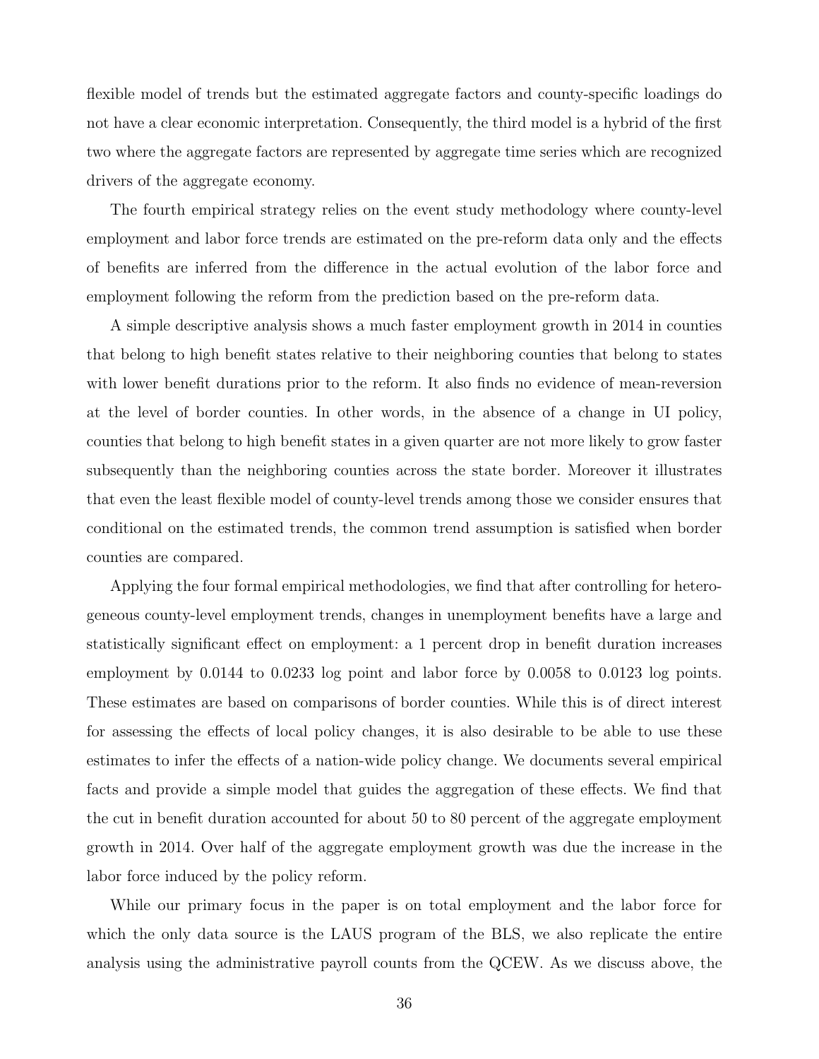flexible model of trends but the estimated aggregate factors and county-specific loadings do not have a clear economic interpretation. Consequently, the third model is a hybrid of the first two where the aggregate factors are represented by aggregate time series which are recognized drivers of the aggregate economy.

The fourth empirical strategy relies on the event study methodology where county-level employment and labor force trends are estimated on the pre-reform data only and the effects of benefits are inferred from the difference in the actual evolution of the labor force and employment following the reform from the prediction based on the pre-reform data.

A simple descriptive analysis shows a much faster employment growth in 2014 in counties that belong to high benefit states relative to their neighboring counties that belong to states with lower benefit durations prior to the reform. It also finds no evidence of mean-reversion at the level of border counties. In other words, in the absence of a change in UI policy, counties that belong to high benefit states in a given quarter are not more likely to grow faster subsequently than the neighboring counties across the state border. Moreover it illustrates that even the least flexible model of county-level trends among those we consider ensures that conditional on the estimated trends, the common trend assumption is satisfied when border counties are compared.

Applying the four formal empirical methodologies, we find that after controlling for heterogeneous county-level employment trends, changes in unemployment benefits have a large and statistically significant effect on employment: a 1 percent drop in benefit duration increases employment by 0.0144 to 0.0233 log point and labor force by 0.0058 to 0.0123 log points. These estimates are based on comparisons of border counties. While this is of direct interest for assessing the effects of local policy changes, it is also desirable to be able to use these estimates to infer the effects of a nation-wide policy change. We documents several empirical facts and provide a simple model that guides the aggregation of these effects. We find that the cut in benefit duration accounted for about 50 to 80 percent of the aggregate employment growth in 2014. Over half of the aggregate employment growth was due the increase in the labor force induced by the policy reform.

While our primary focus in the paper is on total employment and the labor force for which the only data source is the LAUS program of the BLS, we also replicate the entire analysis using the administrative payroll counts from the QCEW. As we discuss above, the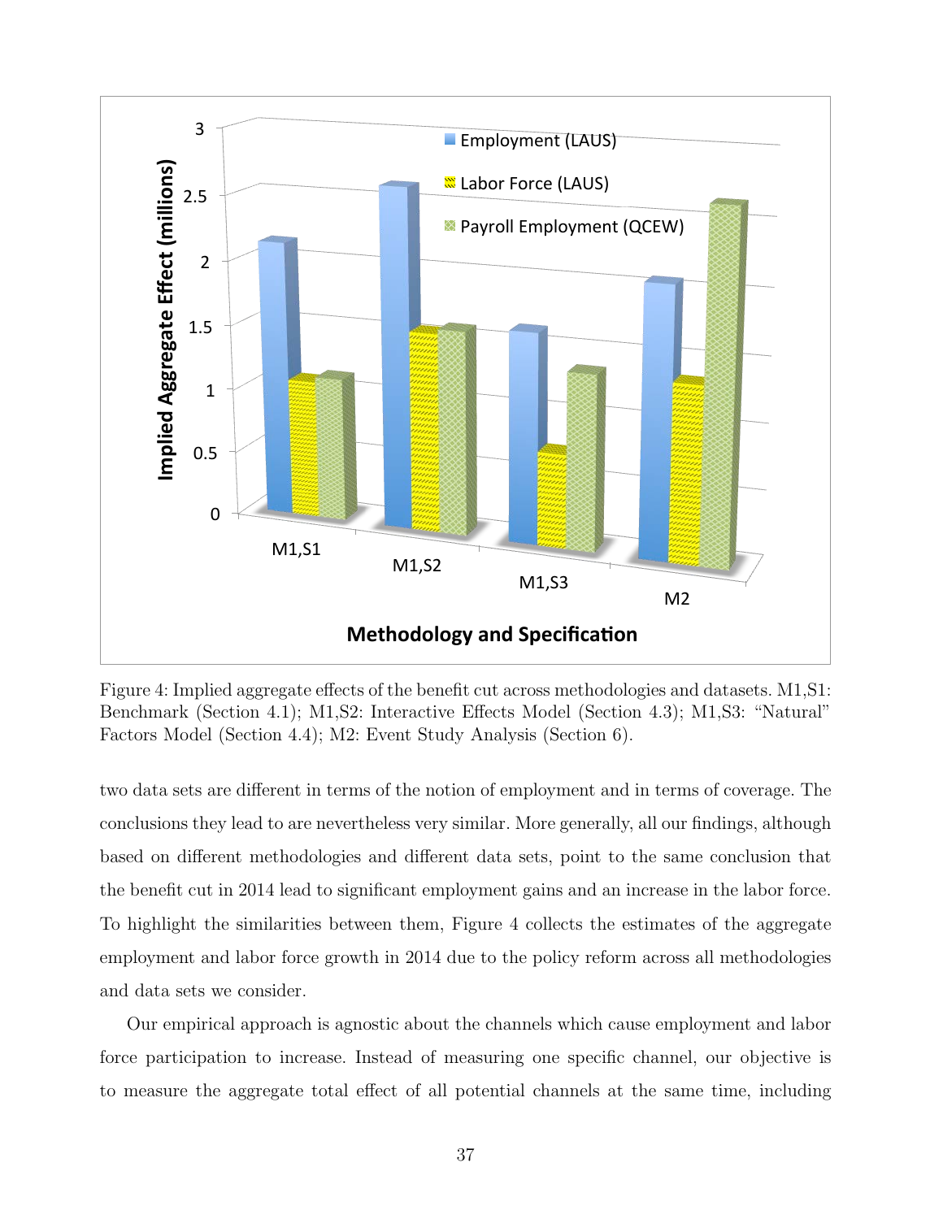Figure 4: Implied aggregate effects of the benefit cut across methodologies and datasets. M1,S1: Benchmark (Section 4.1); M1,S2: Interactive Effects Model (Section 4.3); M1,S3: "Natural" Factors Model (Section 4.4); M2: Event Study Analysis (Section 6).

two data sets are different in terms of the notion of employment and in terms of coverage. The conclusions they lead to are nevertheless very similar. More generally, all our findings, although based on different methodologies and different data sets, point to the same conclusion that the benefit cut in 2014 lead to significant employment gains and an increase in the labor force. To highlight the similarities between them, Figure 4 collects the estimates of the aggregate employment and labor force growth in 2014 due to the policy reform across all methodologies and data sets we consider.

Our empirical approach is agnostic about the channels which cause employment and labor force participation to increase. Instead of measuring one specific channel, our objective is to measure the aggregate total effect of all potential channels at the same time, including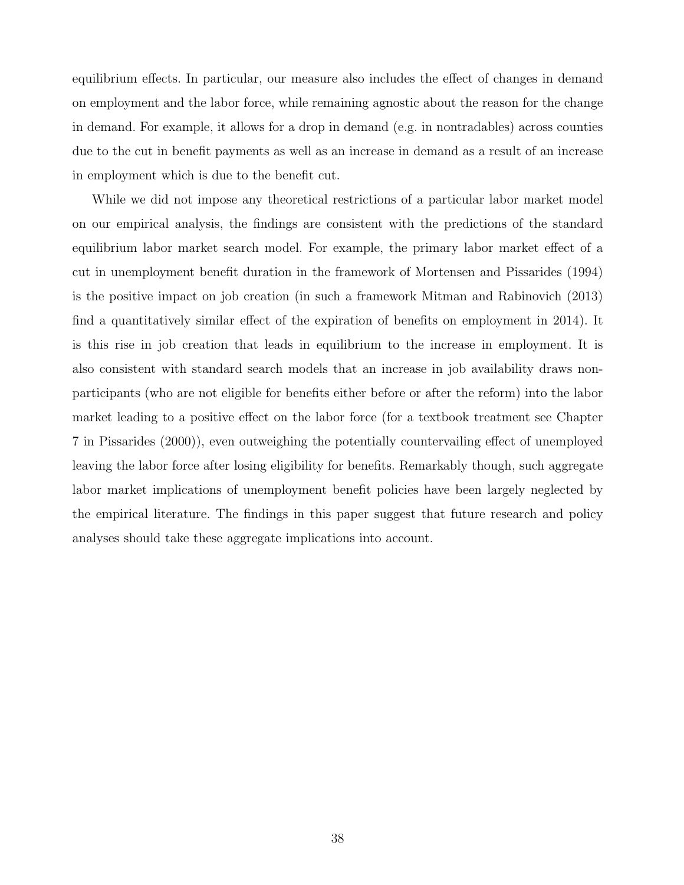equilibrium effects. In particular, our measure also includes the effect of changes in demand on employment and the labor force, while remaining agnostic about the reason for the change in demand. For example, it allows for a drop in demand (e.g. in nontradables) across counties due to the cut in benefit payments as well as an increase in demand as a result of an increase in employment which is due to the benefit cut.

While we did not impose any theoretical restrictions of a particular labor market model on our empirical analysis, the findings are consistent with the predictions of the standard equilibrium labor market search model. For example, the primary labor market effect of a cut in unemployment benefit duration in the framework of Mortensen and Pissarides (1994) is the positive impact on job creation (in such a framework Mitman and Rabinovich (2013) find a quantitatively similar effect of the expiration of benefits on employment in 2014). It is this rise in job creation that leads in equilibrium to the increase in employment. It is also consistent with standard search models that an increase in job availability draws non-participants (who are not eligible for benefits either before or after the reform) into the labor market leading to a positive effect on the labor force (for a textbook treatment see Chapter 7 in Pissarides (2000)), even outweighing the potentially countervailing effect of unemployed leaving the labor force after losing eligibility for benefits. Remarkably though, such aggregate labor market implications of unemployment benefit policies have been largely neglected by the empirical literature. The findings in this paper suggest that future research and policy analyses should take these aggregate implications into account.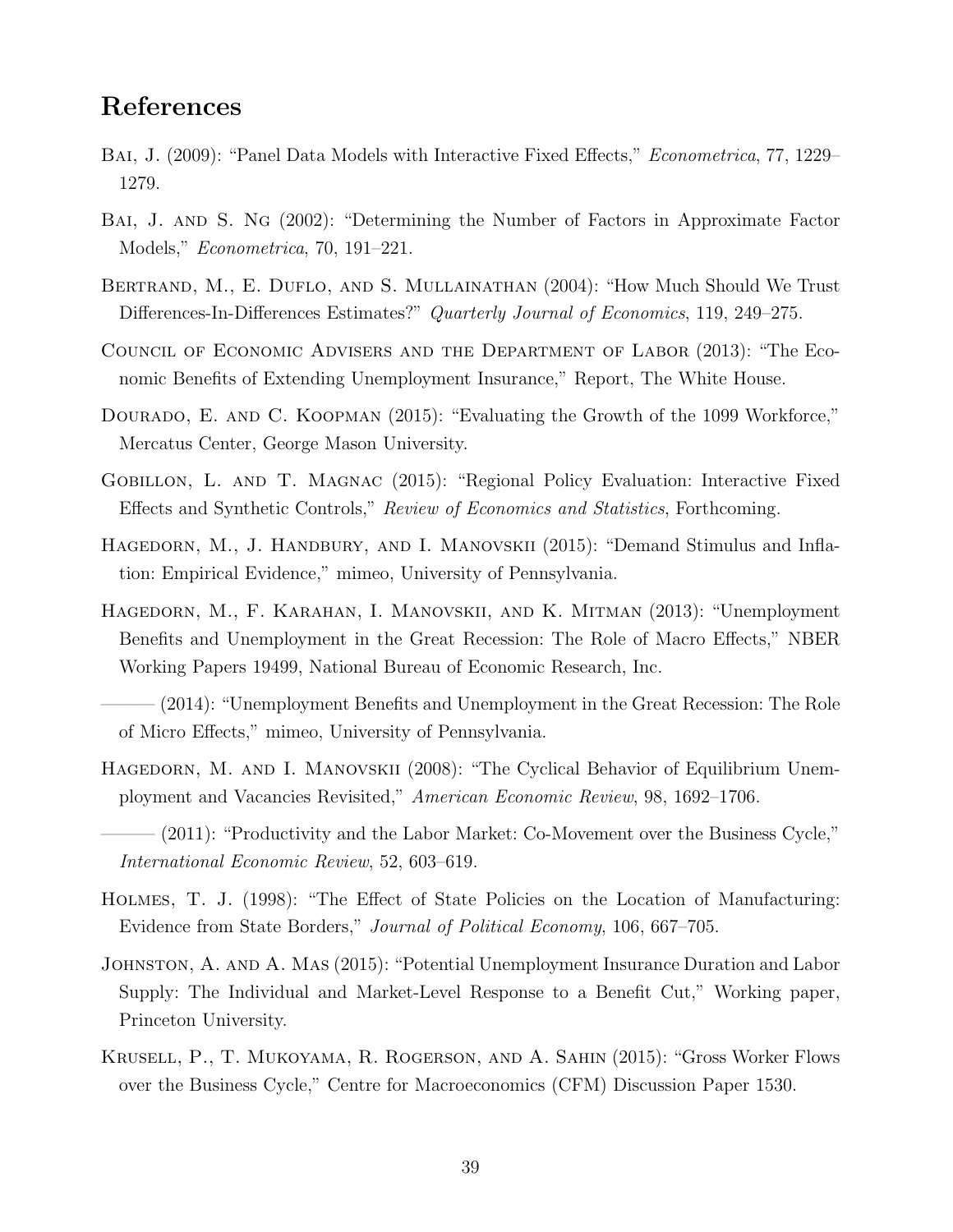# References

Bai, J. (2009): "Panel Data Models with Interactive Fixed Effects," *Econometrica*, 77, 1229–1279.

Bai, J. and S. Ng (2002): "Determining the Number of Factors in Approximate Factor Models," *Econometrica*, 70, 191–221.

Bertrand, M., E. Duflo, and S. Mullainathan (2004): "How Much Should We Trust Differences-In-Differences Estimates?" *Quarterly Journal of Economics*, 119, 249–275.

Council of Economic Advisers and the Department of Labor (2013): "The Economic Benefits of Extending Unemployment Insurance," Report, The White House.

Dourado, E. and C. Koopman (2015): "Evaluating the Growth of the 1099 Workforce," Mercatus Center, George Mason University.

Gobillon, L. and T. Magnac (2015): "Regional Policy Evaluation: Interactive Fixed Effects and Synthetic Controls," *Review of Economics and Statistics*, Forthcoming.

Hagedorn, M., J. Handbury, and I. Manovskii (2015): "Demand Stimulus and Inflation: Empirical Evidence," mimeo, University of Pennsylvania.

Hagedorn, M., F. Karahan, I. Manovskii, and K. Mitman (2013): "Unemployment Benefits and Unemployment in the Great Recession: The Role of Macro Effects," NBER Working Papers 19499, National Bureau of Economic Research, Inc.

——— (2014): "Unemployment Benefits and Unemployment in the Great Recession: The Role of Micro Effects," mimeo, University of Pennsylvania.

Hagedorn, M. and I. Manovskii (2008): "The Cyclical Behavior of Equilibrium Unemployment and Vacancies Revisited," *American Economic Review*, 98, 1692–1706.

——— (2011): "Productivity and the Labor Market: Co-Movement over the Business Cycle," *International Economic Review*, 52, 603–619.

Holmes, T. J. (1998): "The Effect of State Policies on the Location of Manufacturing: Evidence from State Borders," *Journal of Political Economy*, 106, 667–705.

Johnston, A. and A. Mas (2015): "Potential Unemployment Insurance Duration and Labor Supply: The Individual and Market-Level Response to a Benefit Cut," Working paper, Princeton University.

Krusell, P., T. Mukoyama, R. Rogerson, and A. Sahin (2015): "Gross Worker Flows over the Business Cycle," Centre for Macroeconomics (CFM) Discussion Paper 1530.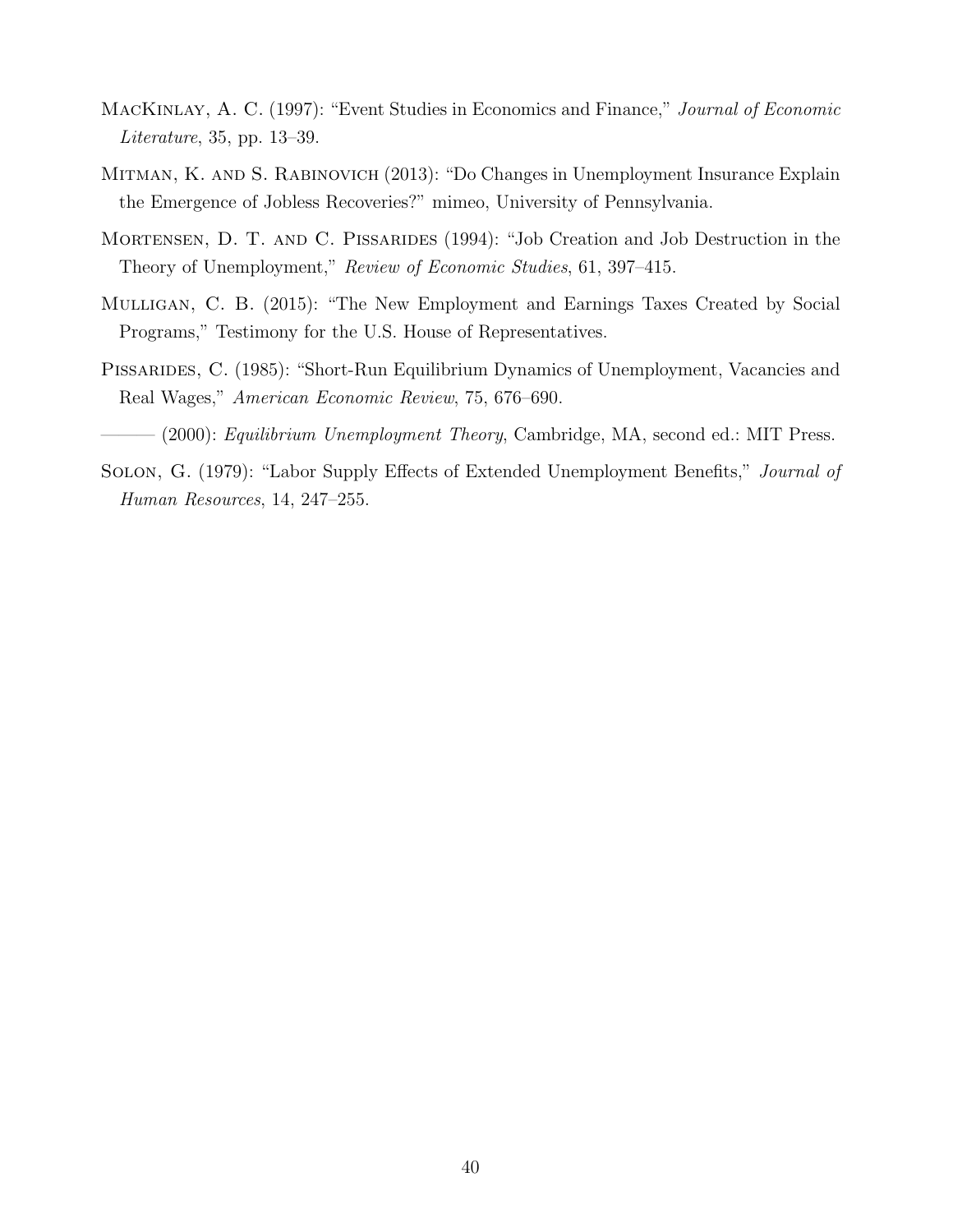MacKinlay, A. C. (1997): "Event Studies in Economics and Finance," *Journal of Economic Literature*, 35, pp. 13–39.

Mitman, K. and S. Rabinovich (2013): "Do Changes in Unemployment Insurance Explain the Emergence of Jobless Recoveries?" mimeo, University of Pennsylvania.

Mortensen, D. T. and C. Pissarides (1994): "Job Creation and Job Destruction in the Theory of Unemployment," *Review of Economic Studies*, 61, 397–415.

Mulligan, C. B. (2015): "The New Employment and Earnings Taxes Created by Social Programs," Testimony for the U.S. House of Representatives.

Pissarides, C. (1985): "Short-Run Equilibrium Dynamics of Unemployment, Vacancies and Real Wages," *American Economic Review*, 75, 676–690.

——— (2000): *Equilibrium Unemployment Theory*, Cambridge, MA, second ed.: MIT Press.

Solon, G. (1979): "Labor Supply Effects of Extended Unemployment Benefits," *Journal of Human Resources*, 14, 247–255.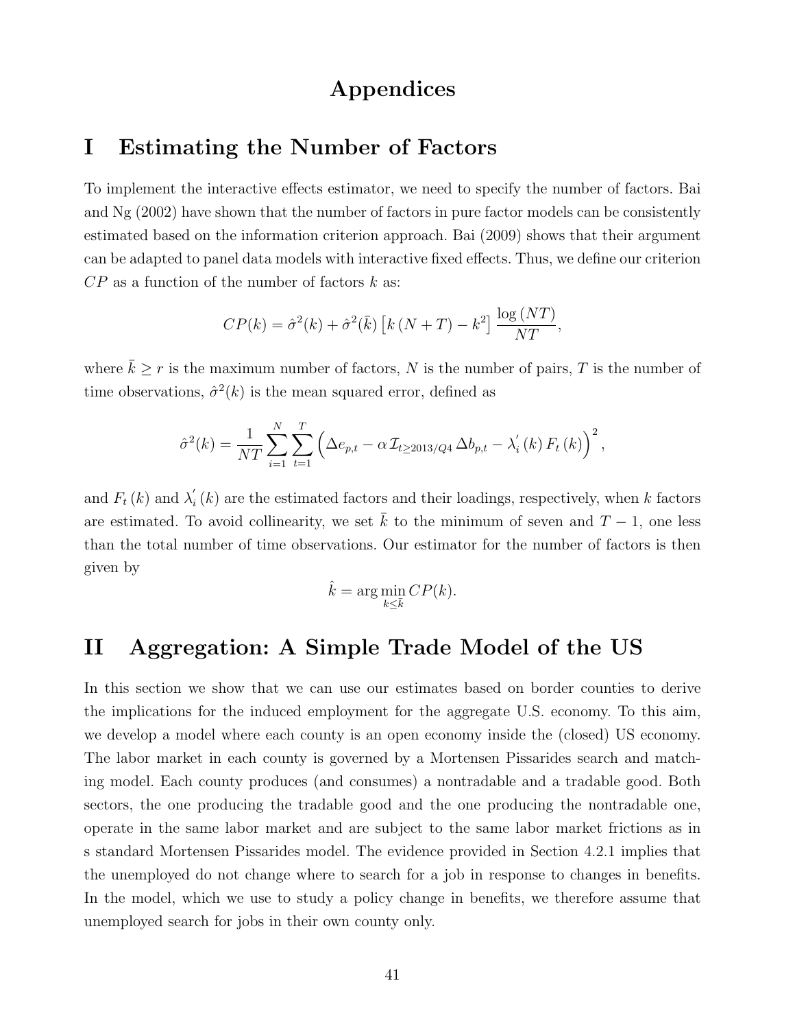# Appendices

# I Estimating the Number of Factors

To implement the interactive effects estimator, we need to specify the number of factors. Bai and Ng (2002) have shown that the number of factors in pure factor models can be consistently estimated based on the information criterion approach. Bai (2009) shows that their argument can be adapted to panel data models with interactive fixed effects. Thus, we define our criterion $CP$ as a function of the number of factors $k$ as:

$$CP(k) = \hat{\sigma}^2(k) + \hat{\sigma}^2(\bar{k}) \left[ k \left( N + T \right) - k^2 \right] \frac{\log \left( NT \right)}{NT},$$

where $\bar{k} \geq r$ is the maximum number of factors, $N$ is the number of pairs, $T$ is the number of time observations, $\hat{\sigma}^2(k)$ is the mean squared error, defined as

$$\hat{\sigma}^2(k) = \frac{1}{NT} \sum_{i=1}^{N} \sum_{t=1}^{T} \left( \Delta e_{p,t} - \alpha \, \mathcal{I}_{t \geq 2013/Q4} \, \Delta b_{p,t} - \lambda_i^{'} \left( k \right) F_t \left( k \right) \right)^2,$$

and $F_t\left(k\right)$ and $\lambda_i^{'}\left(k\right)$ are the estimated factors and their loadings, respectively, when $k$ factors are estimated. To avoid collinearity, we set $\bar{k}$ to the minimum of seven and $T-1$, one less than the total number of time observations. Our estimator for the number of factors is then given by

$$\hat{k} = \arg \min_{k \leq \bar{k}} CP(k).$$

# II Aggregation: A Simple Trade Model of the US

In this section we show that we can use our estimates based on border counties to derive the implications for the induced employment for the aggregate U.S. economy. To this aim, we develop a model where each county is an open economy inside the (closed) US economy. The labor market in each county is governed by a Mortensen Pissarides search and matching model. Each county produces (and consumes) a nontradable and a tradable good. Both sectors, the one producing the tradable good and the one producing the nontradable one, operate in the same labor market and are subject to the same labor market frictions as in s standard Mortensen Pissarides model. The evidence provided in Section 4.2.1 implies that the unemployed do not change where to search for a job in response to changes in benefits. In the model, which we use to study a policy change in benefits, we therefore assume that unemployed search for jobs in their own county only.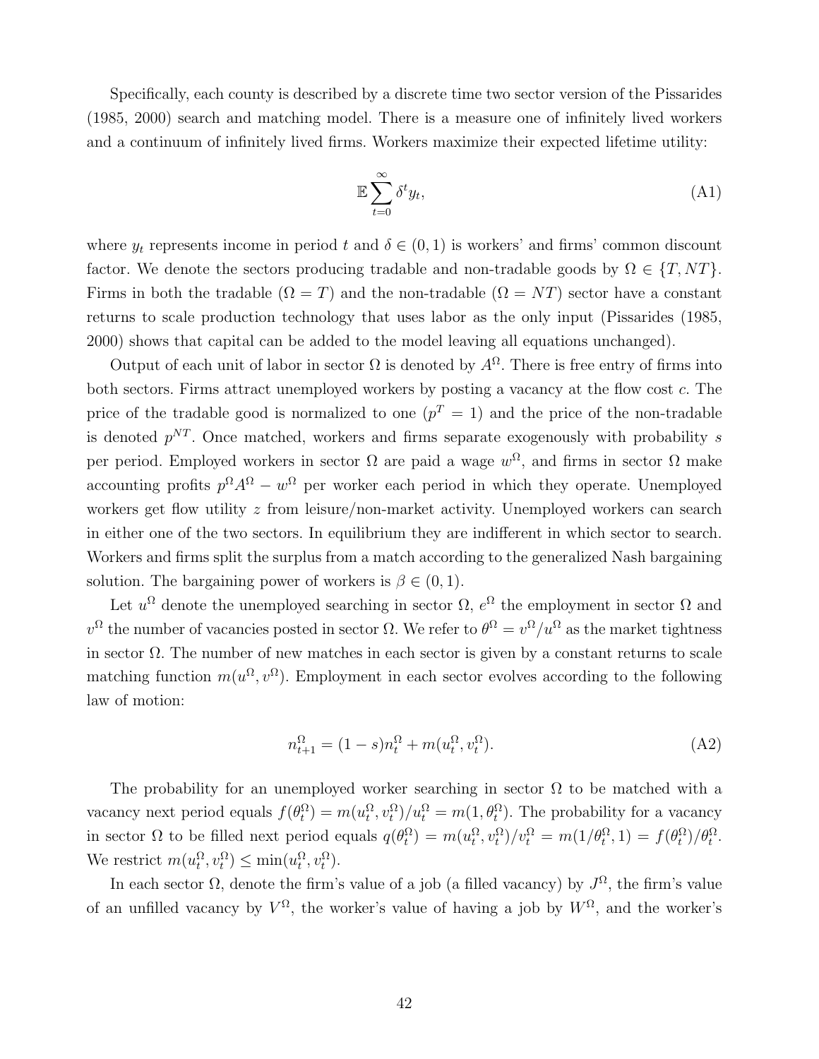Specifically, each county is described by a discrete time two sector version of the Pissarides (1985, 2000) search and matching model. There is a measure one of infinitely lived workers and a continuum of infinitely lived firms. Workers maximize their expected lifetime utility:

$$\mathbb{E}\sum_{t=0}^{\infty}\delta^t y_t, \tag{A1}$$

where $y_t$ represents income in period $t$ and $\delta \in (0,1)$ is workers' and firms' common discount factor. We denote the sectors producing tradable and non-tradable goods by $\Omega \in \{T, NT\}$. Firms in both the tradable ($\Omega = T$) and the non-tradable ($\Omega = NT$) sector have a constant returns to scale production technology that uses labor as the only input (Pissarides (1985, 2000) shows that capital can be added to the model leaving all equations unchanged).

Output of each unit of labor in sector $\Omega$ is denoted by $A^{\Omega}$. There is free entry of firms into both sectors. Firms attract unemployed workers by posting a vacancy at the flow cost $c$. The price of the tradable good is normalized to one ($p^T = 1$) and the price of the non-tradable is denoted $p^{NT}$. Once matched, workers and firms separate exogenously with probability $s$ per period. Employed workers in sector $\Omega$ are paid a wage $w^{\Omega}$, and firms in sector $\Omega$ make accounting profits $p^{\Omega}A^{\Omega} - w^{\Omega}$ per worker each period in which they operate. Unemployed workers get flow utility $z$ from leisure/non-market activity. Unemployed workers can search in either one of the two sectors. In equilibrium they are indifferent in which sector to search. Workers and firms split the surplus from a match according to the generalized Nash bargaining solution. The bargaining power of workers is $\beta \in (0,1)$.

Let $u^{\Omega}$ denote the unemployed searching in sector $\Omega$, $e^{\Omega}$ the employment in sector $\Omega$ and $v^{\Omega}$ the number of vacancies posted in sector $\Omega$. We refer to $\theta^{\Omega} = v^{\Omega}/u^{\Omega}$ as the market tightness in sector $\Omega$. The number of new matches in each sector is given by a constant returns to scale matching function $m(u^{\Omega}, v^{\Omega})$. Employment in each sector evolves according to the following law of motion:

$$n_{t+1}^{\Omega} = (1-s)n_t^{\Omega} + m(u_t^{\Omega}, v_t^{\Omega}). \tag{A2}$$

The probability for an unemployed worker searching in sector $\Omega$ to be matched with a vacancy next period equals $f(\theta_t^{\Omega}) = m(u_t^{\Omega}, v_t^{\Omega})/u_t^{\Omega} = m(1, \theta_t^{\Omega})$. The probability for a vacancy in sector $\Omega$ to be filled next period equals $q(\theta_t^{\Omega}) = m(u_t^{\Omega}, v_t^{\Omega})/v_t^{\Omega} = m(1/\theta_t^{\Omega}, 1) = f(\theta_t^{\Omega})/\theta_t^{\Omega}$. We restrict $m(u_t^{\Omega}, v_t^{\Omega}) \leq \min(u_t^{\Omega}, v_t^{\Omega})$.

In each sector $\Omega$, denote the firm's value of a job (a filled vacancy) by $J^{\Omega}$, the firm's value of an unfilled vacancy by $V^{\Omega}$, the worker's value of having a job by $W^{\Omega}$, and the worker's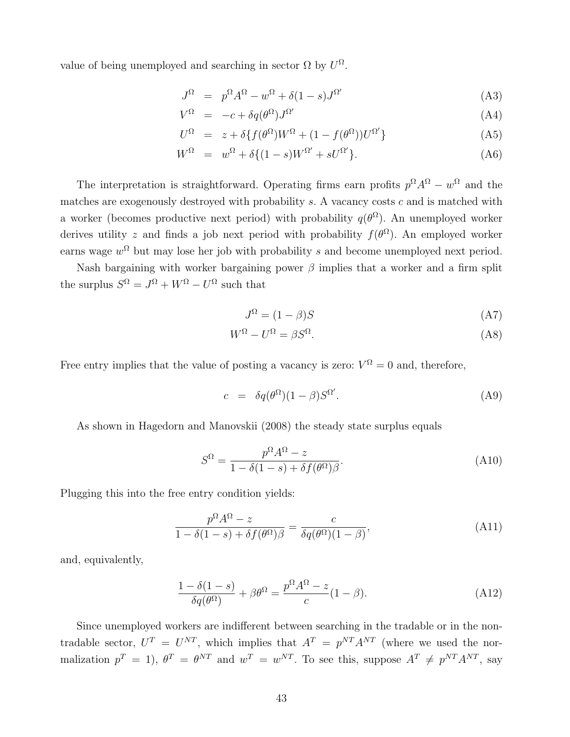value of being unemployed and searching in sector $\Omega$ by $U^{\Omega}$.

$$
\begin{aligned}
J^{\Omega} &= p^{\Omega}A^{\Omega} - w^{\Omega} + \delta(1-s)J^{\Omega'} &\text{(A3)}\\
V^{\Omega} &= -c + \delta q(\theta^{\Omega})J^{\Omega'} &\text{(A4)}\\
U^{\Omega} &= z + \delta\{f(\theta^{\Omega})W^{\Omega} + (1-f(\theta^{\Omega}))U^{\Omega'}\} &\text{(A5)}\\
W^{\Omega} &= w^{\Omega} + \delta\{(1-s)W^{\Omega'} + sU^{\Omega'}\}. &\text{(A6)}
\end{aligned}
$$

The interpretation is straightforward. Operating firms earn profits $p^{\Omega}A^{\Omega} - w^{\Omega}$ and the matches are exogenously destroyed with probability $s$. A vacancy costs $c$ and is matched with a worker (becomes productive next period) with probability $q(\theta^{\Omega})$. An unemployed worker derives utility $z$ and finds a job next period with probability $f(\theta^{\Omega})$. An employed worker earns wage $w^{\Omega}$ but may lose her job with probability $s$ and become unemployed next period.

Nash bargaining with worker bargaining power $\beta$ implies that a worker and a firm split the surplus $S^{\Omega} = J^{\Omega} + W^{\Omega} - U^{\Omega}$ such that

$$
J^{\Omega} = (1-\beta)S \tag{A7}
$$

$$
W^{\Omega} - U^{\Omega} = \beta S^{\Omega}. \tag{A8}
$$

Free entry implies that the value of posting a vacancy is zero: $V^{\Omega} = 0$ and, therefore,

$$
c = \delta q(\theta^{\Omega})(1-\beta)S^{\Omega'}. \tag{A9}
$$

As shown in Hagedorn and Manovskii (2008) the steady state surplus equals

$$
S^{\Omega} = \frac{p^{\Omega}A^{\Omega} - z}{1-\delta(1-s)+\delta f(\theta^{\Omega})\beta}. \tag{A10}
$$

Plugging this into the free entry condition yields:

$$
\frac{p^{\Omega}A^{\Omega} - z}{1-\delta(1-s)+\delta f(\theta^{\Omega})\beta} = \frac{c}{\delta q(\theta^{\Omega})(1-\beta)}, \tag{A11}
$$

and, equivalently,

$$
\frac{1-\delta(1-s)}{\delta q(\theta^{\Omega})} + \beta\theta^{\Omega} = \frac{p^{\Omega}A^{\Omega} - z}{c}(1-\beta). \tag{A12}
$$

Since unemployed workers are indifferent between searching in the tradable or in the non-tradable sector, $U^{T} = U^{NT}$, which implies that $A^{T} = p^{NT}A^{NT}$ (where we used the normalization $p^{T} = 1$), $\theta^{T} = \theta^{NT}$ and $w^{T} = w^{NT}$. To see this, suppose $A^{T} \neq p^{NT}A^{NT}$, say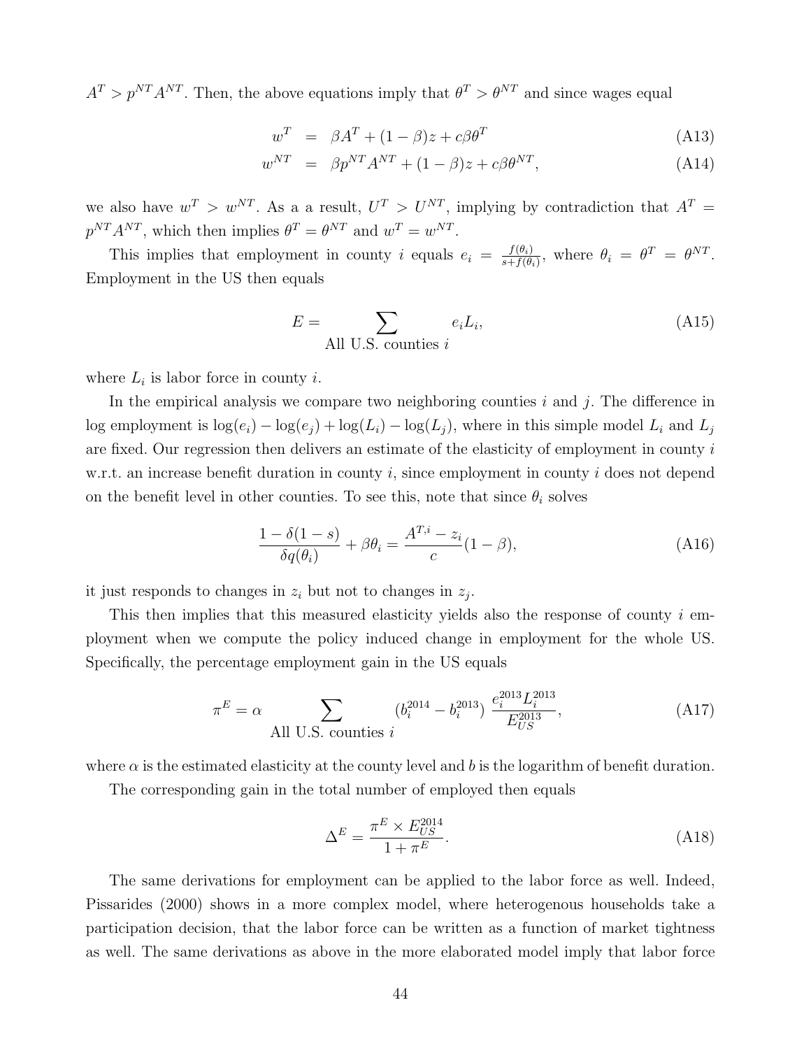$A^T > p^{NT} A^{NT}$. Then, the above equations imply that $\theta^T > \theta^{NT}$ and since wages equal

$$
\begin{aligned}
w^T &= \beta A^T + (1-\beta) z + c\beta\theta^T && \text{(A13)} \\
w^{NT} &= \beta p^{NT} A^{NT} + (1-\beta) z + c\beta\theta^{NT}, && \text{(A14)}
\end{aligned}
$$

we also have $w^T > w^{NT}$. As a a result, $U^T > U^{NT}$, implying by contradiction that $A^T = p^{NT} A^{NT}$, which then implies $\theta^T = \theta^{NT}$ and $w^T = w^{NT}$.

This implies that employment in county $i$ equals $e_i = \frac{f(\theta_i)}{s + f(\theta_i)}$, where $\theta_i = \theta^T = \theta^{NT}$. Employment in the US then equals

$$
E = \sum_{\text{All U.S. counties } i} e_i L_i, \tag{A15}
$$

where $L_i$ is labor force in county $i$.

In the empirical analysis we compare two neighboring counties $i$ and $j$. The difference in log employment is $\log(e_i) - \log(e_j) + \log(L_i) - \log(L_j)$, where in this simple model $L_i$ and $L_j$ are fixed. Our regression then delivers an estimate of the elasticity of employment in county $i$ w.r.t. an increase benefit duration in county $i$, since employment in county $i$ does not depend on the benefit level in other counties. To see this, note that since $\theta_i$ solves

$$
\frac{1 - \delta(1-s)}{\delta q(\theta_i)} + \beta\theta_i = \frac{A^{T,i} - z_i}{c}(1-\beta), \tag{A16}
$$

it just responds to changes in $z_i$ but not to changes in $z_j$.

This then implies that this measured elasticity yields also the response of county $i$ employment when we compute the policy induced change in employment for the whole US. Specifically, the percentage employment gain in the US equals

$$
\pi^E = \alpha \sum_{\text{All U.S. counties } i} (b_i^{2014} - b_i^{2013}) \, \frac{e_i^{2013} L_i^{2013}}{E_{US}^{2013}}, \tag{A17}
$$

where $\alpha$ is the estimated elasticity at the county level and $b$ is the logarithm of benefit duration.

The corresponding gain in the total number of employed then equals

$$
\Delta^E = \frac{\pi^E \times E_{US}^{2014}}{1 + \pi^E}. \tag{A18}
$$

The same derivations for employment can be applied to the labor force as well. Indeed, Pissarides (2000) shows in a more complex model, where heterogenous households take a participation decision, that the labor force can be written as a function of market tightness as well. The same derivations as above in the more elaborated model imply that labor force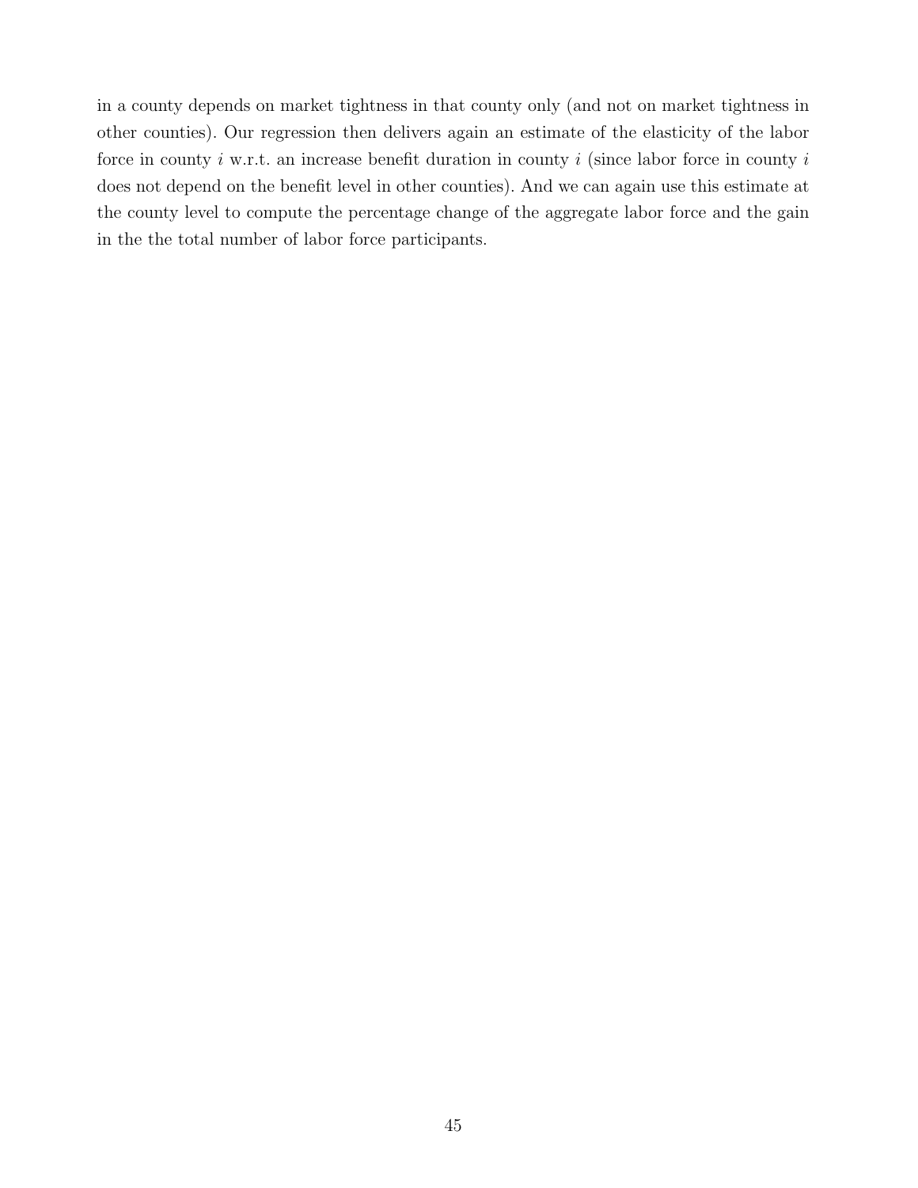in a county depends on market tightness in that county only (and not on market tightness in other counties). Our regression then delivers again an estimate of the elasticity of the labor force in county $i$ w.r.t. an increase benefit duration in county $i$ (since labor force in county $i$ does not depend on the benefit level in other counties). And we can again use this estimate at the county level to compute the percentage change of the aggregate labor force and the gain in the the total number of labor force participants.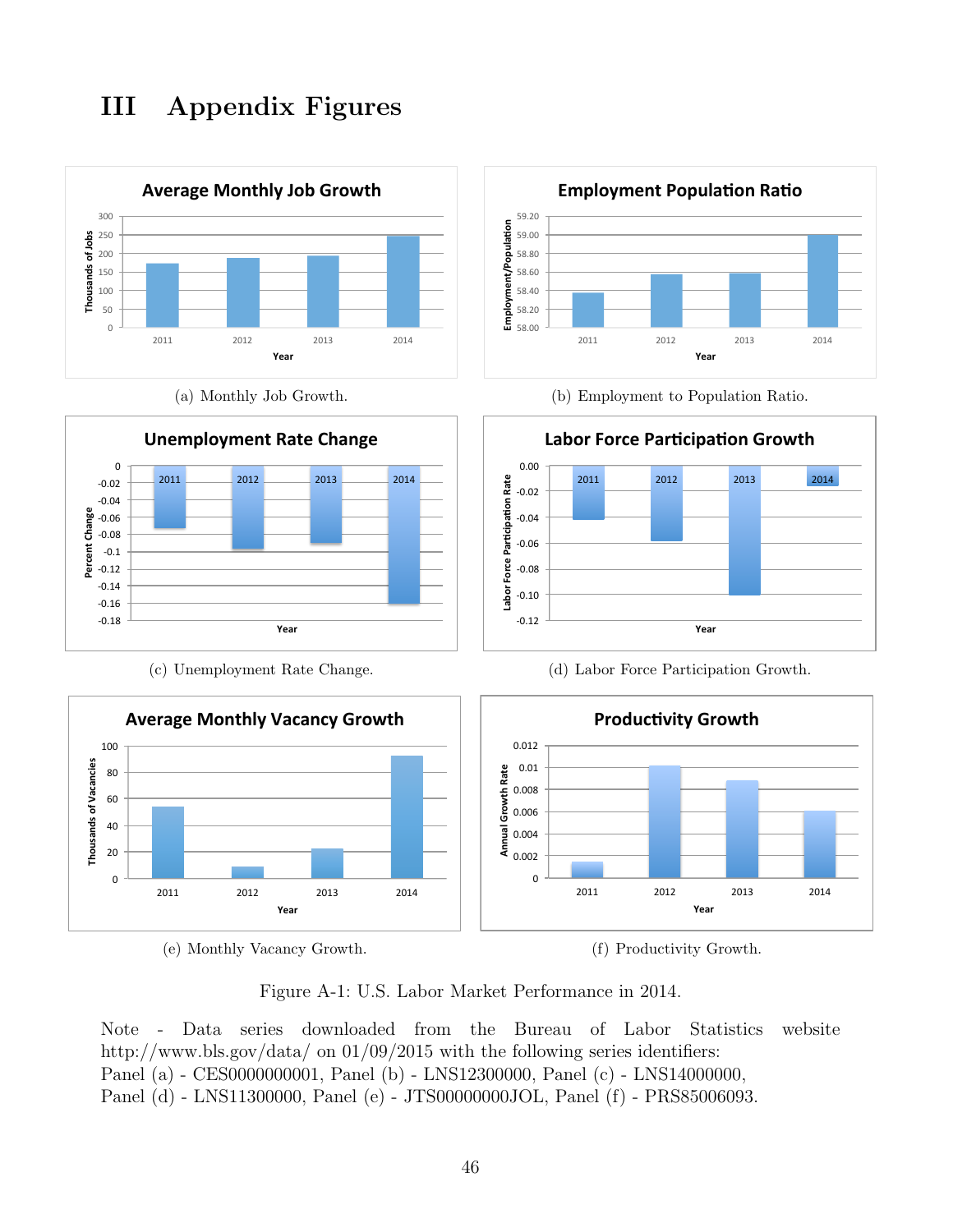# III Appendix Figures

Average Monthly Job Growth

Thousands of Jobs

300
250
200
150
100
50
0

2011 2012 2013 2014

Year

(a) Monthly Job Growth.

Employment Population Ratio

Employment/Population

59.20
59.00
58.80
58.60
58.40
58.20
58.00

2011 2012 2013 2014

Year

(b) Employment to Population Ratio.

Unemployment Rate Change

Percent Change

0
-0.02
-0.04
-0.06
-0.08
-0.1
-0.12
-0.14
-0.16
-0.18

2011 2012 2013 2014

Year

(c) Unemployment Rate Change.

Labor Force Participation Growth

Labor Force Participation Rate

0.00
-0.02
-0.04
-0.06
-0.08
-0.10
-0.12

2011 2012 2013 2014

Year

(d) Labor Force Participation Growth.

Average Monthly Vacancy Growth

Thousands of Vacancies

100
80
60
40
20
0

2011 2012 2013 2014

Year

(e) Monthly Vacancy Growth.

Productivity Growth

Annual Growth Rate

0.012
0.01
0.008
0.006
0.004
0.002
0

2011 2012 2013 2014

Year

(f) Productivity Growth.

Figure A-1: U.S. Labor Market Performance in 2014.

Note - Data series downloaded from the Bureau of Labor Statistics website http://www.bls.gov/data/ on 01/09/2015 with the following series identifiers:
Panel (a) - CES0000000001, Panel (b) - LNS12300000, Panel (c) - LNS14000000,
Panel (d) - LNS11300000, Panel (e) - JTS00000000JOL, Panel (f) - PRS85006093.